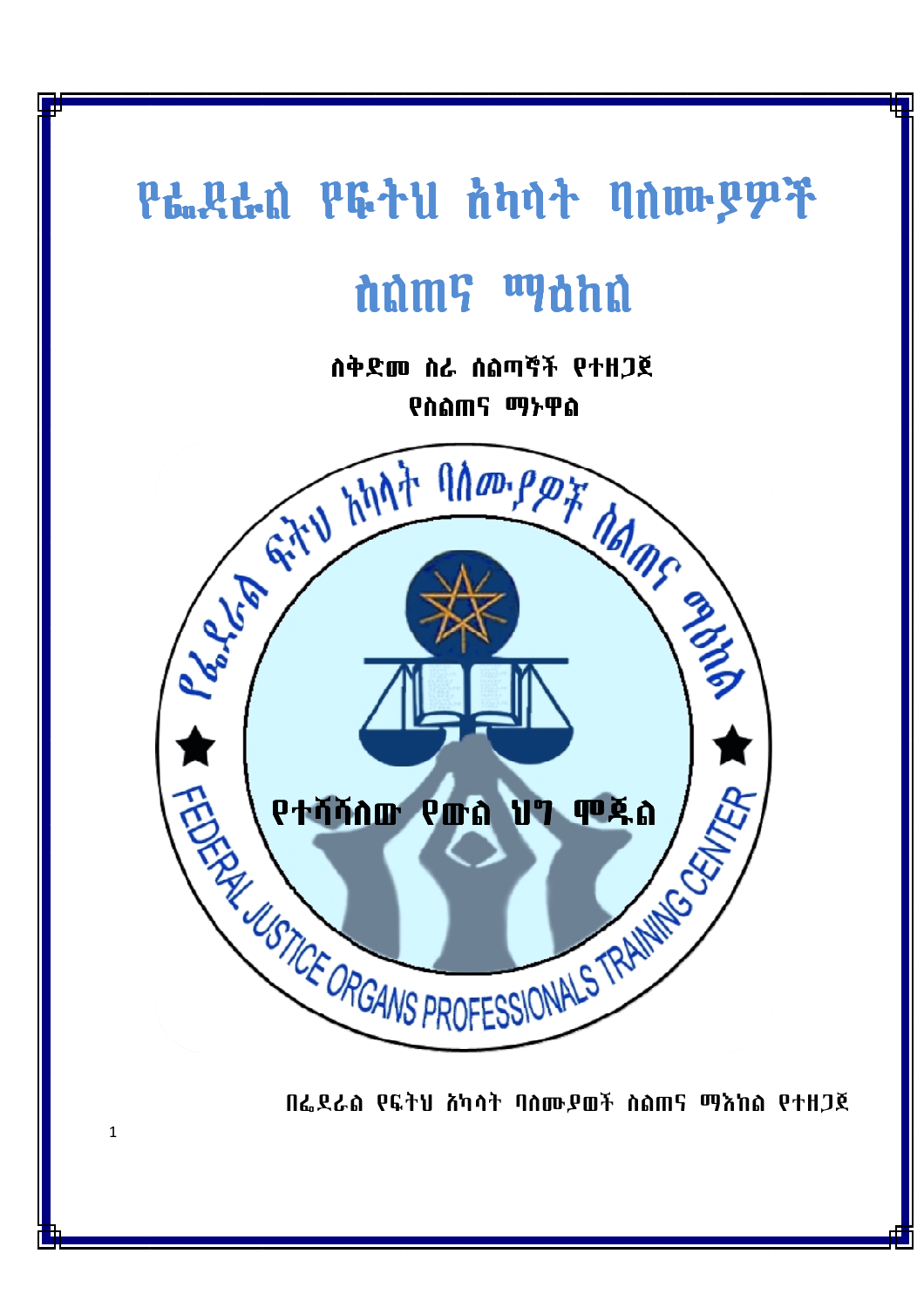# የፌደራል የፍትህ አካላት ባለሙያዎች ስልጠና ማዕከል

**ለቅድመ ስራ ስልጣኞች የተዘጋጀ**

**የስልጠና ማኑዋል**

የፌደራል ፍትህ አካላት ባለሙያዎች ስልጠና ማዕከል

FEDERAL JUSTICE ORGANS PROFESSIONALS TRAINING CENTER

**የተሻሻለው የውል ህግ ሞጁል**

በፌደራል የፍትህ አካላት ባለሙያወች ስልጠና ማእከል የተዘጋጀ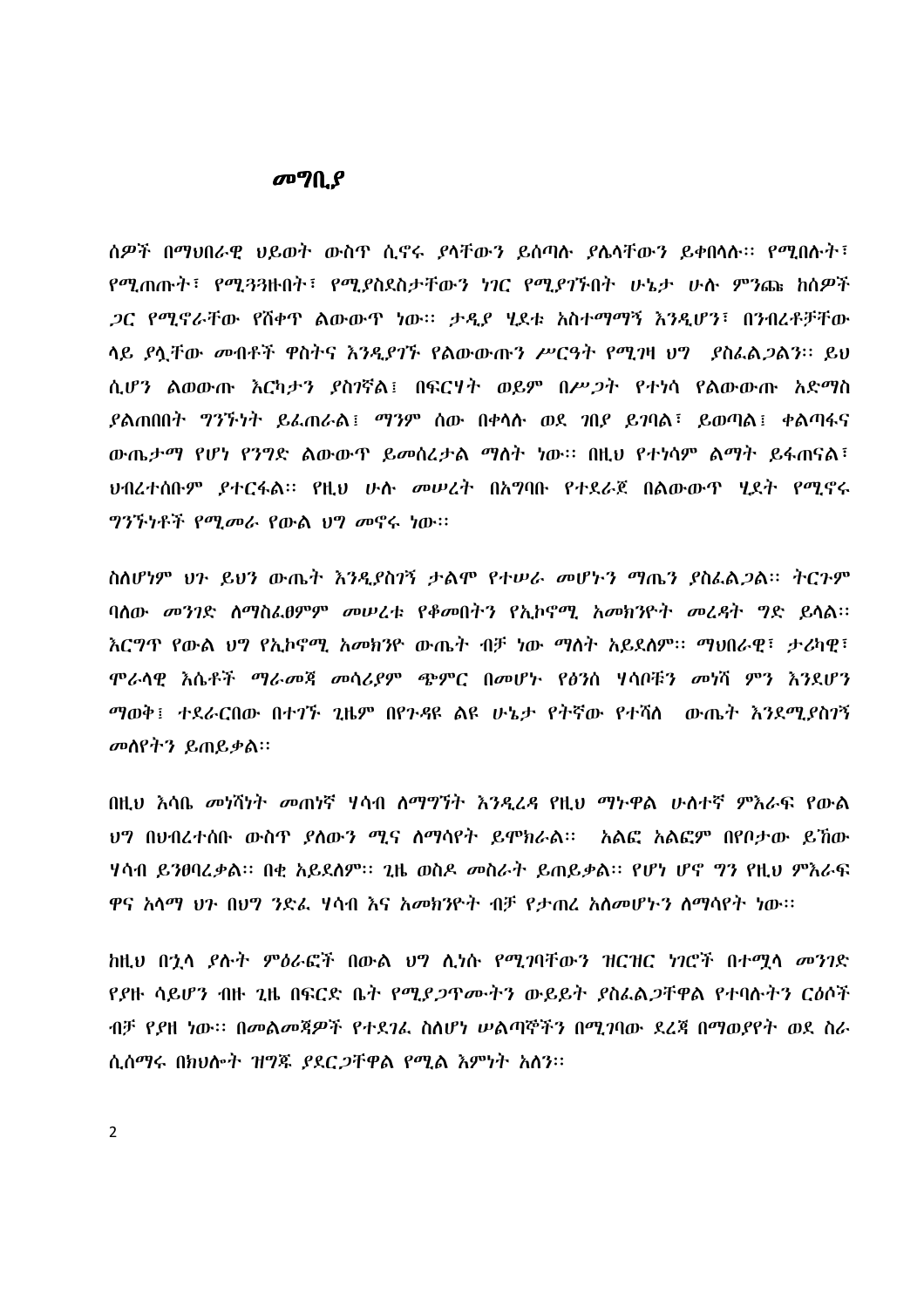## መግቢያ

ሰዎች በማህበራዊ ህይወት ውስጥ ሲኖሩ ያላቸውን ይሰጣሉ ያሌላቸውን ይቀበላሉ፡፡ የሚበሉት፣ የሚጠጡት፣ የሚጓጓዙበት፣ የሚያስደስታቸውን ነገር የሚያገኙበት ሁኔታ ሁሉ ምንጩ ከሰዎች ጋር የሚኖራቸው የሸቀጥ ልውውጥ ነው፡፡ ታዲያ ሂደቱ አስተማማኝ እንዲሆን፣ በንብረቶቻቸው ላይ ያሏቸው መብቶች ዋስትና እንዲያገኙ የልውውጡን ሥርዓት የሚገዛ ህግ ያስፈልጋልን፡፡ ይህ ሲሆን ልወውጡ እርካታን ያስገኛል፤ በፍርሃት ወይም በሥጋት የተነሳ የልውውጡ አድማስ ያልጠበበት ግንኙነት ይፈጠራል፤ ማንም ሰው በቀላሉ ወደ ገበያ ይገባል፣ ይወጣል፤ ቀልጣፋና ውጤታማ የሆነ የንግድ ልውውጥ ይመሰረታል ማለት ነው፡፡ በዚህ የተነሳም ልማት ይፋጠናል፣ ህብረተሰቡም ያተርፋል፡፡ የዚህ ሁሉ መሠረት በአግባቡ የተደራጀ በልውውጥ ሂደት የሚኖሩ ግንኙነቶች የሚመራ የውል ህግ መኖሩ ነው፡፡

ስለሆነም ህጉ ይህን ውጤት እንዲያስገኝ ታልሞ የተሠራ መሆኑን ማጤን ያስፈልጋል፡፡ ትርጉም ባለው መንገድ ለማስፈፀምም መሠረቱ የቆመበትን የኢኮኖሚ አመክንዮት መረዳት ግድ ይላል፡፡ እርግጥ የውል ህግ የኢኮኖሚ አመክንዮ ውጤት ብቻ ነው ማለት አይደለም፡፡ ማህበራዊ፣ ታሪካዊ፣ ሞራላዊ እሴቶች ማራመጃ መሳሪያም ጭምር በመሆኑ የፅንሰ ሃሳቦቹን መነሻ ምን እንደሆን ማወቅ፤ ተደራርበው በተገኙ ጊዜም በየጉዳዩ ልዩ ሁኔታ የትኛው የተሻለ ውጤት እንደሚያስገኝ መለየትን ይጠይቃል፡፡

በዚህ እሳቤ መነሻነት መጠነኛ ሃሳብ ለማግኘት እንዲረዳ የዚህ ማኑዋል ሁለተኛ ምእራፍ የውል ህግ በህብረተሰቡ ውስጥ ያለውን ሚና ለማሳየት ይሞክራል፡፡ አልፎ አልፎም በየቦታው ይኸው ሃሳብ ይንፀባረቃል፡፡ በቂ አይደለም፡፡ ጊዜ ወስዶ መስራት ይጠይቃል፡፡ የሆነ ሆኖ ግን የዚህ ምእራፍ ዋና አላማ ህጉ በህግ ንድፈ ሃሳብ እና አመክንዮት ብቻ የታጠረ አለመሆኑን ለማሳየት ነው፡፡

ከዚህ በኋላ ያሉት ምዕራፎች በውል ህግ ሊነሱ የሚገባቸውን ዝርዝር ነገሮች በተሟላ መንገድ የያዙ ሳይሆን ብዙ ጊዜ በፍርድ ቤት የሚያጋጥሙትን ውይይት ያስፈልጋቸዋል የተባሉትን ርዕሶች ብቻ የያዘ ነው፡፡ በመልመጃዎች የተደገፈ ስለሆነ ሠልጣኞችን በሚገባው ደረጃ በማወያየት ወደ ስራ ሲሰማሩ በክህሎት ዝግጁ ያደርጋቸዋል የሚል እምነት አለን፡፡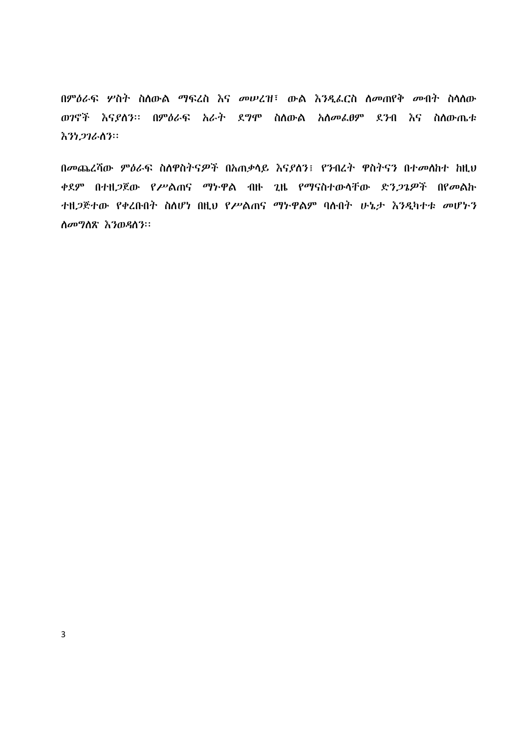በምዕራፍ ሦስት ስለውል ማፍረስ እና መሠረዝ፣ ውል እንዲፈርስ ለመጠየቅ መብት ስላለው ወገኖች እናያለን፡፡ በምዕራፍ አራት ደግሞ ስለውል አለመፈፀም ደንብ እና ስለውጤቱ እንነጋገራለን፡፡

በመጨረሻው ምዕራፍ ስለዋስትናዎች በአጠቃላይ እናያለን፤ የንብረት ዋስትናን በተመለከተ ከዚህ ቀደም በተዘጋጀው የሥልጠና ማኑዋል ብዙ ጊዜ የማናስተውላቸው ድንጋጌዎች በየመልኩ ተዘጋጅተው የቀረበበት ስለሆነ በዚህ የሥልጠና ማኑዋልም ባሉበት ሁኔታ እንዲካተቱ መሆኑን ለመግለጽ እንወዳለን፡፡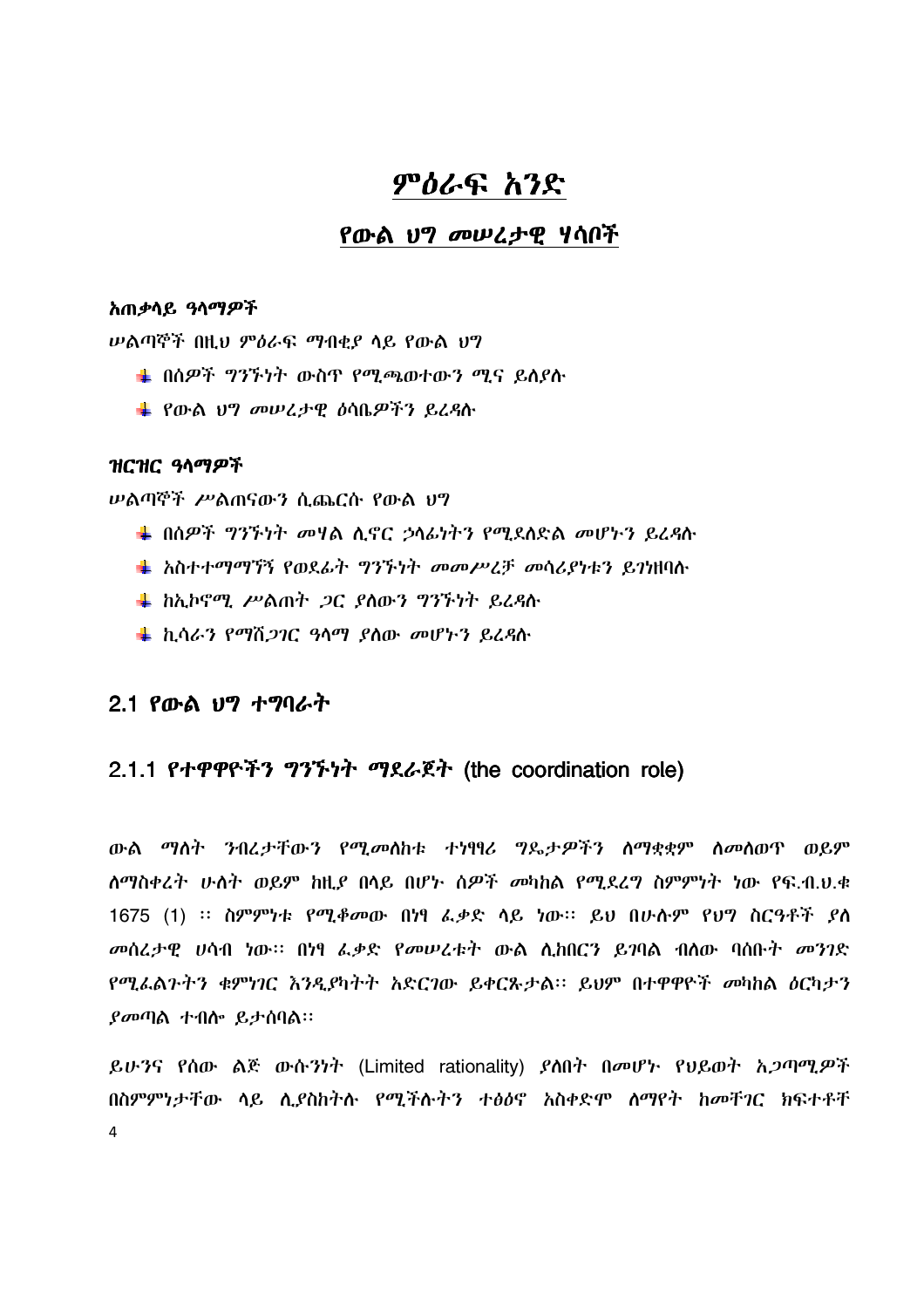# ምዕራፍ አንድ

## የውል ህግ መሠረታዊ ሃሳቦች

**አጠቃላይ ዓላማዎች**

ሠልጣኞች በዚህ ምዕራፍ ማብቂያ ላይ የውል ህግ

- በሰዎች ግንኙነት ውስጥ የሚጫወተውን ሚና ይለያሉ
- የውል ህግ መሠረታዊ ፅሳቤዎችን ይረዳሉ

**ዝርዝር ዓላማዎች**

ሠልጣኞች ሥልጠናውን ሲጨርሱ የውል ህግ

- በሰዎች ግንኙነት መሃል ሊኖር ኃላፊነትን የሚደለድል መሆኑን ይረዳሉ
- አስተተማማኝ የወደፊት ግንኙነት መመሥረቻ መሳሪያነቱን ይገነዘባሉ
- ከኢኮኖሚ ሥልጠት ጋር ያለውን ግንኙነት ይረዳሉ
- ኪሳራን የማሸጋገር ዓላማ ያለው መሆኑን ይረዳሉ

## 2.1 የውል ህግ ተግባራት

### 2.1.1 የተዋዋዮችን ግንኙነት ማደራጀት (the coordination role)

ውል ማለት ንብረታቸውን የሚመለከቱ ተነፃፃሪ ግዴታዎችን ለማቋቋም ለመለወጥ ወይም ለማስቀረት ሁለት ወይም ከዚያ በላይ በሆኑ ሰዎች መካከል የሚደረግ ስምምነት ነው የፍ.ብ.ህ.ቁ 1675 (1) ፡፡ ስምምነቱ የሚቆመው በነፃ ፈቃድ ላይ ነው፡፡ ይህ በሁሉም የህግ ስርዓቶች ያለ መሰረታዊ ሀሳብ ነው፡፡ በነፃ ፈቃድ የመሠረቱት ውል ሊከበርን ይገባል ብለው ባሰቡት መንገድ የሚፈልጉትን ቁምነገር እንዲያካትት አድርገው ይቀርጹታል፡፡ ይህም በተዋዋዮች መካከል ዕርካታን ያመጣል ተብሎ ይታሰባል፡፡

ይሁንና የሰው ልጅ ውሱንነት (Limited rationality) ያለበት በመሆኑ የህይወት አጋጣሚዎች በስምምነታቸው ላይ ሊያስከትሉ የሚችሉትን ተፅዕኖ አስቀድሞ ለማየት ከመቸገር ክፍተቶች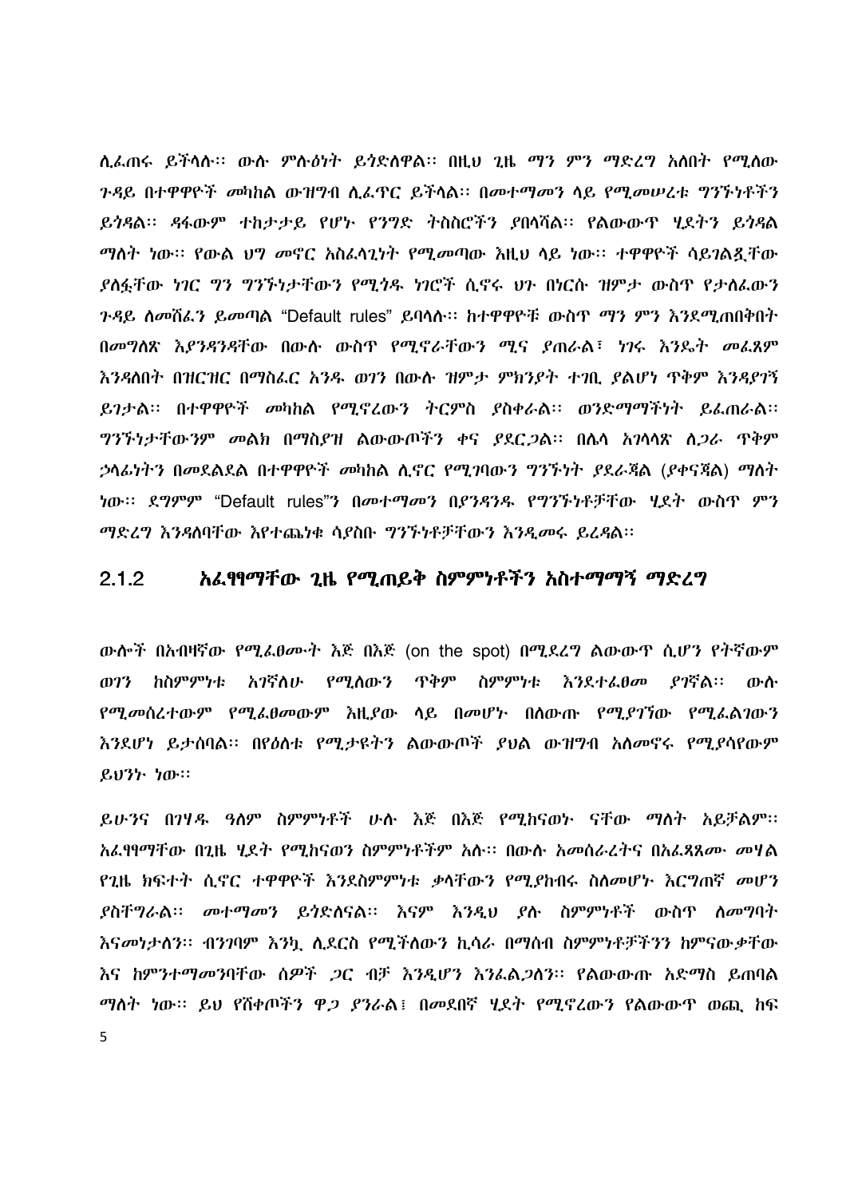ሊፈጠሩ ይችላሉ፡፡ ውሉ ምሉዕነት ይጎድለዋል፡፡ በዚህ ጊዜ ማን ምን ማድረግ አለበት የሚለው ጉዳይ በተዋዋዮች መካከል ውዝግብ ሊፈጥር ይችላል፡፡ በመተማመን ላይ የሚመሠረቱ ግንኙነቶችን ይጎዳል፡፡ ዳፋውም ተከታታይ የሆኑ የንግድ ትስስሮችን ያበላሻል፡፡ የልውውጥ ሂደትን ይጎዳል ማለት ነው፡፡ የውል ህግ መኖር አስፈላጊነት የሚመጣው እዚህ ላይ ነው፡፡ ተዋዋዮች ሳይገልጿቸው ያለፏቸው ነገር ግን ግንኙነታቸውን የሚጎዱ ነገሮች ሲኖሩ ህጉ በነርሱ ዝምታ ውስጥ የታለፈውን ጉዳይ ለመሸፈን ይመጣል "Default rules" ይባላሉ፡፡ ከተዋዋዮቹ ውስጥ ማን ምን እንደሚጠበቅበት በመግለጽ እያንዳንዳቸው በውሉ ውስጥ የሚኖራቸውን ሚና ያጠራል፣ ነገሩ እንዴት መፈጸም እንዳለበት በዝርዝር በማስፈር አንዱ ወገን በውሉ ዝምታ ምክንያት ተገቢ ያልሆነ ጥቅም እንዳያገኝ ይገታል፡፡ በተዋዋዮች መካከል የሚኖረውን ትርምስ ያስቀራል፡፡ ወንድማማችነት ይፈጠራል፡፡ ግንኙነታቸውንም መልክ በማስያዝ ልውውጦችን ቀና ያደርጋል፡፡ በሌላ አገላለጽ ሲጋራ ጥቅም ኃላፊነትን በመደልደል በተዋዋዮች መካከል ሊኖር የሚገባውን ግንኙነት ያደራጃል (ያቀናጃል) ማለት ነው፡፡ ደግምም "Default rules"ን በመተማመን በያንዳንዱ የግንኙነቶቻቸው ሂደት ውስጥ ምን ማድረግ እንዳለባቸው እየተጨነቁ ሳያስቡ ግንኙነቶቻቸውን እንዲመሩ ይረዳል፡፡

### 2.1.2 አፈፃፀማቸው ጊዜ የሚጠይቅ ስምምነቶችን አስተማማኝ ማድረግ

ውሎች በአብዛኛው የሚፈፀሙት እጅ በእጅ (on the spot) በሚደረግ ልውውጥ ሲሆን የትኛውም ወገን ከስምምነቱ አገኛለሁ የሚለውን ጥቅም ስምምነቱ እንደተፈፀመ ያገኛል፡፡ ውሉ የሚመሰረተውም የሚፈፀመውም እዚያው ላይ በመሆኑ በለውጡ የሚያገኘው የሚፈልገውን እንደሆነ ይታሰባል፡፡ በየዕለቱ የሚታዩትን ልውውጦች ያህል ውዝግብ አለመኖሩ የሚያሳየውም ይህንኑ ነው፡፡

ይሁንና በገሃዱ ዓለም ስምምነቶች ሁሉ እጅ በእጅ የሚከናወኑ ናቸው ማለት አይቻልም፡፡ አፈፃፀማቸው በጊዜ ሂደት የሚከናወን ስምምነቶችም አሉ፡፡ በውሉ አመሰራረትና በአፈጻጸሙ መሃል የጊዜ ክፍተት ሲኖር ተዋዋዮች እንደስምምነቱ ቃላቸውን የሚያከብሩ ስለመሆኑ እርግጠኛ መሆን ያስቸግራል፡፡ መተማመን ይጎድለናል፡፡ እናም እንዲህ ያሉ ስምምነቶች ውስጥ ለመግባት እናመነታለን፡፡ ብንገባም እንኳ ሊደርስ የሚችለውን ኪሳራ በማሰብ ስምምነቶቻችንን ከምናውቃቸው እና ከምንተማመንባቸው ሰዎች ጋር ብቻ እንዲሆን እንፈልጋለን፡፡ የልውውጡ አድማስ ይጠባል ማለት ነው፡፡ ይህ የሸቀጦችን ዋጋ ያንራል፣ በመደበኛ ሂደት የሚኖረውን የልውውጥ ወጪ ከፍ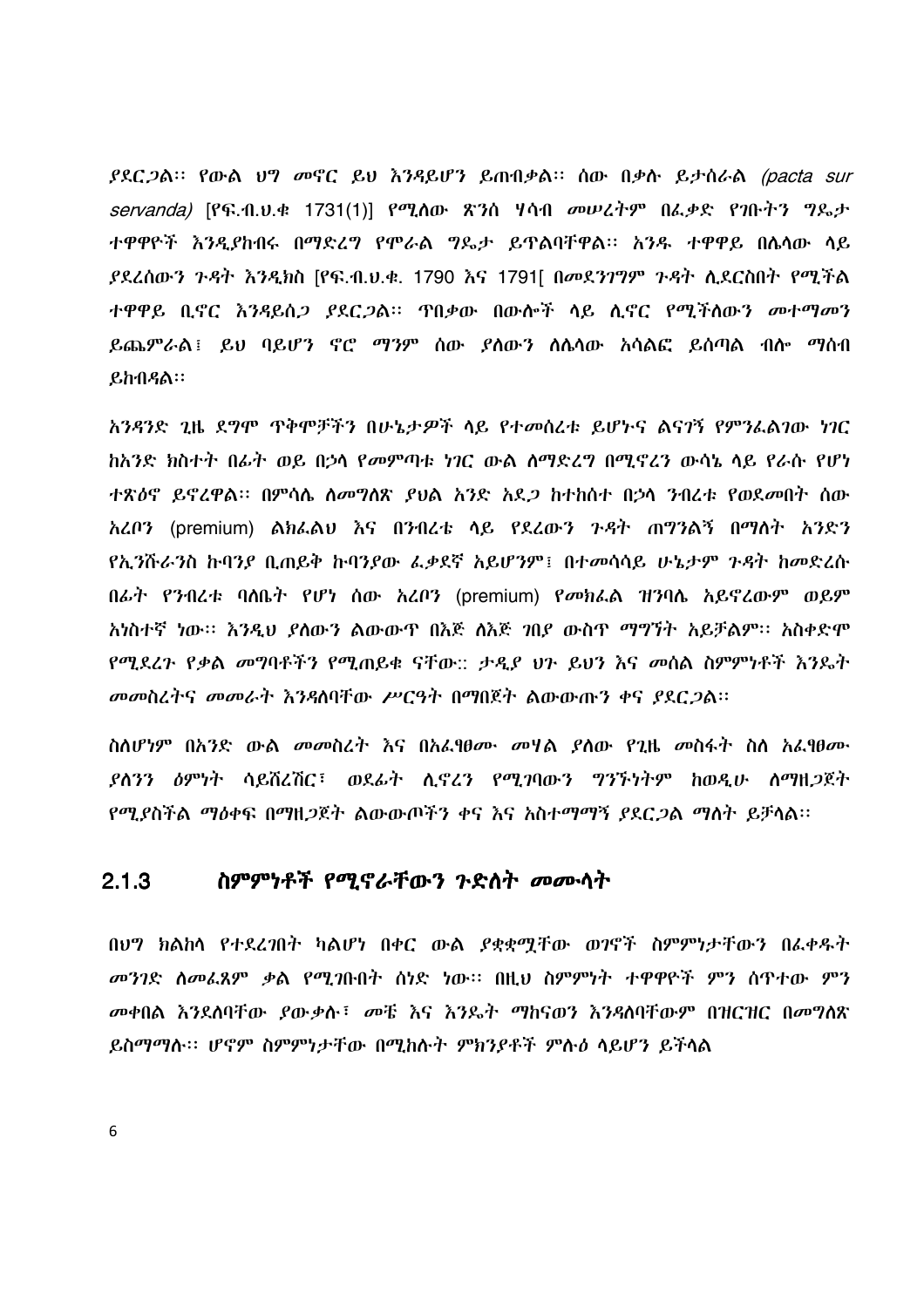ያደርጋል፡፡ የውል ህግ መኖር ይህ እንዳይሆን ይጠብቃል፡፡ ሰው በቃሉ ይታሰራል *(pacta sur servanda)* [የፍ.ብ.ህ.ቁ 1731(1)] የሚለው ጽንሰ ሃሳብ መሠረትም በፈቃድ የገቡትን ግዴታ ተዋዋዮች እንዲያከብሩ በማድረግ የሞራል ግዴታ ይጥልባቸዋል፡፡ አንዱ ተዋዋይ በሌላው ላይ ያደረሰውን ጉዳት እንዲክስ [የፍ.ብ.ህ.ቁ. 1790 እና 1791[ በመደንገግም ጉዳት ሊደርስበት የሚችል ተዋዋይ ቢኖር እንዳይሰጋ ያደርጋል፡፡ ጥበቃው በውሎች ላይ ሊኖር የሚችለውን መተማመን ይጨምራል፤ ይህ ባይሆን ኖሮ ማንም ሰው ያለውን ለሌላው አሳልፎ ይሰጣል ብሎ ማሰብ ይከብዳል፡፡

አንዳንድ ጊዜ ደግሞ ጥቅሞቻችን በሁኔታዎች ላይ የተመሰረቱ ይሆኑና ልናገኝ የምንፈልገው ነገር ከአንድ ክስተት በፊት ወይ በኃላ የመምጣቱ ነገር ውል ለማድረግ በሚኖረን ውሳኔ ላይ የራሱ የሆነ ተጽዕኖ ይኖረዋል፡፡ በምሳሌ ለማስለጽ ያህል አንድ አደጋ ከተከሰተ በኃላ ንብረቱ የወደመበት ሰው አረቦን (premium) ልክፈልህ እና በንብረቴ ላይ የደረውን ጉዳት ጠግንልኝ በማለት አንድን የኢንሹራንስ ኩባንያ ቢጠይቅ ኩባንያው ፈቃደኛ አይሆንም፤ በተመሳሳይ ሁኔታም ጉዳት ከመድረሱ በፊት የንብረቱ ባለቤት የሆነ ሰው አረቦን (premium) የመክፈል ዝንባሌ አይኖረውም ወይም አነስተኛ ነው፡፡ እንዲህ ያለውን ልውውጥ በእጅ ለእጅ ገበያ ውስጥ ማግኘት አይቻልም፡፡ አስቀድሞ የሚደረጉ የቃል መግባቶችን የሚጠይቁ ናቸው:: ታዲያ ህጉ ይህን እና መሰል ስምምነቶች እንዴት መመስረትና መመራት እንዳለባቸው ሥርዓት በማበጀት ልውውጡን ቀና ያደርጋል፡፡

ስለሆነም በአንድ ውል መመስረት እና በአፈፃፀሙ መሃል ያለው የጊዜ መስፋት ስለ አፈፃፀሙ ያለንን ዕምነት ሳይሸረሽር፣ ወደፊት ሊኖረን የሚገባውን ግንኙነትም ከወዲሁ ለማዘጋጀት የሚያስችል ማዕቀፍ በማዘጋጀት ልውውጦችን ቀና እና አስተማማኝ ያደርጋል ማለት ይቻላል፡፡

### 2.1.3 ስምምነቶች የሚኖራቸውን ጉድለት መሙላት

በህግ ክልከላ የተደረገበት ካልሆነ በቀር ውል ያቋቋሟቸው ወገኖች ስምምነታቸውን በፈቀዱት መንገድ ለመፈጸም ቃል የሚገቡበት ሰነድ ነው፡፡ በዚህ ስምምነት ተዋዋዮች ምን ሰጥተው ምን መቀበል እንደለባቸው ያውቃሉ፣ መቼ እና እንዴት ማከናወን እንዳለባቸውም በዝርዝር በመግለጽ ይስማማሉ፡፡ ሆኖም ስምምነታቸው በሚከሉት ምክንያቶች ምሉዕ ላይሆን ይችላል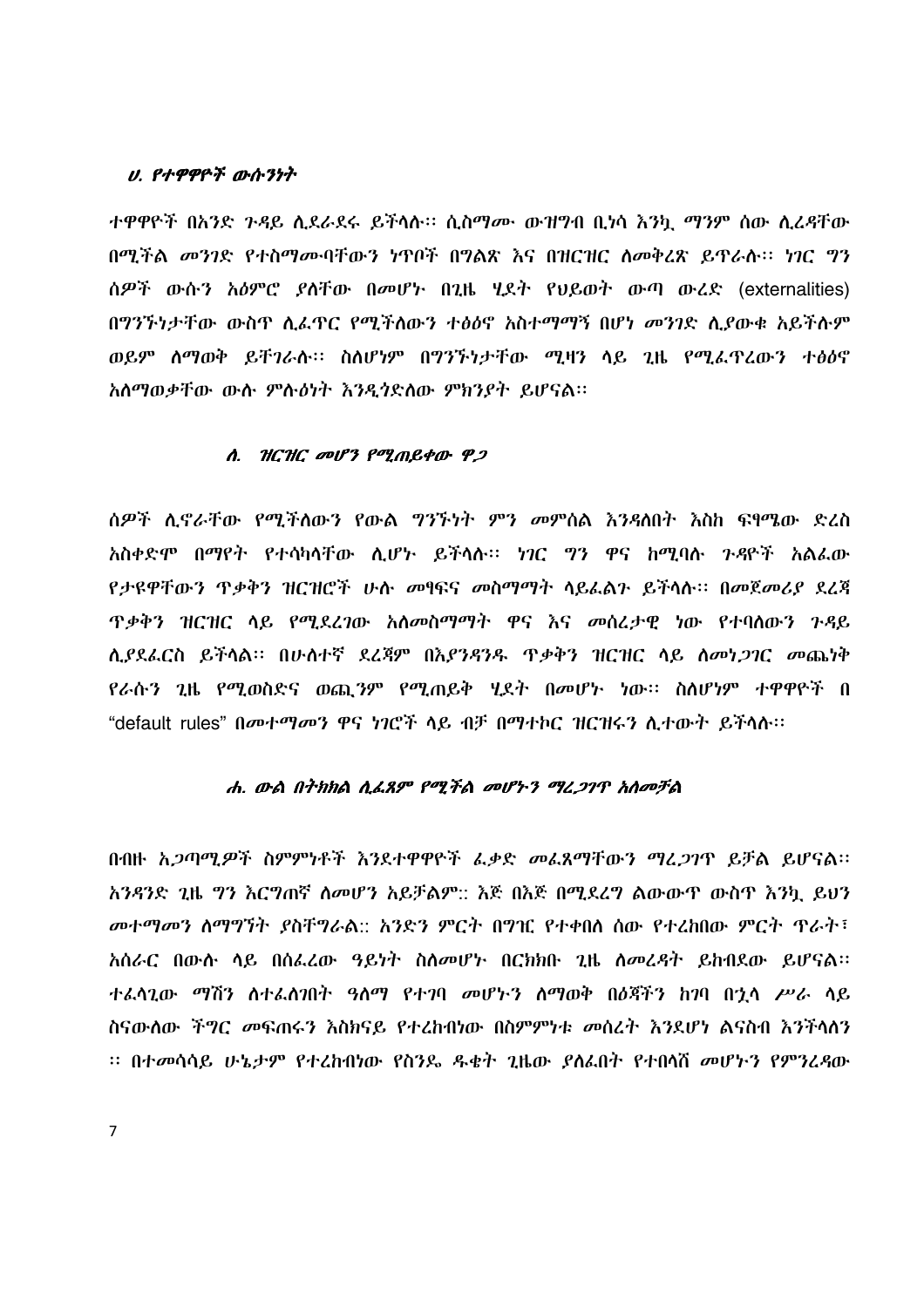#### *ሀ. የተዋዋዮች ውሱንነት*

ተዋዋዮች በአንድ ጉዳይ ሊደራደሩ ይችላሉ፡፡ ሲስማሙ ውዝግብ ቢነሳ እንኳ ማንም ሰው ሊረዳቸው በሚችል መንገድ የተስማሙባቸውን ነጥቦች በግልጽ እና በዝርዝር ለመቅረጽ ይጥራሉ፡፡ ነገር ግን ሰዎች ውሱን አዕምሮ ያለቸው በመሆኑ በጊዜ ሂደት የህይወት ውጣ ውረድ (externalities) በግንኙነታቸው ውስጥ ሊፈጥር የሚችለውን ተፅዕኖ አስተማማኝ በሆነ መንገድ ሊያውቁ አይችሉም ወይም ለማወቅ ይቸገራሉ፡፡ ስለሆነም በግንኙነታቸው ሚዛን ላይ ጊዜ የሚፈጥረውን ተፅዕኖ አለማወቃቸው ውሉ ምሉዕነት እንዲጎድለው ምክንያት ይሆናል፡፡

#### *ለ. ዝርዝር መሆን የሚጠይቀው ዋጋ*

ሰዎች ሊኖራቸው የሚችለውን የውል ግንኙነት ምን መምሰል እንዳለበት እስከ ፍፃሜው ድረስ አስቀድሞ በማየት የተሳካላቸው ሊሆኑ ይችላሉ፡፡ ነገር ግን ዋና ከሚባሉ ጉዳዮች አልፈው የታዩዋቸውን ጥቃቅን ዝርዝሮች ሁሉ መፃፍና መስማማት ላይፈልጉ ይችላሉ፡፡ በመጀመሪያ ደረጃ ጥቃቅን ዝርዝር ላይ የሚደረገው አለመስማማት ዋና እና መሰረታዊ ነው የተባለውን ጉዳይ ሊያደፈርስ ይችላል፡፡ በሁለተኛ ደረጃም በእያንዳንዱ ጥቃቅን ዝርዝር ላይ ለመነጋገር መጨነቅ የራሱን ጊዜ የሚወስድና ወጪንም የሚጠይቅ ሂደት በመሆኑ ነው፡፡ ስለሆነም ተዋዋዮች በ "default rules" በመተማመን ዋና ነገሮች ላይ ብቻ በማተኮር ዝርዝሩን ሊተውት ይችላሉ፡፡

#### *ሐ. ውል በትክክል ሊፈጸም የሚችል መሆኑን ማረጋገጥ አለመቻል*

በብዙ አጋጣሚዎች ስምምነቶች እንደተዋዋዮች ፈቃድ መፈጸማቸውን ማረጋገጥ ይቻል ይሆናል፡፡ አንዳንድ ጊዜ ግን እርግጠኛ ለመሆን አይቻልም:: እጅ በእጅ በሚደረግ ልውውጥ ውስጥ እንኳ ይህን መተማመን ለማግኘት ያስቸግራል:: አንድን ምርት በግዢ የተቀበለ ሰው የተረከበው ምርት ጥራት፣ አሰራር በውሉ ላይ በሰፈረው ዓይነት ስለመሆኑ በርክክቡ ጊዜ ለመረዳት ይከብደው ይሆናል፡፡ ተፈላጊው ማሽን ለተፈለገበት ዓለማ የተገባ መሆኑን ለማወቅ በፅ3ችን ከገባ በኋላ ሥራ ላይ ስናውለው ችግር መፍጠሩን እስክናይ የተረከብነው በስምምነቱ መሰረት እንደሆነ ልናስብ እንችላለን ፡፡ በተመሳሳይ ሁኔታም የተረከብነው የስንዴ ዱቄት ጊዜው ያለፈበት የተበላሸ መሆኑን የምንረዳው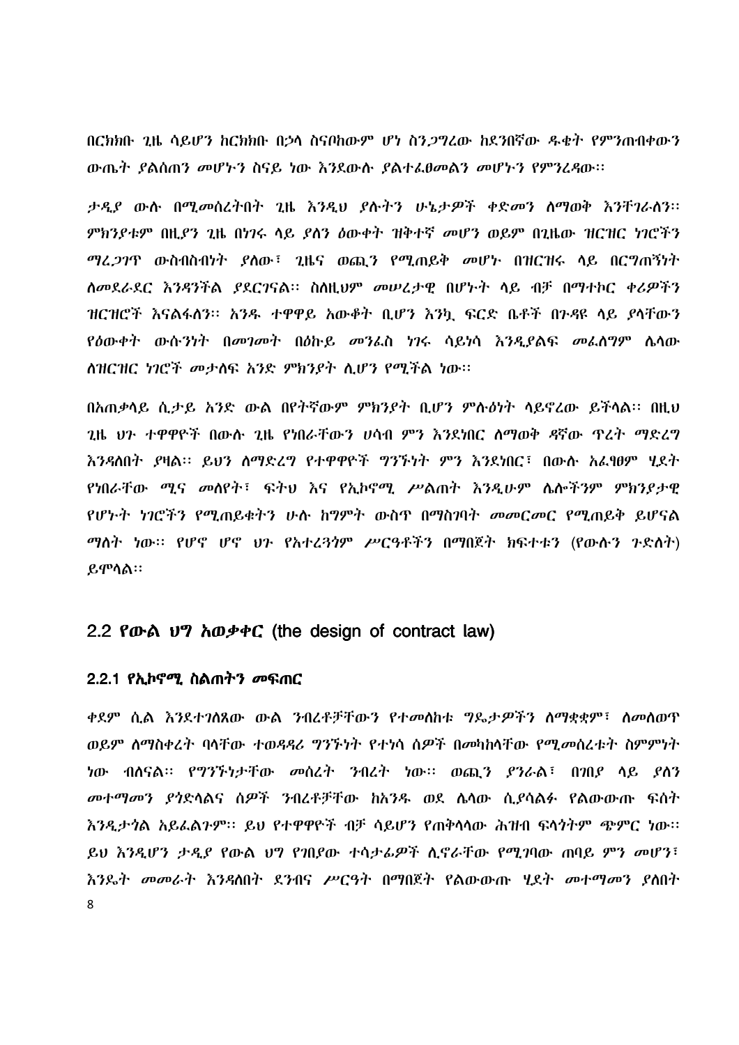በርክክቡ ጊዜ ሳይሆን ከርክክቡ በኃላ ስናቦከውም ሆነ ስንጋግረው ከደንበኛው ዱቄት የምንጠብቀውን ውጤት ያልሰጠን መሆኑን ስናይ ነው እንደውሉ ያልተፈፀመልን መሆኑን የምንረዳው፡፡

ታዲያ ውሉ በሚመሰረትበት ጊዜ እንዲህ ያሉትን ሁኔታዎች ቀድመን ለማወቅ እንቸገራለን፡፡ ምክንያቱም በዚያን ጊዜ በነገሩ ላይ ያለን ዕውቀት ዝቅተኛ መሆን ወይም በጊዜው ዝርዝር ነገሮችን ማረጋገጥ ውስብስብነት ያለው፣ ጊዜና ወጪን የሚጠይቅ መሆኑ በዝርዝሩ ላይ በርግጠኝነት ለመደራደር እንዳንችል ያደርገናል፡፡ ስለዚህም መሠረታዊ በሆኑት ላይ ብቻ በማተኮር ቀሪዎችን ዝርዝሮች እናልፋለን፡፡ አንዱ ተዋዋይ አውቆት ቢሆን እንኳ ፍርድ ቤቶች በጉዳዩ ላይ ያላቸውን የዕውቀት ውሱንነት በመገመት በዕኩይ መንፈስ ነገሩ ሳይነሳ እንዲያልፍ መፈለግም ሌላው ለዝርዝር ነገሮች መታለፍ አንድ ምክንያት ሊሆን የሚችል ነው፡፡

በአጠቃላይ ሲታይ አንድ ውል በየትኛውም ምክንያት ቢሆን ምሉዕነት ላይኖረው ይችላል፡፡ በዚህ ጊዜ ህጉ ተዋዋዮች በውሉ ጊዜ የነበራቸውን ሀሳብ ምን እንደነበር ለማወቅ ዳኛው ጥረት ማድረግ እንዳለበት ያዛል፡፡ ይህን ለማድረግ የተዋዋዮች ግንኙነት ምን እንደነበር፣ በውሉ አፈፃፀም ሂደት የነበራቸው ሚና መለየት፣ ፍትህ እና የኢኮኖሚ ሥልጠት እንዲሁም ሌሎችንም ምክንያታዊ የሆኑት ነገሮችን የሚጠይቁትን ሁሉ ከግምት ውስጥ በማስገባት መመርመር የሚጠይቅ ይሆናል ማለት ነው፡፡ የሆኖ ሆኖ ህጉ የአተረጓጎም ሥርዓቶችን በማበጀት ክፍተቱን (የውሉን ጉድለት) ይሞላል፡፡

## 2.2 የውል ህግ አወቃቀር (the design of contract law)

### 2.2.1 የኢኮኖሚ ስልጠትን መፍጠር

ቀደም ሲል እንደተገለጸው ውል ንብረቶቻቸውን የተመለከቱ ግዴታዎችን ለማቋቋም፣ ለመለወጥ ወይም ለማስቀረት ባላቸው ተወዳዳሪ ግንኙነት የተነሳ ሰዎች በመካከላቸው የሚመሰረቱት ስምምነት ነው ብለናል፡፡ የግንኙነታቸው መሰረት ንብረት ነው፡፡ ወጪን ያንራል፣ በገበያ ላይ ያለን መተማመን ያጎድላልና ሰዎች ንብረቶቻቸው ከአንዱ ወደ ሌላው ሲያሳልፉ የልውውጡ ፍሰት እንዲታጎል አይፈልጉም፡፡ ይህ የተዋዋዮች ብቻ ሳይሆን የጠቅላላው ሕዝብ ፍላጎትም ጭምር ነው፡፡ ይህ እንዲሆን ታዲያ የውል ህግ የገበያው ተሳታፊዎች ሊኖራቸው የሚገባው ጠባይ ምን መሆን፣ እንዴት መመራት እንዳለበት ደንብና ሥርዓት በማበጀት የልውውጡ ሂደት መተማመን ያለበት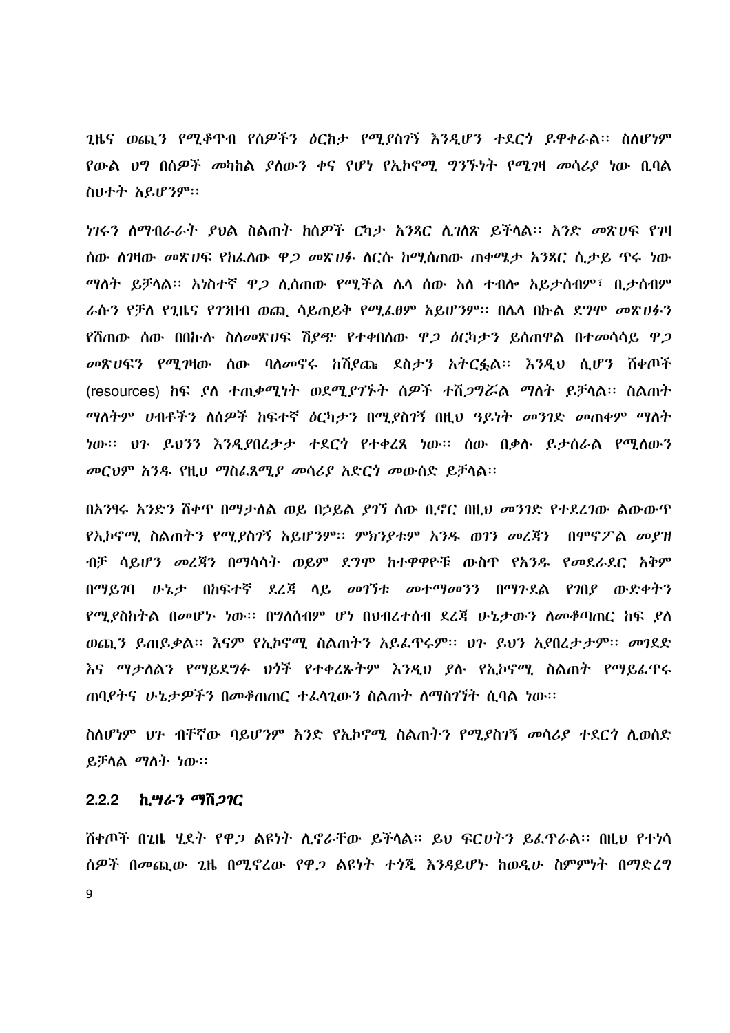ጊዜና ወጪን የሚቆጥብ የሰዎችን ዕርከታ የሚያስገኝ እንዲሆን ተደርጎ ይዋቀራል። ስለሆነም የውል ህግ በሰዎች መካከል ያለውን ቀና የሆነ የኢኮኖሚ ግንኙነት የሚገዛ መሳሪያ ነው ቢባል ስህተት አይሆንም።

ነገሩን ለማብራራት ያህል ስልጠት ከሰዎች ርካታ አንጻር ሊገለጽ ይችላል። አንድ መጽሀፍ የገዛ ሰው ለገዛው መጽሀፍ የከፈለው ዋጋ መጽሀፉ ለርሱ ከሚሰጠው ጠቀሜታ አንጻር ሲታይ ጥሩ ነው ማለት ይቻላል። አነስተኛ ዋጋ ሊሰጠው የሚችል ሌላ ሰው አለ ተብሎ አይታሰብም፣ ቢታሰብም ራሱን የቻለ የጊዜና የገንዘብ ወጪ ሳይጠይቅ የሚፈፀም አይሆንም። በሌላ በኩል ደግሞ መጽሀፉን የሸጠው ሰው በበኩሉ ስለመጽሀፍ ሽያጭ የተቀበለው ዋጋ ዕርካታን ይሰጠዋል በተመሳሳይ ዋጋ መጽሀፍን የሚገዛው ሰው ባለመኖሩ ከሽያጩ ደስታን አትርፏል። እንዲህ ሲሆን ሸቀጦች (resources) ከፍ ያለ ተጠቃሚነት ወደሚያገኙት ሰዎች ተሸጋግሯል ማለት ይቻላል። ስልጠት ማለትም ሀብቶችን ለሰዎች ከፍተኛ ዕርካታን በሚያስገኝ በዚህ ዓይነት መንገድ መጠቀም ማለት ነው። ህጉ ይህንን እንዲያበረታታ ተደርጎ የተቀረጸ ነው። ሰው በቃሉ ይታሰራል የሚለውን መርህም አንዱ የዚህ ማስፈጸሚያ መሳሪያ አድርጎ መውሰድ ይቻላል።

በአንፃሩ አንድን ሸቀጥ በማታለል ወይ በኃይል ያገኘ ሰው ቢኖር በዚህ መንገድ የተደረገው ልውውጥ የኢኮኖሚ ስልጠትን የሚያስገኝ አይሆንም። ምክንያቱም አንዱ ወገን መረጃን በሞኖፖል መያዝ ብቻ ሳይሆን መረጃን በማሳሳት ወይም ደግሞ ከተዋዋዮቹ ውስጥ የአንዱ የመደራደር አቅም በማይገባ ሁኔታ በከፍተኛ ደረጃ ላይ መገኘቱ መተማመንን በማጉደል የገበያ ውድቀትን የሚያስከትል በመሆኑ ነው። በግለሰብም ሆነ በህብረተሰብ ደረጃ ሁኔታውን ለመቆጣጠር ከፍ ያለ ወጪን ይጠይቃል። እናም የኢኮኖሚ ስልጠትን አይፈጥሩም። ህጉ ይህን አያበረታታም። መገደድ እና ማታለልን የማይደግፉ ህጎች የተቀረጹትም እንዲህ ያሉ የኢኮኖሚ ስልጠት የማይፈጥሩ ጠባያትና ሁኔታዎችን በመቆጠጠር ተፈላጊውን ስልጠት ለማስገኘት ሲባል ነው።

ስለሆነም ህጉ ብቸኛው ባይሆንም አንድ የኢኮኖሚ ስልጠትን የሚያስገኝ መሳሪያ ተደርጎ ሊወሰድ ይቻላል ማለት ነው።

### 2.2.2 ኪሣራን ማሸጋገር

ሸቀጦች በጊዜ ሂደት የዋጋ ልዩነት ሊኖራቸው ይችላል። ይህ ፍርሀትን ይፈጥራል። በዚህ የተነሳ ሰዎች በመጪው ጊዜ በሚኖረው የዋጋ ልዩነት ተጎጂ እንዳይሆኑ ከወዲሁ ስምምነት በማድረግ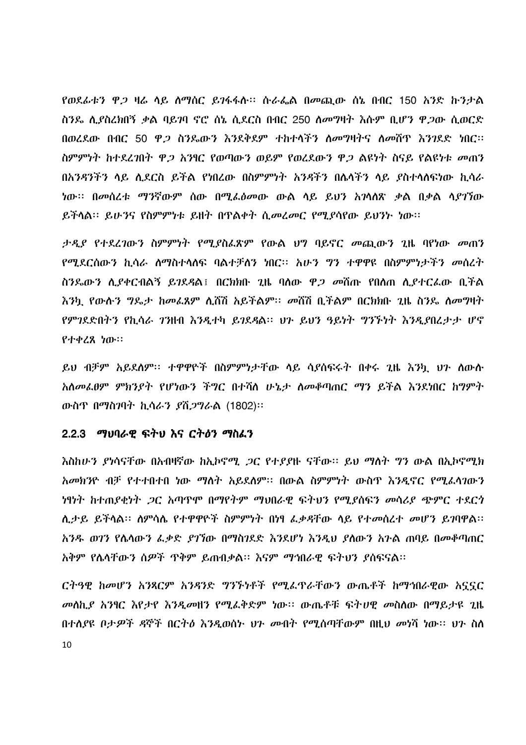የወደፊቱን ዋጋ ዛሬ ላይ ለማሰር ይገፋፋሉ፡፡ ሱራፌል በመጪው ሰኔ በብር 150 አንድ ኩንታል ስንዴ ሊያስረክበኝ ቃል ባይገባ ኖሮ ሰኔ ሲደርስ በብር 250 ለመግዛት እሱም ቢሆን ዋጋው ሲወርድ በወረደው በብር 50 ዋጋ ስንዴውን እንደቅደም ተከተላችን ለመግዛትና ለመሸጥ እንገደድ ነበር፡፡ ስምምነት ከተደረገበት ዋጋ አንፃር የወጣውን ወይም የወረደውን ዋጋ ልዩነት ስናይ የልዩነቱ መጠን በአንዳንችን ላይ ሊደርስ ይችል የነበረው በስምምነት አንዳችን በሌላችን ላይ ያስተላለፍነው ኪሳራ ነው፡፡ በመሰረቱ ማንኛውም ሰው በሚፈፅመው ውል ላይ ይህን አገላለጽ ቃል በቃል ላያገኘው ይችላል፡፡ ይሁንና የስምምነቱ ይዘት በጥልቀት ሲመረመር የሚያሳየው ይህንኑ ነው፡፡

ታዲያ የተደረገውን ስምምነት የሚያስፈጽም የውል ህግ ባይኖር መጪውን ጊዜ ባየነው መጠን የሚደርሰውን ኪሳራ ለማስተላለፍ ባልተቻለን ነበር፡፡ አሁን ግን ተዋዋዩ በስምምነታችን መሰረት ስንዴውን ሊያቀርብልኝ ይገደዳል፤ በርክክቡ ጊዜ ባለው ዋጋ መሸጡ የበለጠ ሊያተርፈው ቢችል እንኳ የውሉን ግዴታ ከመፈጸም ሊሸሽ አይችልም፡፡ መሸሽ ቢችልም በርክክቡ ጊዜ ስንዴ ለመግዛት የምገደድበትን የኪሳራ ገንዘብ እንዲተካ ይገደዳል፡፡ ህጉ ይህን ዓይነት ግንኙነት እንዲያበረታታ ሆኖ የተቀረጸ ነው፡፡

ይህ ብቻም አይደለም፡፡ ተዋዋዮች በስምምነታቸው ላይ ሳያሰፍሩት በቀሩ ጊዜ እንኳ ህጉ ለውሉ አለመፈፀም ምክንያት የሆነውን ችግር በተሻለ ሁኔታ ለመቆጣጠር ማን ይችል እንደነበር ከግምት ውስጥ በማስገባት ኪሳራን ያሸጋግራል (1802)፡፡

### 2.2.3 *ማህባራዊ ፍትህ እና ርትዕን ማስፈን*

እስከሁን ያነሳናቸው በአብዛኛው ከኢኮኖሚ ጋር የተያያዙ ናቸው፡፡ ይህ ማለት ግን ውል በኢኮኖሚክ አመክንዮ ብቻ የተተበተበ ነው ማለት አይደለም፡፡ በውል ስምምነት ውስጥ እንዲኖር የሚፈላገውን ነፃነት ከተጠያቂነት ጋር አጣጥሞ በማየትም ማህበራዊ ፍትህን የሚያሰፍን መሳሪያ ጭምር ተደርጎ ሊታይ ይችላል፡፡ ለምሳሌ የተዋዋዮች ስምምነት በነፃ ፈቃዳቸው ላይ የተመሰረተ መሆን ይገባዋል፡፡ አንዱ ወገን የሌላውን ፈቃድ ያገኘው በማስገደድ እንደሆነ እንዲህ ያለውን አጉል ጠባይ በመቆጣጠር አቅም የሌላቸውን ሰዎች ጥቅም ይጠብቃል፡፡ እናም ማኅበራዊ ፍትህን ያሰፍናል፡፡

ርትዓዊ ከመሆን አንጻርም አንዳንድ ግንኙነቶች የሚፈጥራቸውን ውጤቶች ከማኅበራዊው አኗኗር መለኪያ አንፃር እየታየ እንዲመዘን የሚፈቅድም ነው፡፡ ውጤቶቹ ፍትሀዊ መስለው በማይታዩ ጊዜ በተለያዩ ቦታዎች ዳኞች በርትዕ እንዲወስኑ ህጉ መብት የሚሰጣቸውም በዚህ መነሻ ነው፡፡ ህጉ ስለ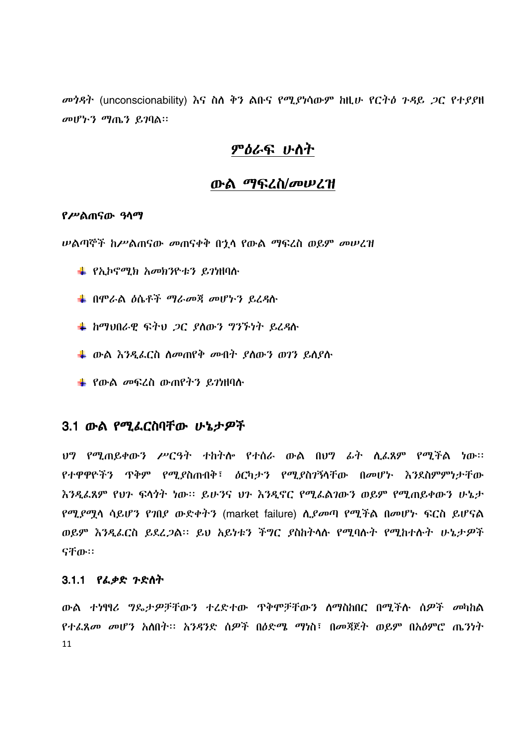መጎዳት (unconscionability) እና ስለ ቅን ልቡና የሚያነሳውም ከዚሁ የርትዕ ጉዳይ ጋር የተያያዘ መሆኑን ማጤን ይገባል፡፡

# ምዕራፍ ሁለት

# ውል ማፍረስ/መሠረዝ

**የሥልጠናው ዓላማ**

ሠልጣኞች ከሥልጠናው መጠናቀቅ በኋላ የውል ማፍረስ ወይም መሠረዝ

- የኢኮኖሚክ አመክንዮቱን ይገነዘባሉ
- በሞራል ዕሴቶች ማራመጃ መሆኑን ይረዳሉ
- ከማህበራዊ ፍትህ ጋር ያለውን ግንኙነት ይረዳሉ
- ውል እንዲፈርስ ለመጠየቅ መብት ያለውን ወገን ይለያሉ
- የውል መፍረስ ውጠየትን ይገነዘባሉ

## 3.1 ውል የሚፈርስባቸው ሁኔታዎች

ህግ የሚጠይቀውን ሥርዓት ተከትሎ የተሰራ ውል በህግ ፊት ሊፈጸም የሚችል ነው፡፡ የተዋዋዮችን ጥቅም የሚያስጠብቅ፣ ዕርካታን የሚያስገኝላቸው በመሆኑ እንደስምምነታቸው እንዲፈጸም የህጉ ፍላጎት ነው፡፡ ይሁንና ህጉ እንዲኖር የሚፈልገውን ወይም የሚጠይቀውን ሁኔታ የሚያሟላ ሳይሆን የገበያ ውድቀትን (market failure) ሊያመጣ የሚችል በመሆኑ ፍርስ ይሆናል ወይም እንዲፈርስ ይደረጋል፡፡ ይህ አይነቱን ችግር ያስከትላሉ የሚባሉት የሚከተሉት ሁኔታዎች ናቸው፡፡

### 3.1.1 የፈቃድ ጉድለት

ውል ተነፃፃሪ ግዴታዎቻቸውን ተረድተው ጥቅሞቻቸውን ለማስከበር በሚችሉ ሰዎች መካከል የተፈጸመ መሆን አለበት፡፡ አንዳንድ ሰዎች በዕድሜ ማነስ፣ በመጃጀት ወይም በአዕምሮ ጤንነት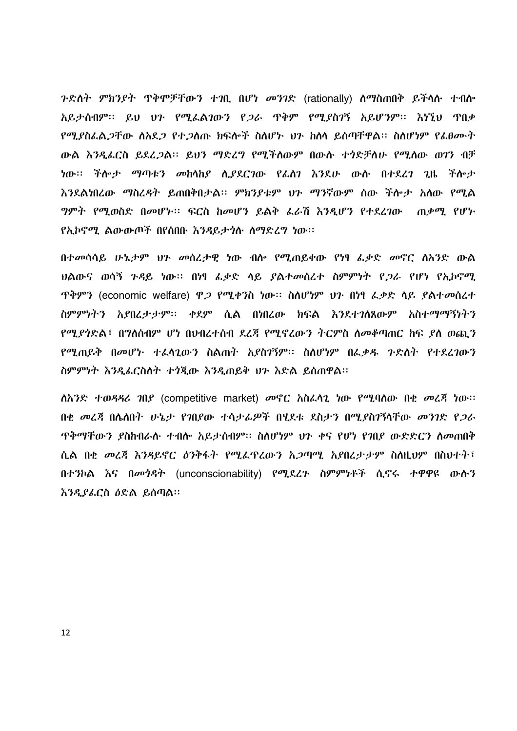ጉድለት ምክንያት ጥቅሞቻቸውን ተገቢ በሆነ መንገድ (rationally) ለማስጠበቅ ይችላሉ ተብሎ አይታሰብም፡፡ ይህ ህጉ የሚፈልገውን የጋራ ጥቅም የሚያስገኝ አይሆንም፡፡ እነኚህ ጥበቃ የሚያስፈልጋቸው ለአደጋ የተጋለጡ ክፍሎች ስለሆኑ ህጉ ከለላ ይሰጣቸዋል፡፡ ስለሆነም የፈፀሙት ውል እንዲፈርስ ይደረጋል፡፡ ይህን ማድረግ የሚችለውም በውሉ ተጎድቻለሁ የሚለው ወገን ብቻ ነው፡፡ ችሎታ ማጣቱን መከላከያ ሲያደርገው የፈለገ እንደሁ ውሉ በተደረገ ጊዜ ችሎታ እንደልነበረው ማስረዳት ይጠበቅበታል፡፡ ምክንያቱም ህጉ ማንኛውም ሰው ችሎታ አለው የሚል ግምት የሚወስድ በመሆኑ፡፡ ፍርስ ከመሆን ይልቅ ፈራሽ እንዲሆን የተደረገው ጠቃሚ የሆኑ የኢኮኖሚ ልውውጦች በየሰበቡ እንዳይታጎሉ ለማድረግ ነው፡፡

በተመሳሳይ ሁኔታም ህጉ መሰረታዊ ነው ብሎ የሚጠይቀው የነፃ ፈቃድ መኖር ለአንድ ውል ህልውና ወሳኝ ጉዳይ ነው፡፡ በነፃ ፈቃድ ላይ ያልተመሰረተ ስምምነት የጋራ የሆነ የኢኮኖሚ ጥቅምን (economic welfare) ዋጋ የሚቀንስ ነው፡፡ ስለሆነም ህጉ በነፃ ፈቃድ ላይ ያልተመሰረተ ስምምነትን አያበረታታም፡፡ ቀደም ሲል በነበረው ክፍል እንደተገለጸውም አስተማማኝነትን የሚያጎድል፣ በግለሰብም ሆነ በህብረተሰብ ደረጃ የሚኖረውን ትርምስ ለመቆጣጠር ከፍ ያለ ወጪን የሚጠይቅ በመሆኑ ተፈላጊውን ስልጠት አያስገኝም፡፡ ስለሆነም በፈቃዱ ጉድለት የተደረገውን ስምምነት እንዲፈርስለት ተጎጂው እንዲጠይቅ ህጉ እድል ይሰጠዋል፡፡

ለአንድ ተወዳዳሪ ገበያ (competitive market) መኖር አስፈላጊ ነው የሚባለው በቂ መረጃ ነው፡፡ በቂ መረጃ በሌለበት ሁኔታ የገበያው ተሳታፊዎች በሂደቱ ደስታን በሚያስገኝላቸው መንገድ የጋራ ጥቅማቸውን ያስከብራሉ ተብሎ አይታሰብም፡፡ ስለሆነም ህጉ ቀና የሆነ የገበያ ውድድርን ለመጠበቅ ሲል በቂ መረጃ እንዳይኖር ዕንቅፋት የሚፈጥረውን አጋጣሚ አያበረታታም ስለዚህም በስህተት፣ በተንኮል እና በመጎዳት (unconscionability) የሚደረጉ ስምምነቶች ሲኖሩ ተዋዋዩ ውሉን እንዲያፈርስ ዕድል ይሰጣል፡፡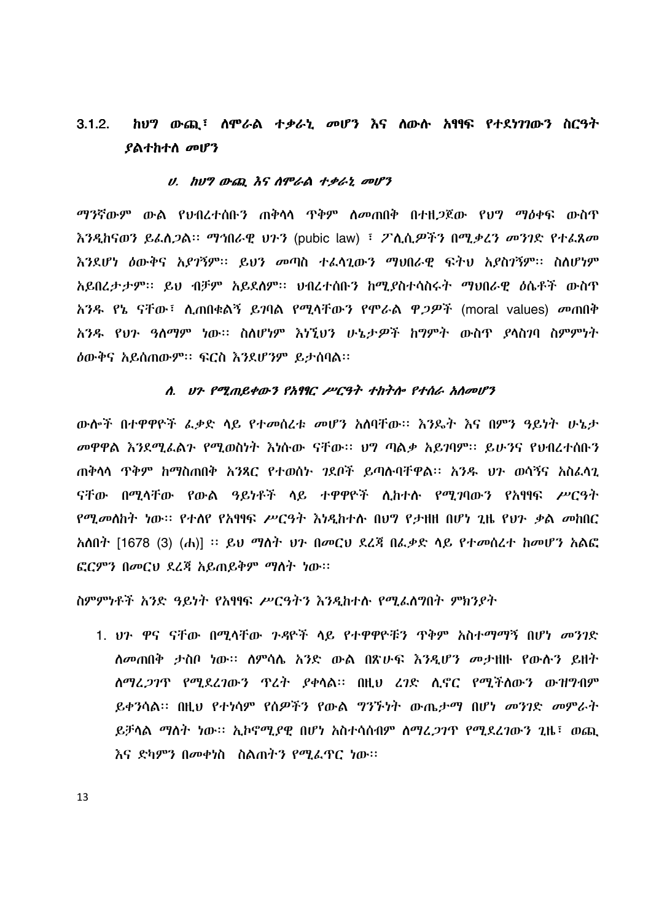### 3.1.2. ከህግ ውጪ፣ ለሞራል ተቃራኒ መሆን እና ለውሉ አፃፃፍ የተደነገገውን ስርዓት ያልተከተለ መሆን

#### *ሀ. ከህግ ውጪ እና ለሞራል ተቃራኒ መሆን*

ማንኛውም ውል የህብረተሰቡን ጠቅላላ ጥቅም ለመጠበቅ በተዘጋጀው የህግ ማዕቀፍ ውስጥ እንዲከናወን ይፈለጋል፡፡ ማኅበራዊ ህጉን (pubic law) ፣ ፖሊሲዎችን በሚቃረን መንገድ የተፈጸመ እንደሆነ ዕውቅና አያገኝም፡፡ ይህን መጣስ ተፈላጊውን ማህበራዊ ፍትህ አያስገኝም፡፡ ስለሆነም አይበረታታም፡፡ ይህ ብቻም አይደለም፡፡ ህብረተሰቡን ከሚያስተሳስሩት ማህበራዊ ዕሴቶች ውስጥ አንዱ የኔ ናቸው፣ ሊጠበቁልኝ ይገባል የሚላቸውን የሞራል ዋጋዎች (moral values) መጠበቅ አንዱ የህጉ ዓለማም ነው፡፡ ስለሆነም እነኚህን ሁኔታዎች ከግምት ውስጥ ያላስገባ ስምምነት ዕውቅና አይሰጠውም፡፡ ፍርስ እንደሆነም ይታሰባል፡፡

#### *ለ. ህጉ የሚጠይቀውን የአፃፃር ሥርዓት ተከትሎ የተሰራ አለመሆን*

ውሎች በተዋዋዮች ፈቃድ ላይ የተመሰረቱ መሆን አለባቸው፡፡ እንዴት እና በምን ዓይነት ሁኔታ መዋዋል እንደሚፈልጉ የሚወስኑት እነሱው ናቸው፡፡ ህግ ጣልቃ አይገባም፡፡ ይሁንና የህብረተሰቡን ጠቅላላ ጥቅም ከማስጠበቅ አንጻር የተወሰኑ ገደቦች ይጣሉባቸዋል፡፡ አንዱ ህጉ ወሳኝና አስፈላጊ ናቸው በሚላቸው የውል ዓይነቶች ላይ ተዋዋዮች ሊከተሉ የሚገባውን የአፃፃፍ ሥርዓት የሚመለከት ነው፡፡ የተለየ የአፃፃፍ ሥርዓት እነዲከተሉ በህግ የታዘዘ በሆነ ጊዜ የህጉ ቃል መከበር አለበት [1678 (3) (ሐ)] ፡፡ ይህ ማለት ህጉ በመርህ ደረጃ በፈቃድ ላይ የተመሰረተ ከመሆን አልፎ ፎርምን በመርህ ደረጃ አይጠይቅም ማለት ነው፡፡

ስምምነቶች አንድ ዓይነት የአፃፃፍ ሥርዓትን እንዲከተሉ የሚፈለግበት ምክንያት

1. ህጉ ዋና ናቸው በሚላቸው ጉዳዮች ላይ የተዋዋዮቹን ጥቅም አስተማማኝ በሆነ መንገድ ለመጠበቅ ታስቦ ነው፡፡ ለምሳሌ አንድ ውል በጽሁፍ እንዲሆን መታዘዙ የውሉን ይዘት ለማረጋገጥ የሚደረገውን ጥረት ያቀላል፡፡ በዚህ ረገድ ሊኖር የሚችለውን ውዝግብም ይቀንሳል፡፡ በዚህ የተነሳም የሰዎችን የውል ግንኙነት ውጤታማ በሆነ መንገድ መምራት ይቻላል ማለት ነው፡፡ ኢኮኖሚያዊ በሆነ አስተሳሰብም ለማረጋገጥ የሚደረገውን ጊዜ፣ ወጪ እና ድካምን በመቀነስ ስልጠትን የሚፈጥር ነው፡፡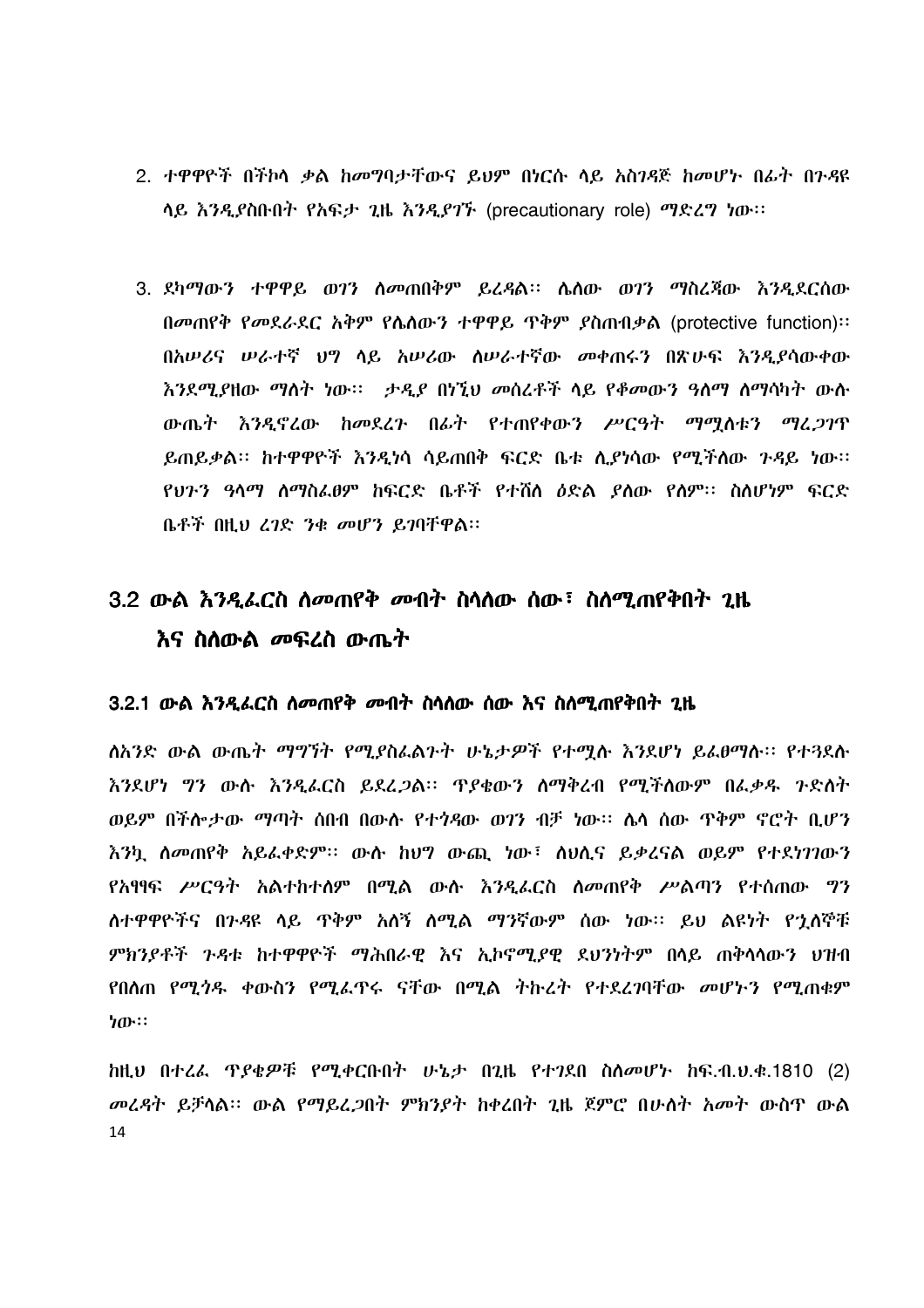2. ተዋዋዮች በችኮላ ቃል ከመግባታቸውና ይህም በነርሱ ላይ አስገዳጅ ከመሆኑ በፊት በጉዳዩ ላይ እንዲያስቡበት የአፍታ ጊዜ እንዲያገኙ (precautionary role) ማድረግ ነው፡፡

3. ደካማውን ተዋዋይ ወገን ለመጠበቅም ይረዳል፡፡ ሌለው ወገን ማስረጃው እንዲደርሰው በመጠየቅ የመደራደር አቅም የሌለውን ተዋዋይ ጥቅም ያስጠብቃል (protective function)፡፡ በአሠሪና ሠራተኛ ህግ ላይ አሠሪው ለሠራተኛው መቀጠሩን በጽሁፍ እንዲያሳውቀው እንደሚያዘው ማለት ነው፡፡ ታዲያ በነኚህ መሰረቶች ላይ የቆመውን ዓለማ ለማሳካት ውሉ ውጤት እንዲኖረው ከመደረጉ በፊት የተጠየቀውን ሥርዓት ማሟሉቱን ማረጋገጥ ይጠይቃል፡፡ ከተዋዋዮች እንዲነሳ ሳይጠበቅ ፍርድ ቤቱ ሊያነሳው የሚችለው ጉዳይ ነው፡፡ የህጉን ዓላማ ለማስፈፀም ከፍርድ ቤቶች የተሻለ ዕድል ያለው የለም፡፡ ስለሆነም ፍርድ ቤቶች በዚህ ረገድ ንቁ መሆን ይገባቸዋል፡፡

## 3.2 ውል እንዲፈርስ ለመጠየቅ መብት ስላለው ሰው፣ ስለሚጠየቅበት ጊዜ እና ስለውል መፍረስ ውጤት

### 3.2.1 ውል እንዲፈርስ ለመጠየቅ መብት ስላለው ሰው እና ስለሚጠየቅበት ጊዜ

ለአንድ ውል ውጤት ማግኘት የሚያስፈልጉት ሁኔታዎች የተሟሉ እንደሆነ ይፈፀማሉ፡፡ የተጓደሉ እንደሆነ ግን ውሉ እንዲፈርስ ይደረጋል፡፡ ጥያቄውን ለማቅረብ የሚችለውም በፈቃዱ ጉድለት ወይም በችሎታው ማጣት ሰበብ በውሉ የተጎዳው ወገን ብቻ ነው፡፡ ሌላ ሰው ጥቅም ኖሮት ቢሆን እንኳ ለመጠየቅ አይፈቀድም፡፡ ውሉ ከህግ ውጪ ነው፣ ለህሊና ይቃረናል ወይም የተደነገገውን የአፃፃፍ ሥርዓት አልተከተለም በሚል ውሉ እንዲፈርስ ለመጠየቅ ሥልጣን የተሰጠው ግን ለተዋዋዮችና በጉዳዩ ላይ ጥቅም አለኝ ለሚል ማንኛውም ሰው ነው፡፡ ይህ ልዩነት የኋለኞቹ ምክንያቶች ጉዳቱ ከተዋዋዮች ማሕበራዊ እና ኢኮኖሚያዊ ደህንነትም በላይ ጠቅላላውን ህዝብ የበለጠ የሚጎዱ ቀውስን የሚፈጥሩ ናቸው በሚል ትኩረት የተደረገባቸው መሆኑን የሚጠቁም ነው፡፡

ከዚህ በተረፈ ጥያቄዎቹ የሚቀርቡበት ሁኔታ በጊዜ የተገደበ ስለመሆኑ ከፍ.ብ.ህ.ቁ.1810 (2) መረዳት ይቻላል፡፡ ውል የማይረጋበት ምክንያት ከቀረበት ጊዜ ጀምሮ በሁለት አመት ውስጥ ውል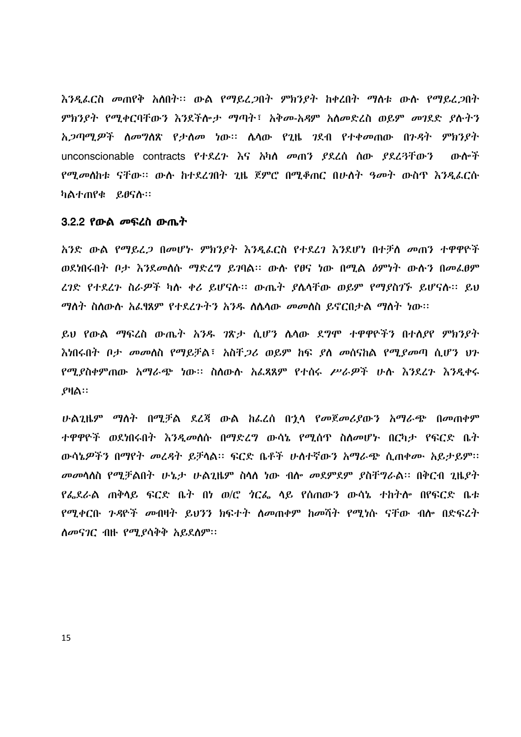እንዲፈርስ መጠየቅ አለበት፡፡ ውል የማይረጋበት ምክንያት ከቀረበት ማለቱ ውሉ የማይረጋበት ምክንያት የሚቀርባቸውን እንደችሎታ ማጣት፣ አቅመ-አዳም አለመድረስ ወይም መገደድ ያሉትን አጋጣሚዎች ለመግለጽ የታሰመ ነው፡፡ ሌላው የጊዜ ገደብ የተቀመጠው በጉዳት ምክንያት unconscionable contracts የተደረጉ እና አካለ መጠን ያደረሰ ሰው ያደረጓቸውን ውሎች የሚመለከቱ ናቸው፡፡ ውሉ ከተደረገበት ጊዜ ጀምሮ በሚቆጠር በሁለት ዓመት ውስጥ እንዲፈርሱ ካልተጠየቁ ይፀናሉ፡፡

### 3.2.2 የውል መፍረስ ውጤት

አንድ ውል የማይረጋ በመሆኑ ምክንያት እንዲፈርስ የተደረገ እንደሆነ በተቻለ መጠን ተዋዋዮች ወደነበሩበት ቦታ እንደመለሱ ማድረግ ይገባል፡፡ ውሉ የፀና ነው በሚል ዕምነት ውሉን በመፈፀም ረገድ የተደረጉ ስራዎች ካሉ ቀሪ ይሆናሉ፡፡ ውጤት ያሌላቸው ወይም የማያስገኙ ይሆናሉ፡፡ ይህ ማለት ስለውሉ አፈፃጸም የተደረጉትን አንዱ ለሌላው መመለስ ይኖርበታል ማለት ነው፡፡

ይህ የውል ማፍረስ ውጤት አንዱ ገጽታ ሲሆን ሌላው ደግሞ ተዋዋዮችን በተለያየ ምክንያት እነበሩበት ቦታ መመለስ የማይቻል፣ አስቸጋሪ ወይም ከፍ ያለ መሰናክል የሚያመጣ ሲሆን ህጉ የሚያስቀምጠው አማራጭ ነው፡፡ ስለውሉ አፈጻጸም የተሰሩ ሥራዎች ሁሉ እንደረጉ እንዲቀሩ ያዛል፡፡

ሁልጊዜም ማለት በሚቻል ደረጃ ውል ከፈረሰ በኋላ የመጀመሪያውን አማራጭ በመጠቀም ተዋዋዮች ወደነበሩበት እንዲመለሱ በማድረግ ውሳኔ የሚሰጥ ስለመሆኑ በርካታ የፍርድ ቤት ውሳኔዎችን በማየት መረዳት ይቻላል፡፡ ፍርድ ቤቶች ሁለተኛውን አማራጭ ሲጠቀሙ አይታይም፡፡ መመላለስ የሚቻልበት ሁኔታ ሁልጊዜም ስላለ ነው ብሎ መደምደም ያስቸግራል፡፡ በቅርብ ጊዜያት የፌደራል ጠቅላይ ፍርድ ቤት በነ ወ/ሮ ጎርፌ ላይ የሰጠውን ውሳኔ ተከትሎ በየፍርድ ቤቱ የሚቀርቡ ጉዳዮች መብዛት ይህንን ክፍተት ለመጠቀም ከመሻት የሚነሱ ናቸው ብሎ በድፍረት ለመናገር ብዙ የሚያሳቅቅ አይደለም፡፡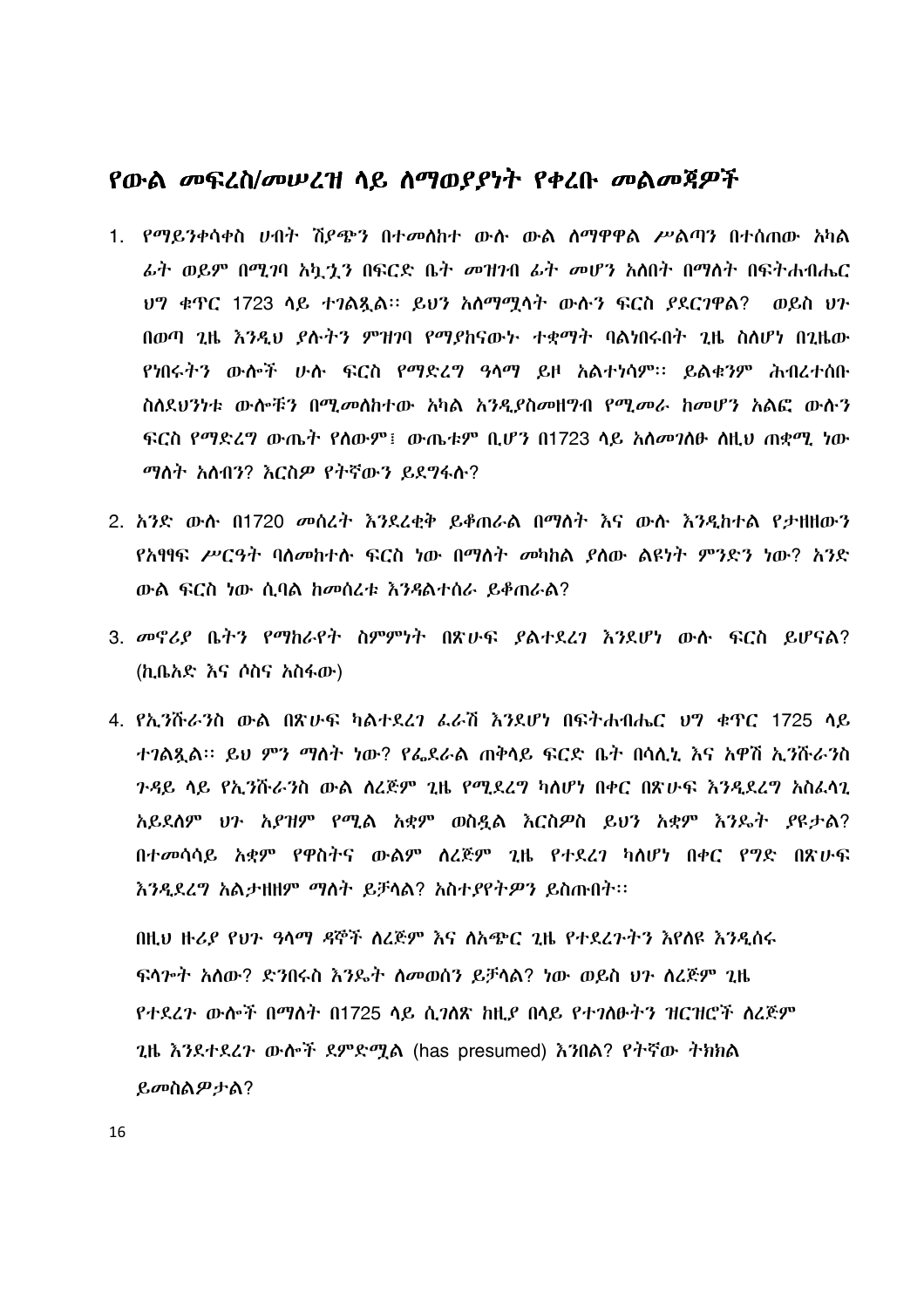# የውል መፍረስ/መሠረዝ ላይ ለማወያየት የቀረቡ መልመጃዎች

1. የማይንቀሳቀስ ሀብት ሽያጭን በተመለከተ ውሉ ውል ለማዋዋል ሥልጣን በተሰጠው አካል ፊት ወይም በሚገባ አኳኋን በፍርድ ቤት መዝገብ ፊት መሆን አለበት በማለት በፍትሐብሔር ህግ ቁጥር 1723 ላይ ተገልጿል፡፡ ይህን አለማሟላት ውሉን ፍርስ ያደርገዋል? ወይስ ህጉ በወጣ ጊዜ እንዲህ ያሉትን ምዝገባ የማያከናውኑ ተቋማት ባልነበሩበት ጊዜ ስለሆነ በጊዜው የነበሩትን ውሎች ሁሉ ፍርስ የማድረግ ዓላማ ይዞ አልተነሳም፡፡ ይልቁንም ሕብረተሰቡ ስለደህንነቱ ውሎቹን በሚመለከተው አካል እንዲያስመዘግብ የሚመራ ከመሆን አልፎ ውሉን ፍርስ የማድረግ ውጤት የለውም፤ ውጤቱም ቢሆን በ1723 ላይ አለመገለፁ ለዚህ ጠቋሚ ነው ማለት አለብን? እርስዎ የትኛውን ይደግፋሉ?

2. አንድ ውሉ በ1720 መሰረት እንደረቂቅ ይቆጠራል በማለት እና ውሉ እንዲከተል የታዘዘውን የአፃፃፍ ሥርዓት ባለመከተሉ ፍርስ ነው በማለት መካከል ያለው ልዩነት ምንድን ነው? አንድ ውል ፍርስ ነው ሲባል ከመሰረቱ እንዳልተሰራ ይቆጠራል?

3. መኖሪያ ቤትን የማከራየት ስምምነት በጽሁፍ ያልተደረገ እንደሆነ ውሉ ፍርስ ይሆናል? (ኪቤአድ እና ሶስና አስፋው)

4. የኢንሹራንስ ውል በጽሁፍ ካልተደረገ ፈራሽ እንደሆነ በፍትሐብሔር ህግ ቁጥር 1725 ላይ ተገልጿል፡፡ ይህ ምን ማለት ነው? የፌደራል ጠቅላይ ፍርድ ቤት በሳሊኒ እና አዋሽ ኢንሹራንስ ጉዳይ ላይ የኢንሹራንስ ውል ለረጅም ጊዜ የሚደረግ ካለሆነ በቀር በጽሁፍ እንዲደረግ አስፈላጊ አይደለም ህጉ አያዝም የሚል አቋም ወስዷል እርስዎስ ይህን አቋም እንዴት ያዩታል? በተመሳሳይ አቋም የዋስትና ውልም ለረጅም ጊዜ የተደረገ ካለሆነ በቀር የግድ በጽሁፍ እንዲደረግ አልታዘዘም ማለት ይቻላል? አስተያየትዎን ይስጡበት፡፡

   በዚህ ዙሪያ የህጉ ዓላማ ዳኞች ለረጅም እና ለአጭር ጊዜ የተደረጉትን እየለዩ እንዲሰሩ ፍላጐት አለው? ድንበሩስ እንዴት ለመወሰን ይቻላል? ነው ወይስ ህጉ ለረጅም ጊዜ የተደረጉ ውሎች በማለት በ1725 ላይ ሲገለጽ ከዚያ በላይ የተገለፁትን ዝርዝሮች ለረጅም ጊዜ እንደተደረጉ ውሎች ደምድሟል (has presumed) እንበል? የትኛው ትክክል ይመስልዎታል?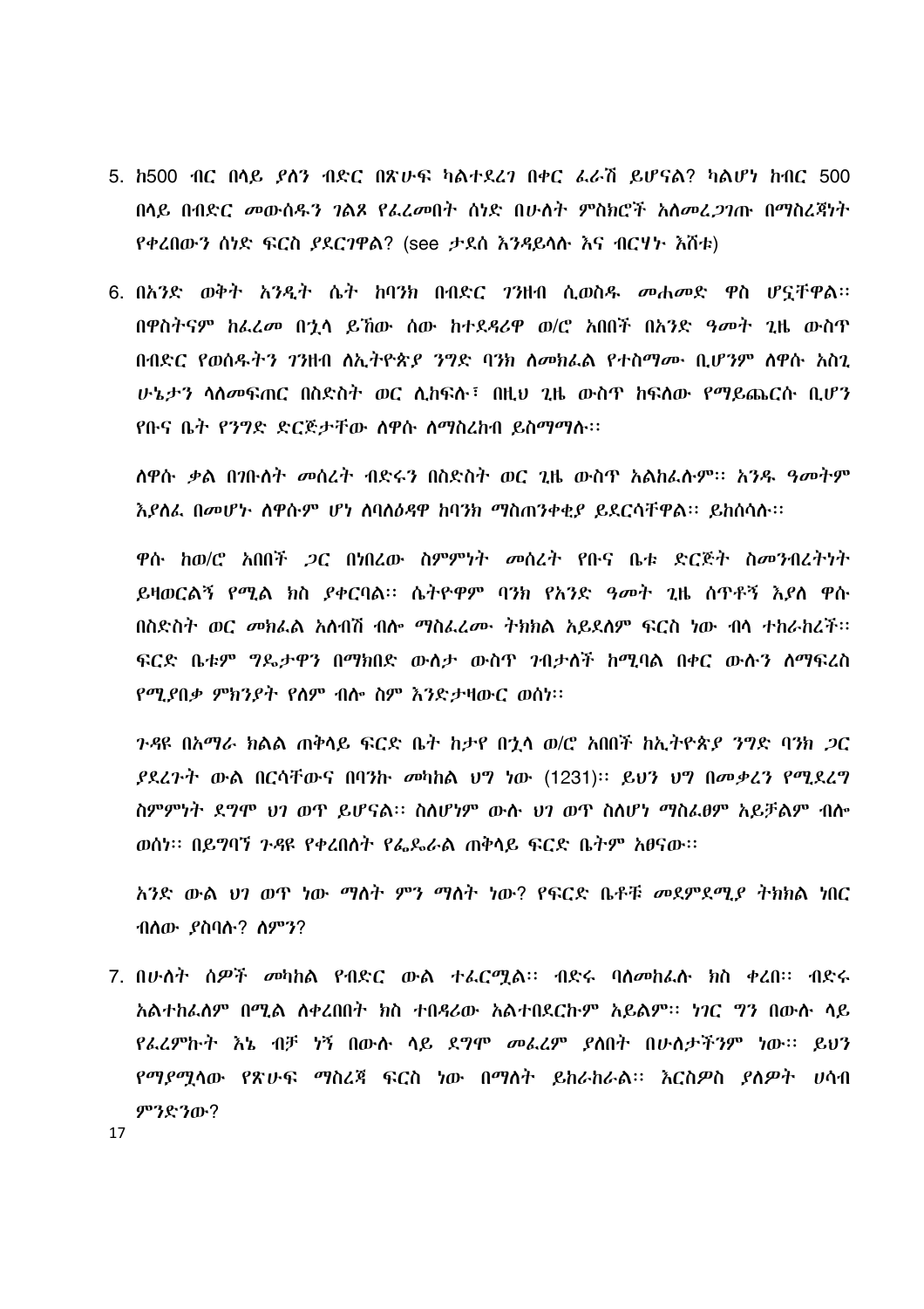5. ከ500 ብር በላይ ያለን ብድር በጽሁፍ ካልተደረገ በቀር ፈራሽ ይሆናል? ካልሆነ ከብር 500 በላይ በብድር መውሰዱን ገልጾ የፈረመበት ሰነድ በሁለት ምስክሮች አለመረጋገጡ በማስረጃነት የቀረበውን ሰነድ ፍርስ ያደርገዋል? (see ታደሰ እንዳይላሉ እና ብርሃኑ እሸቱ)

6. በአንድ ወቅት አንዲት ሴት ከባንክ በብድር ገንዘብ ሲወስዱ መሐመድ ዋስ ሆኗቸዋል። በዋስትናም ከፈረመ በኋላ ይኸው ሰው ከተደዳሪዋ ወ/ሮ አበበች በአንድ ዓመት ጊዜ ውስጥ በብድር የወሰዱትን ገንዘብ ለኢትዮጵያ ንግድ ባንክ ለመክፈል የተስማሙ ቢሆንም ለዋሱ አስጊ ሁኔታን ላለመፍጠር በስድስት ወር ሊከፍሉ፣ በዚህ ጊዜ ውስጥ ከፍለው የማይጨርሱ ቢሆን የቡና ቤት የንግድ ድርጅታቸው ለዋሱ ለማስረከብ ይስማማሉ።

   ለዋሱ ቃል በገቡለት መሰረት ብድሩን በስድስት ወር ጊዜ ውስጥ አልከፈሉም። አንዱ ዓመትም እያለፈ በመሆኑ ለዋሱም ሆነ ለባለዕዳዋ ከባንክ ማስጠንቀቂያ ይደርሳቸዋል። ይከሰሳሉ።

   ዋሱ ከወ/ሮ አበበች ጋር በነበረው ስምምነት መሰረት የቡና ቤቱ ድርጅት ስመንብረትነት ይዛወርልኝ የሚል ክስ ያቀርባል። ሴትዮዋም ባንክ የአንድ ዓመት ጊዜ ሰጥቶኝ እያለ ዋሱ በስድስት ወር መክፈል አለብሽ ብሎ ማስፈረሙ ትክክል አይደለም ፍርስ ነው ብላ ተከራከረች። ፍርድ ቤቱም ግዴታዋን በማክበድ ውለታ ውስጥ ገብታለች ከሚባል በቀር ውሉን ለማፍረስ የሚያበቃ ምክንያት የለም ብሎ ስም እንድታዛውር ወሰነ።

   ጉዳዩ በአማራ ክልል ጠቅላይ ፍርድ ቤት ከታየ በኋላ ወ/ሮ አበበች ከኢትዮጵያ ንግድ ባንክ ጋር ያደረጉት ውል በርሳቸውና በባንኩ መካከል ህግ ነው (1231)። ይህን ህግ በመቃረን የሚደረግ ስምምነት ደግሞ ህገ ወጥ ይሆናል። ስለሆነም ውሉ ህገ ወጥ ስለሆነ ማስፈፀም አይቻልም ብሎ ወሰነ። በይግባኝ ጉዳዩ የቀረበለት የፌዴራል ጠቅላይ ፍርድ ቤትም አፀናው።

   አንድ ውል ህገ ወጥ ነው ማለት ምን ማለት ነው? የፍርድ ቤቶቹ መደምደሚያ ትክክል ነበር ብለው ያስባሉ? ለምን?

7. በሁለት ሰዎች መካከል የብድር ውል ተፈርሟል። ብድሩ ባለመከፈሉ ክስ ቀረበ። ብድሩ አልተከፈለም በሚል ለቀረበበት ክስ ተበዳሪው አልተበደርኩም አይልም። ነገር ግን በውሉ ላይ የፈረምኩት እኔ ብቻ ነኝ በውሉ ላይ ደግሞ መፈረም ያለበት በሁለታችንም ነው። ይህን የማያሟላው የጽሁፍ ማስረጃ ፍርስ ነው በማለት ይከራከራል። እርስዎስ ያለዎት ሀሳብ ምንድንው?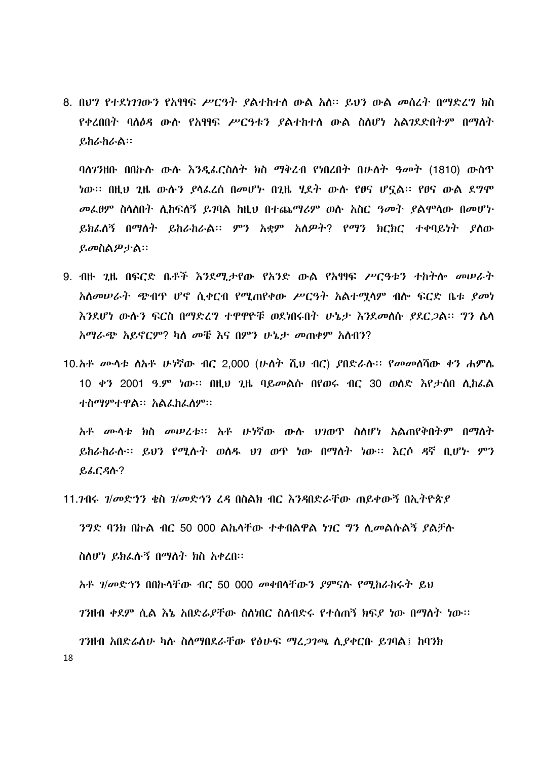8. በህግ የተደነገገውን የአፃፃፍ ሥርዓት ያልተከተለ ውል አለ፡፡ ይህን ውል መሰረት በማድረግ ክስ የቀረበበት ባለዕዳ ውሉ የአፃፃፍ ሥርዓቱን ያልተከተለ ውል ስለሆነ አልገደድበትም በማለት ይከራከራል፡፡

   ባለገንዘቡ በበኩሉ ውሉ እንዲፈርስለት ክስ ማቅረብ የነበረበት በሁለት ዓመት (1810) ውስጥ ነው፡፡ በዚህ ጊዜ ውሉን ያላፈረሰ በመሆኑ በጊዜ ሂደት ውሉ የፀና ሆኗል፡፡ የፀና ውል ደግሞ መፈፀም ስላለበት ሊከፍለኝ ይገባል ከዚህ በተጨማሪም ወሉ አስር ዓመት ያልሞላው በመሆኑ ይክፈለኝ በማለት ይከራከራል፡፡ ምን አቋም አለዎት? የማን ክርክር ተቀባይነት ያለው ይመስልዎታል፡፡

9. ብዙ ጊዜ በፍርድ ቤቶች እንደሚታየው የአንድ ውል የአፃፃፍ ሥርዓቱን ተከትሎ መሠራት አለመሠራት ጭብጥ ሆኖ ሲቀርብ የሚጠየቀው ሥርዓት አልተሟላም ብሎ ፍርድ ቤቱ ያመነ እንደሆነ ውሉን ፍርስ በማድረግ ተዋዋዮቹ ወደነበሩበት ሁኔታ እንደመለሱ ያደርጋል፡፡ ግን ሌላ አማራጭ አይኖርም? ካለ መቼ እና በምን ሁኔታ መጠቀም አለብን?

10. አቶ ሙላቱ ለአቶ ሁነኛው ብር 2,000 (ሁለት ሺህ ብር) ያበድራሉ፡፡ የመመለሻው ቀን ሐምሌ 10 ቀን 2001 ዓ.ም ነው፡፡ በዚህ ጊዜ ባይመልሱ በየወሩ ብር 30 ወለድ እየታሰበ ሊከፈል ተስማምተዋል፡፡ አልፈከፈለም፡፡

    አቶ ሙላቱ ክስ መሠረቱ፡፡ አቶ ሁነኛው ውሉ ህገወጥ ስለሆነ አልጠየቅበትም በማለት ይከራከራሉ፡፡ ይህን የሚሉት ወለዱ ህገ ወጥ ነው በማለት ነው፡፡ እርሶ ዳኛ ቢሆኑ ምን ይፈርዳሉ?

11. ገብሩ ገ/መድኅን ቄስ ገ/መድኅን ረዳ በስልክ ብር እንዳበድራቸው ጠይቀውኝ በኢትዮጵያ

    ንግድ ባንክ በኩል ብር 50 000 ልኬላቸው ተቀብለዋል ነገር ግን ሊመልሱልኝ ያልቻሉ

    ስለሆነ ይክፈሉኝ በማለት ክስ አቀረበ፡፡

    አቶ ገ/መድኅን በበኩላቸው ብር 50 000 መቀበላቸውን ያምናሉ የሚከራከሩት ይህ

    ገንዘብ ቀደም ሲል እኔ አበድሬያቸው ስለነበር ስለብድሩ የተሰጠኝ ክፍያ ነው በማለት ነው፡፡

    ገንዘብ አበድሬለሁ ካሉ ስለማበደራቸው የፅሁፍ ማረጋገጫ ሊያቀርቡ ይገባል፤ ከባንክ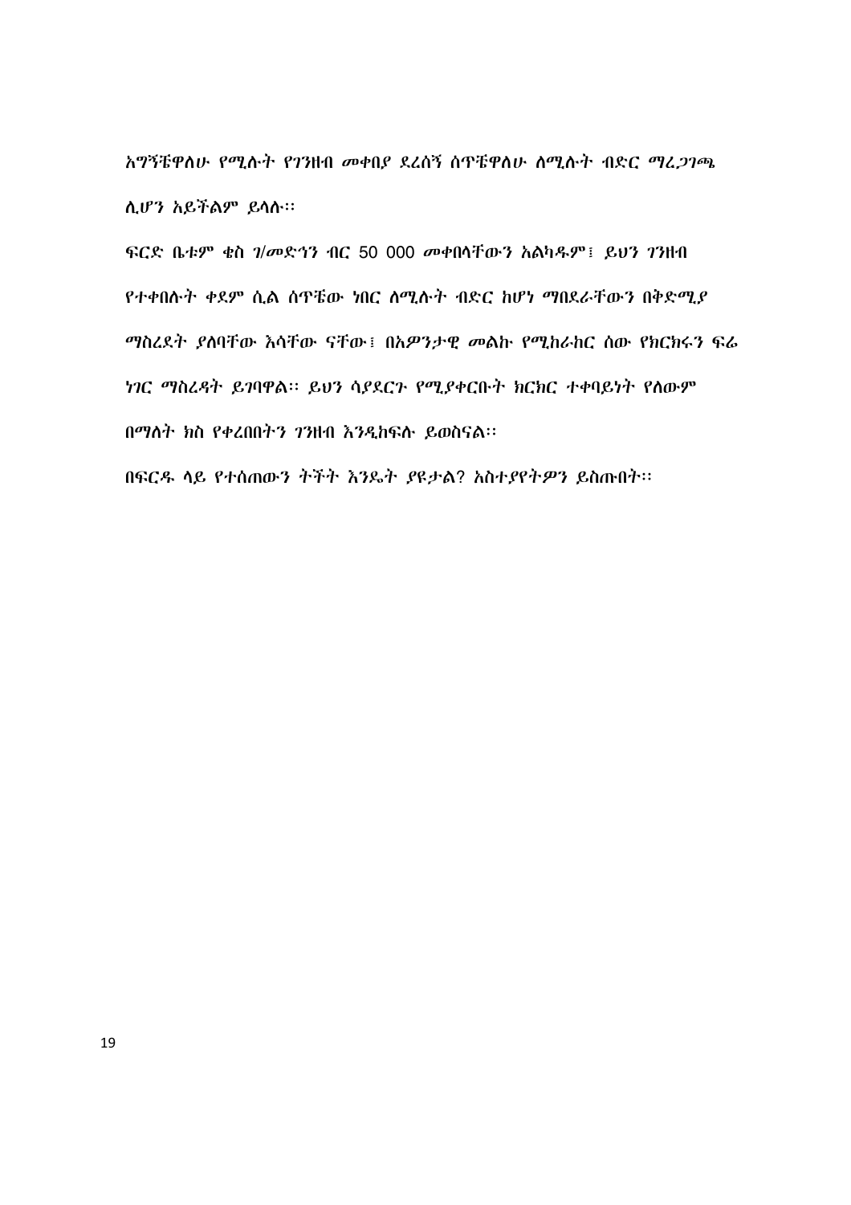አግኝቼዋለሁ የሚሉት የገንዘብ መቀበያ ደረሰኝ ሰጥቼዋለሁ ለሚሉት ብድር ማረጋገጫ ሊሆን አይችልም ይላሉ፡፡

ፍርድ ቤቱም ቄስ ገ/መድኅን ብር 50 000 መቀበላቸውን አልካዱም፤ ይህን ገንዘብ የተቀበሉት ቀደም ሲል ሰጥቼው ነበር ለሚሉት ብድር ከሆነ ማበደራቸውን በቅድሚያ ማስረደት ያለባቸው እሳቸው ናቸው፤ በአዎንታዊ መልኩ የሚከራከር ሰው የክርክሩን ፍሬ ነገር ማስረዳት ይገባዋል፡፡ ይህን ሳያደርጉ የሚያቀርቡት ክርክር ተቀባይነት የለውም በማለት ክስ የቀረበበትን ገንዘብ እንዲከፍሉ ይወስናል፡፡

በፍርዱ ላይ የተሰጠውን ትችት እንዴት ያዩታል? አስተያየትዎን ይስጡበት፡፡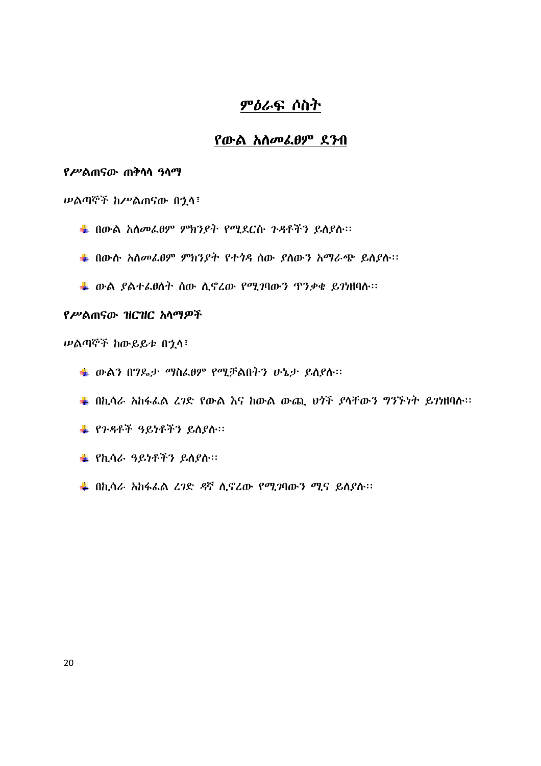# ምዕራፍ ሶስት

## የውል አለመፈፀም ደንብ

**የሥልጠናው ጠቅላላ ዓላማ**

ሠልጣኞች ከሥልጠናው በኋላ፣

- በውል አለመፈፀም ምክንያት የሚደርሱ ጉዳቶችን ይለያሉ፡፡
- በውሉ አለመፈፀም ምክንያት የተጎዳ ሰው ያለውን አማራጭ ይለያሉ፡፡
- ውል ያልተፈፀለት ሰው ሊኖረው የሚገባውን ጥንቃቄ ይገነዘባሉ፡፡

**የሥልጠናው ዝርዝር አላማዎች**

ሠልጣኞች ከውይይቱ በኋላ፣

- ውልን በግዴታ ማስፈፀም የሚቻልበትን ሁኔታ ይለያሉ፡፡
- በኪሳራ አከፋፈል ረገድ የውል እና ከውል ውጪ ህጎች ያላቸውን ግንኙነት ይገነዘባሉ፡፡
- የጉዳቶች ዓይነቶችን ይለያሉ፡፡
- የኪሳራ ዓይነቶችን ይለያሉ፡፡
- በኪሳራ አከፋፈል ረገድ ዳኛ ሊኖረው የሚገባውን ሚና ይለያሉ፡፡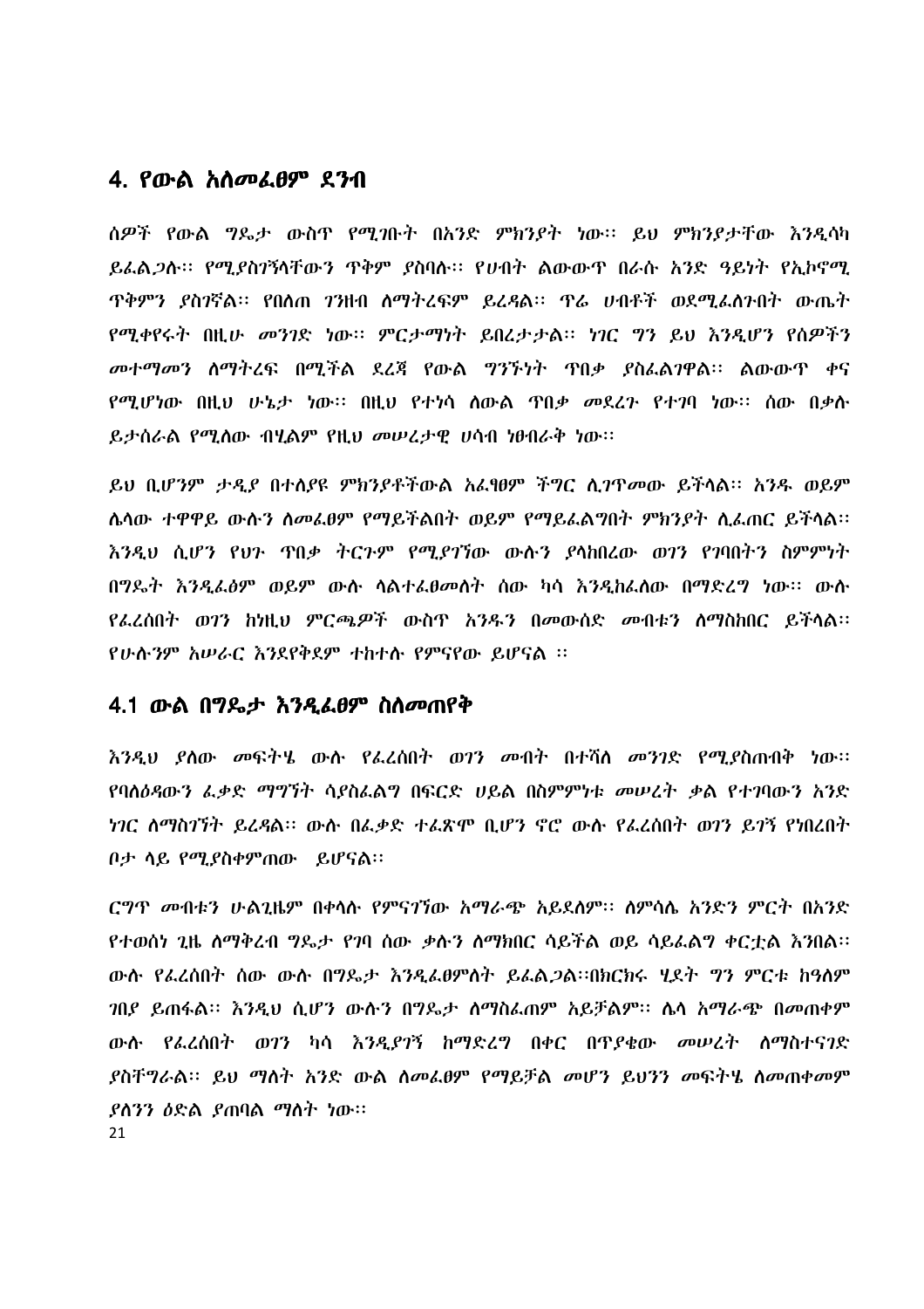## 4. የውል አለመፈፀም ደንብ

ሰዎች የውል ግዴታ ውስጥ የሚገቡት በአንድ ምክንያት ነው፡፡ ይህ ምክንያታቸው እንዲሳካ ይፈልጋሉ፡፡ የሚያስገኝላቸውን ጥቅም ያስባሉ፡፡ የሀብት ልውውጥ በራሱ አንድ ዓይነት የኢኮኖሚ ጥቅምን ያስገኛል፡፡ የበለጠ ገንዘብ ለማትረፍም ይረዳል፡፡ ጥሬ ሀብቶች ወደሚፈለጉበት ውጤት የሚቀየሩት በዚሁ መንገድ ነው፡፡ ምርታማነት ይበረታታል፡፡ ነገር ግን ይህ እንዲሆን የሰዎችን መተማመን ለማትረፍ በሚችል ደረጃ የውል ግንኙነት ጥበቃ ያስፈልገዋል፡፡ ልውውጥ ቀና የሚሆነው በዚህ ሁኔታ ነው፡፡ በዚህ የተነሳ ለውል ጥበቃ መደረጉ የተገባ ነው፡፡ ሰው በቃሉ ይታሰራል የሚለው ብሂልም የዚህ መሠረታዊ ሀሳብ ነፀብራቅ ነው፡፡

ይህ ቢሆንም ታዲያ በተለያዩ ምክንያቶችውል አፈፃፀም ችግር ሊገጥመው ይችላል፡፡ አንዱ ወይም ሌላው ተዋዋይ ውሉን ለመፈፀም የማይችልበት ወይም የማይፈልግበት ምክንያት ሊፈጠር ይችላል፡፡ እንዲህ ሲሆን የህጉ ጥበቃ ትርጉም የሚያገኘው ውሉን ያላከበረው ወገን የገባበትን ስምምነት በግዴት እንዲፈፅም ወይም ውሉ ላልተፈፀመለት ሰው ካሳ እንዲከፍለው በማድረግ ነው፡፡ ውሉ የፈረሰበት ወገን ከነዚህ ምርጫዎች ውስጥ አንዱን በመውሰድ መብቱን ለማስከበር ይችላል፡፡ የሁሉንም አሠራር እንደየቅደም ተከተሉ የምናየው ይሆናል ፡፡

### 4.1 ውል በግዴታ እንዲፈፀም ስለመጠየቅ

እንዲህ ያለው መፍትሄ ውሉ የፈረሰበት ወገን መብት በተሻለ መንገድ የሚያስጠብቅ ነው፡፡ የባለዕዳውን ፈቃድ ማግኘት ሳያስፈልግ በፍርድ ሀይል በስምምነቱ መሠረት ቃል የተገባውን አንድ ነገር ለማስገኘት ይረዳል፡፡ ውሉ በፈቃድ ተፈጽሞ ቢሆን ኖሮ ውሉ የፈረሰበት ወገን ይገኝ የነበረበት ቦታ ላይ የሚያስቀምጠው  ይሆናል፡፡

ርግጥ መብቱን ሁልጊዜም በቀላሉ የምናገኘው አማራጭ አይደለም፡፡ ለምሳሌ አንድን ምርት በአንድ የተወሰነ ጊዜ ለማቅረብ ግዴታ የገባ ሰው ቃሉን ለማክበር ሳይችል ወይ ሳይፈልግ ቀርቷል እንበል፡፡ ውሉ የፈረሰበት ሰው ውሉ በግዴታ እንዲፈፀምለት ይፈልጋል፡፡በክርክሩ ሂደት ግን ምርቱ ከዓለም ገበያ ይጠፋል፡፡ እንዲህ ሲሆን ውሉን በግዴታ ለማስፈጠም አይቻልም፡፡ ሌላ አማራጭ በመጠቀም ውሉ የፈረሰበት ወገን ካሳ እንዲያገኝ ከማድረግ በቀር በጥያቄው መሠረት ለማስተናገድ ያስቸግራል፡፡ ይህ ማለት አንድ ውል ለመፈፀም የማይቻል መሆን ይህንን መፍትሄ ለመጠቀም ያለንን ዕድል ያጠባል ማለት ነው፡፡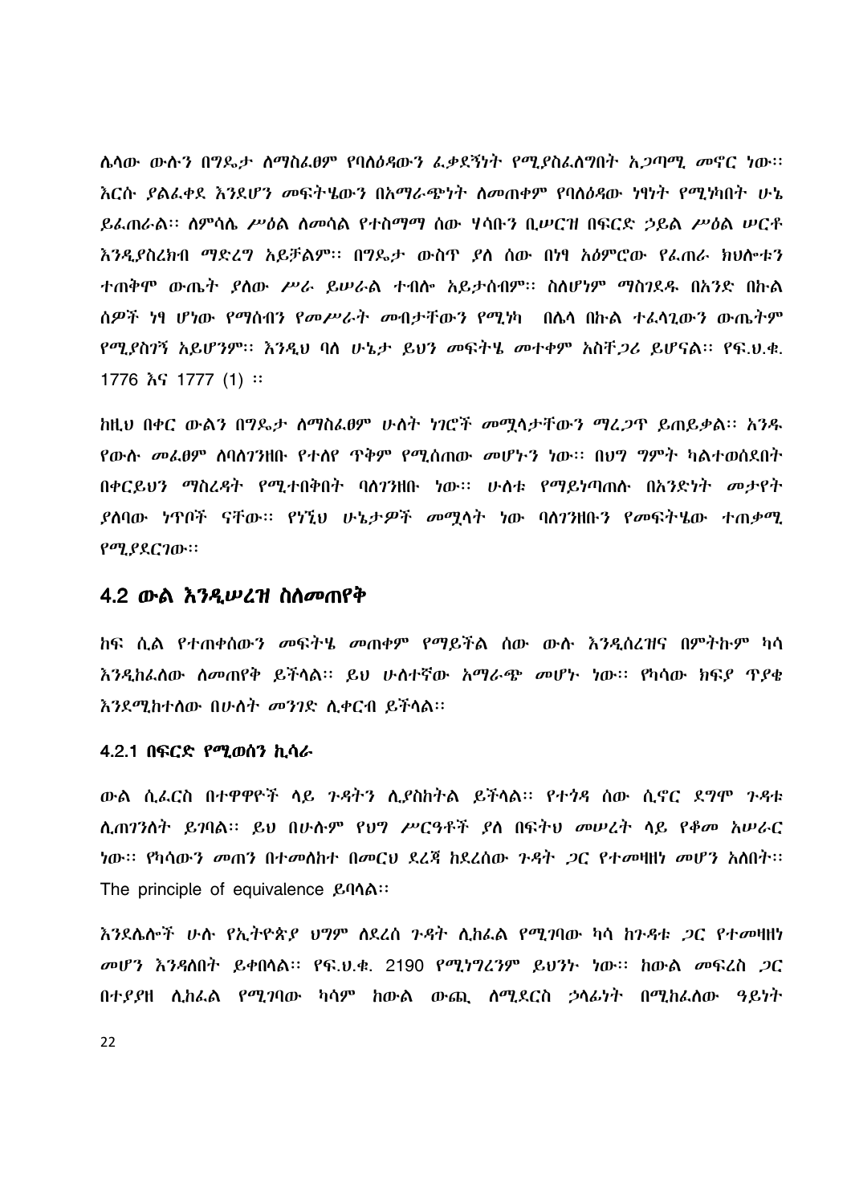ሌላው ውሉን በግዴታ ለማስፈፀም የባለዕዳውን ፈቃደኝነት የሚያስፈለግበት አጋጣሚ መኖር ነው፡፡ እርሱ ያልፈቀደ እንደሆን መፍትሄውን በአማራጭነት ለመጠቀም የባለዕዳው ነፃነት የሚነካበት ሁኔ ይፈጠራል፡፡ ለምሳሌ ሥዕል ለመሳል የተስማማ ሰው ሃሳቡን ቢሠርዝ በፍርድ ኃይል ሥዕል ሠርቶ እንዲያስረክብ ማድረግ አይቻልም፡፡ በግዴታ ውስጥ ያለ ሰው በነፃ አዕምሮው የፈጠራ ክህሎቱን ተጠቅሞ ውጤት ያለው ሥራ ይሠራል ተብሎ አይታሰብም፡፡ ስለሆነም ማስገደዱ በአንድ በኩል ሰዎች ነፃ ሆነው የማሰብን የመሥራት መብታቸውን የሚነካ በሌላ በኩል ተፈላጊውን ውጤትም የሚያስገኝ አይሆንም፡፡ እንዲህ ባለ ሁኔታ ይህን መፍትሄ መተቀም አስቸጋሪ ይሆናል፡፡ የፍ.ህ.ቁ. 1776 እና 1777 (1) ፡፡

ከዚህ በቀር ውልን በግዴታ ለማስፈፀም ሁለት ነገሮች መሟላታቸውን ማረጋጥ ይጠይቃል፡፡ አንዱ የውሉ መፈፀም ለባለገንዘቡ የተለየ ጥቅም የሚሰጠው መሆኑን ነው፡፡ በህግ ግምት ካልተወሰደበት በቀርይህን ማስረዳት የሚተበቅበት ባለገንዘቡ ነው፡፡ ሁለቱ የማይነጣጠሉ በአንድነት መታየት ያለባው ነጥቦች ናቸው፡፡ የነኚህ ሁኔታዎች መሟላት ነው ባለገንዘቡን የመፍትሄው ተጠቃሚ የሚያደርገው፡፡

## 4.2 ውል እንዲሠረዝ ስለመጠየቅ

ከፍ ሲል የተጠቀሰውን መፍትሄ መጠቀም የማይችል ሰው ውሉ እንዲሰረዝና በምትኩም ካሳ እንዲከፈለው ለመጠየቅ ይችላል፡፡ ይህ ሁለተኛው አማራጭ መሆኑ ነው፡፡ የካሳው ክፍያ ጥያቄ እንደሚከተለው በሁለት መንገድ ሊቀርብ ይችላል፡፡

### 4.2.1 በፍርድ የሚወሰን ኪሳራ

ውል ሲፈርስ በተዋዋዮች ላይ ጉዳትን ሊያስከትል ይችላል፡፡ የተጎዳ ሰው ሲኖር ደግሞ ጉዳቱ ሊጠገንለት ይገባል፡፡ ይህ በሁሉም የህግ ሥርዓቶች ያለ በፍትህ መሠረት ላይ የቆመ አሠራር ነው፡፡ የካሳውን መጠን በተመለከተ በመርህ ደረጃ ከደረሰው ጉዳት ጋር የተመዛዘነ መሆን አለበት፡፡ The principle of equivalence ይባላል፡፡

እንደሌሎች ሁሉ የኢትዮጵያ ህግም ለደረሰ ጉዳት ሊከፈል የሚገባው ካሳ ከጉዳቱ ጋር የተመዛዘነ መሆን እንዳለበት ይቀበላል፡፡ የፍ.ህ.ቁ. 2190 የሚነግረንም ይህንኑ ነው፡፡ ከውል መፍረስ ጋር በተያያዘ ሊከፈል የሚገባው ካሳም ከውል ውጪ ለሚደርስ ኃላፊነት በሚከፈለው ዓይነት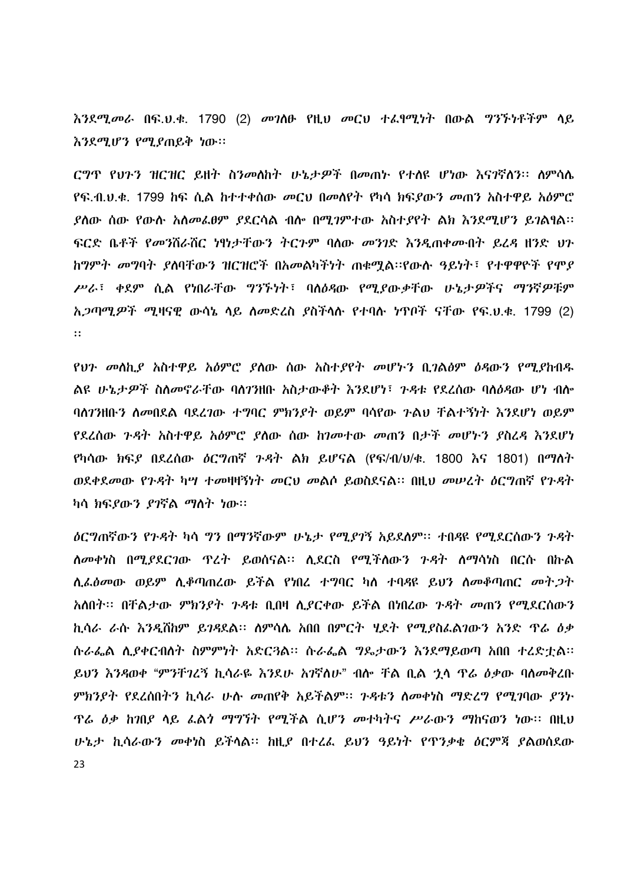እንደሚመራ በፍ.ህ.ቁ. 1790 (2) መገለፁ የዚህ መርህ ተፈፃሚነት በውል ግንኙነቶችም ላይ እንደሚሆን የሚያጠይቅ ነው፡፡

ርግጥ የህጉን ዝርዝር ይዘት ስንመለከት ሁኔታዎች በመጠኑ የተለዩ ሆነው እናገኛለን፡፡ ለምሳሌ የፍ.ብ.ህ.ቁ. 1799 ከፍ ሲል ከተተቀሰው መርህ በመለየት የካሳ ክፍያውን መጠን አስተዋይ አዕምሮ ያለው ሰው የውሉ አለመፈፀም ያደርሳል ብሎ በሚገምተው አስተያየት ልክ እንደሚሆን ይገልፃል፡፡ ፍርድ ቤቶች የመንሸራሸር ነፃነታቸውን ትርጉም ባለው መንገድ እንዲጠቀሙበት ይረዳ ዘንድ ህጉ ከግምት መግባት ያለባቸውን ዝርዝሮች በአመልካችነት ጠቁሟል፡፡የውሉ ዓይነት፣ የተዋዋዮች የሞያ ሥራ፣ ቀደም ሲል የነበራቸው ግንኙነት፣ ባለዕዳው የሚያውቃቸው ሁኔታዎችና ማንኛዎቹም አጋጣሚዎች ሚዛናዊ ውሳኔ ላይ ለመድረስ ያስችላሉ የተባሉ ነጥቦች ናቸው የፍ.ህ.ቁ. 1799 (2) ፡፡

የህጉ መለኪያ አስተዋይ አዕምሮ ያለው ሰው አስተያየት መሆኑን ቢገልፅም ዕዳውን የሚያከብዱ ልዩ ሁኔታዎች ስለመኖራቸው ባለገንዘቡ አስታውቆት እንደሆነ፣ ጉዳቱ የደረሰው ባለዕዳው ሆነ ብሎ ባለገንዘቡን ለመበደል ባደረገው ተግባር ምክንያት ወይም ባሳየው ጉልህ ቸልተኝነት እንደሆነ ወይም የደረሰው ጉዳት አስተዋይ አዕምሮ ያለው ሰው ከገመተው መጠን በታች መሆኑን ያስረዳ እንደሆነ የካሳው ክፍያ በደረሰው ዕርግጠኛ ጉዳት ልክ ይሆናል (የፍ/ብ/ህ/ቁ. 1800 እና 1801) በማለት ወደቀደመው የጉዳት ካሣ ተመዛዛኝነት መርህ መልሶ ይወስደናል፡፡ በዚህ መሠረት ዕርግጠኛ የጉዳት ካሳ ክፍያውን ያገኛል ማለት ነው፡፡

ዕርግጠኛውን የጉዳት ካሳ ግን በማንኛውም ሁኔታ የሚያገኝ አይደለም፡፡ ተበዳዩ የሚደርሰውን ጉዳት ለመቀነስ በሚያደርገው ጥረት ይወሰናል፡፡ ሊደርስ የሚችለውን ጉዳት ለማሳነስ በርሱ በኩል ሊፈፅመው ወይም ሊቆጣጠረው ይችል የነበረ ተግባር ካለ ተባዳዩ ይህን ለመቆጣጠር መትጋት አለበት፡፡ በቸልታው ምክንያት ጉዳቱ ቢበዛ ሊያርቀው ይችል በነበረው ጉዳት መጠን የሚደርሰውን ኪሳራ ራሱ እንዲሸከም ይገዳደል፡፡ ለምሳሌ አበበ በምርት ሂደት የሚያስፈልገውን አንድ ጥሬ ዕቃ ሱራፌል ሊያቀርብለት ስምምነት አድርጓል፡፡ ሱራፌል ግዴታውን እንደማይወጣ አበበ ተረድቷል፡፡ ይህን እንዳወቀ "ምንቸገረኝ ኪሳራዬ እንደሁ አገኛለሁ" ብሎ ቸል ቢል ኋላ ጥሬ ዕቃው ባለመቅረቡ ምክንያት የደረሰበትን ኪሳራ ሁሉ መጠየቅ አይችልም፡፡ ጉዳቱን ለመቀነስ ማድረግ የሚገባው ያንኑ ጥሬ ዕቃ ከገበያ ላይ ፈልጎ ማግኘት የሚችል ሲሆን መተካትና ሥራውን ማከናወን ነው፡፡ በዚህ ሁኔታ ኪሳራውን መቀነስ ይችላል፡፡ ከዚያ በተረፈ ይህን ዓይነት የጥንቃቄ ዕርምጃ ያልወሰደው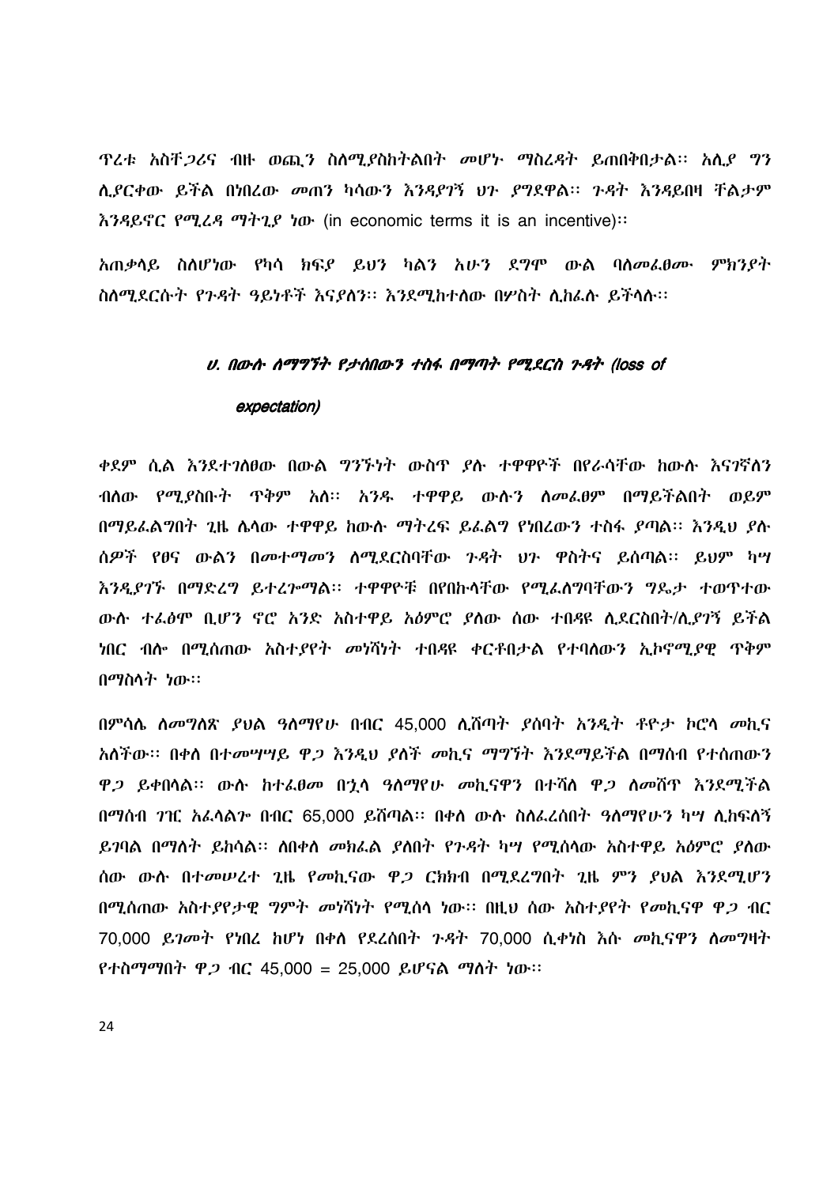ጥረቱ አስቸጋሪና ብዙ ወጪን ስለሚያስከትልበት መሆኑ ማስረዳት ይጠበቅበታል፡፡ አሊያ ግን ሊያርቀው ይችል በነበረው መጠን ካሳውን እንዳያገኝ ህጉ ያግደዋል፡፡ ጉዳት እንዳይበዛ ቸልታም እንዳይኖር የሚረዳ ማትጊያ ነው (in economic terms it is an incentive)፡፡

አጠቃላይ ስለሆነው የካሳ ክፍያ ይህን ካልን አሁን ደግሞ ውል ባለመፈፀሙ ምክንያት ስለሚደርሱት የጉዳት ዓይነቶች እናያለን፡፡ እንደሚከተለው በሦስት ሊከፈሉ ይችላሉ፡፡

### *ሀ. በውሉ ለማግኘት የታሰበውን ተስፋ በማጣት የሚደርስ ጉዳት (loss of expectation)*

ቀደም ሲል እንደተገለፀው በውል ግንኙነት ውስጥ ያሉ ተዋዋዮች በየራሳቸው ከውሉ እናገኛለን ብለው የሚያስቡት ጥቅም አለ፡፡ አንዱ ተዋዋይ ውሉን ለመፈፀም በማይችልበት ወይም በማይፈልግበት ጊዜ ሌላው ተዋዋይ ከውሉ ማትረፍ ይፈልግ የነበረውን ተስፋ ያጣል፡፡ እንዲህ ያሉ ሰዎች የፀና ውልን በመተማመን ለሚደርስባቸው ጉዳት ህጉ ዋስትና ይሰጣል፡፡ ይህም ካሣ እንዲያገኙ በማድረግ ይተረጐማል፡፡ ተዋዋዮቹ በየበኩላቸው የሚፈለግባቸውን ግዴታ ተወጥተው ውሉ ተፈፅሞ ቢሆን ኖሮ አንድ አስተዋይ አዕምሮ ያለው ሰው ተበዳዩ ሊደርስበት/ሊያገኝ ይችል ነበር ብሎ በሚሰጠው አስተያየት መነሻነት ተበዳዩ ቀርቶበታል የተባለውን ኢኮኖሚያዊ ጥቅም በማስላት ነው፡፡

በምሳሌ ለመግለጽ ያህል ዓለማየሁ በብር 45,000 ሊሸጣት ያሰባት አንዲት ቶዮታ ኮሮላ መኪና አለችው፡፡ በቀለ በተመሣሣይ ዋጋ እንዲህ ያለች መኪና ማግኘት እንደማይችል በማሰብ የተሰጠውን ዋጋ ይቀበላል፡፡ ውሉ ከተፈፀመ በኋላ ዓለማየሁ መኪናዋን በተሻለ ዋጋ ለመሸጥ እንደሚችል በማሰብ ገገር አፈላልጐ በብር 65,000 ይሸጣል፡፡ በቀለ ውሉ ስለፈረሰበት ዓለማየሁን ካሣ ሊከፍለኝ ይገባል በማለት ይከሳል፡፡ ለበቀለ መከፈል ያለበት የጉዳት ካሣ የሚሰላው አስተዋይ አዕምሮ ያለው ሰው ውሉ በተመሠረተ ጊዜ የመኪናው ዋጋ ርክክብ በሚደረግበት ጊዜ ምን ያህል እንደሚሆን በሚሰጠው አስተያየታዊ ግምት መነሻነት የሚሰላ ነው፡፡ በዚህ ሰው አስተያየት የመኪናዋ ዋጋ ብር 70,000 ይገመት የነበረ ከሆነ በቀለ የደረሰበት ጉዳት 70,000 ሲቀነስ እሱ መኪናዋን ለመግዛት የተስማማበት ዋጋ ብር 45,000 = 25,000 ይሆናል ማለት ነው፡፡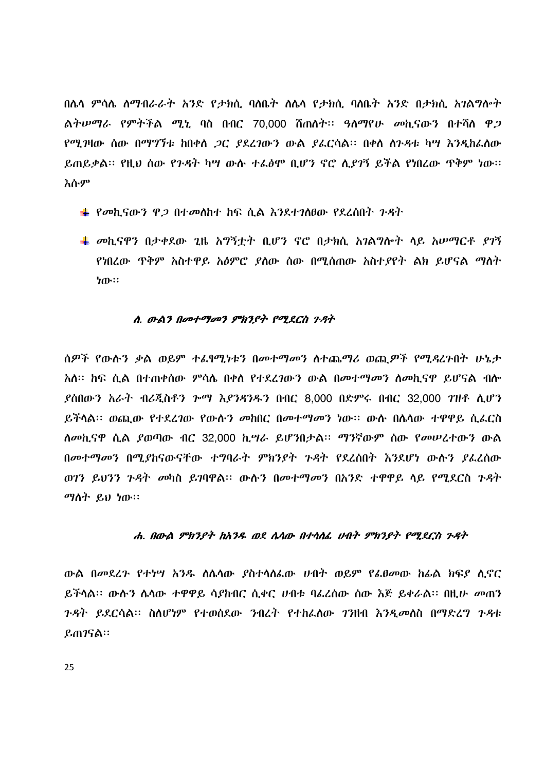በሌላ ምሳሌ ለማብራራት አንድ የታክሲ ባለቤት ለሌላ የታክሲ ባለቤት አንድ በታክሲ አገልግሎት ልትሠማራ የምትችል ሚኒ ባስ በብር 70,000 ሸጠለት፡፡ ዓለማየሁ መኪናውን በተሻለ ዋጋ የሚገዛው ሰው በማግኘቱ ከበቀለ ጋር ያደረገውን ውል ያፈርሳል፡፡ በቀለ ለጉዳቱ ካሣ እንዲከፈለው ይጠይቃል፡፡ የዚህ ሰው የጉዳት ካሣ ውሉ ተፈፅሞ ቢሆን ኖሮ ሊያገኝ ይችል የነበረው ጥቅም ነው፡፡ እሱም

- የመኪናውን ዋጋ በተመለከተ ከፍ ሲል እንደተገለፀው የደረሰበት ጉዳት
- መኪናዋን በታቀደው ጊዜ አግኝቷት ቢሆን ኖሮ በታክሲ አገልግሎት ላይ አሠማርቶ ያገኝ የነበረው ጥቅም አስተዋይ አዕምሮ ያለው ሰው በሚሰጠው አስተያየት ልክ ይሆናል ማለት ነው፡፡

### *ለ. ውልን በመተማመን ምክንያት የሚደርስ ጉዳት*

ሰዎች የውሉን ቃል ወይም ተፈፃሚነቱን በመተማመን ለተጨማሪ ወጪዎች የሚዳረጉበት ሁኔታ አለ፡፡ ከፍ ሲል በተጠቀሰው ምሳሌ በቀለ የተደረገውን ውል በመተማመን ለመኪናዋ ይሆናል ብሎ ያሰበውን አራት ብሪጂስቶን ጎማ እያንዳንዱን በብር 8,000 በድምሩ በብር 32,000 ገዝቶ ሊሆን ይችላል፡፡ ወጪው የተደረገው የውሉን መከበር በመተማመን ነው፡፡ ውሉ በሌላው ተዋዋይ ሲፈርስ ለመኪናዋ ሲል ያወጣው ብር 32,000 ኪሣራ ይሆንበታል፡፡ ማንኛውም ሰው የመሠረተውን ውል በመተማመን በሚያከናውናቸው ተግባራት ምክንያት ጉዳት የደረሰበት እንደሆነ ውሉን ያፈረሰው ወገን ይህንን ጉዳት መካስ ይገባዋል፡፡ ውሉን በመተማመን በአንድ ተዋዋይ ላይ የሚደርስ ጉዳት ማለት ይህ ነው፡፡

### *ሐ. በውል ምክንያት ከአንዱ ወደ ሌላው በተላለፈ ሀብት ምክንያት የሚደርስ ጉዳት*

ውል በመደረጉ የተነሣ አንዱ ለሌላው ያስተላለፈው ሀብት ወይም የፈፀመው ክፊል ክፍያ ሊኖር ይችላል፡፡ ውሉን ሌላው ተዋዋይ ሳያከብር ሲቀር ሀብቱ ባፈረሰው ሰው እጅ ይቀራል፡፡ በዚሁ መጠን ጉዳት ይደርሳል፡፡ ስለሆነም የተወሰደው ንብረት የተከፈለው ገንዘብ እንዲመለስ በማድረግ ጉዳቱ ይጠገናል፡፡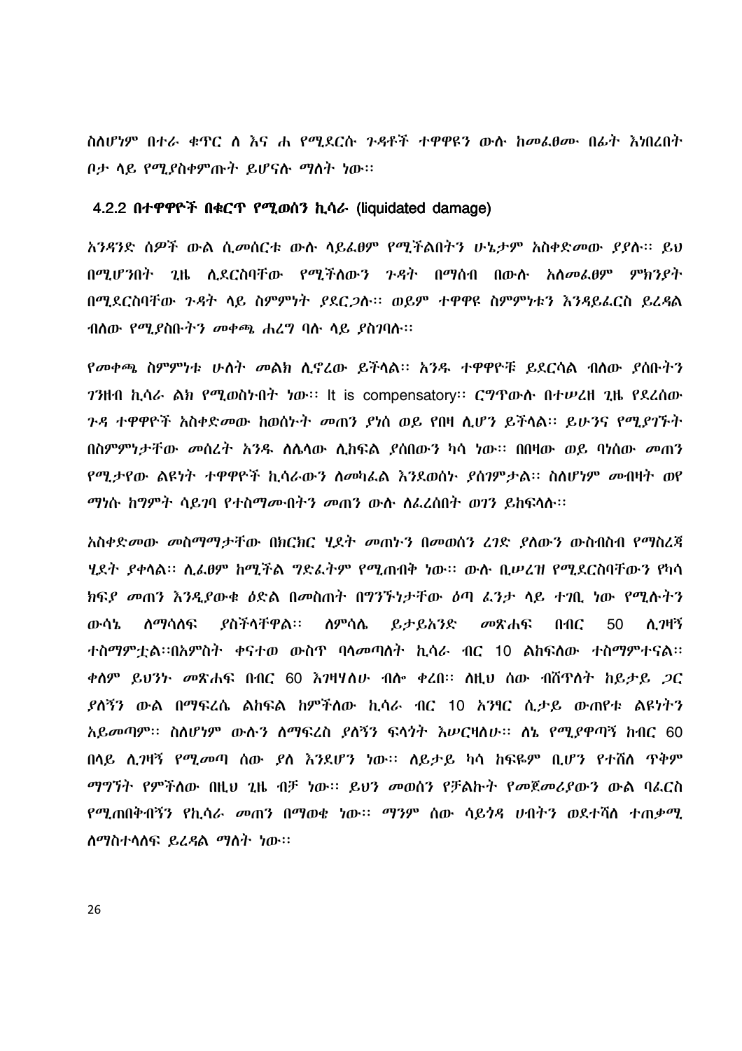ስለሆነም በተራ ቁጥር ለ እና ሐ የሚደርሱ ጉዳቶች ተዋዋዩን ውሉ ከመፈፀሙ በፊት እነበረበት ቦታ ላይ የሚያስቀምጡት ይሆናሉ ማለት ነው፡፡

### 4.2.2 በተዋዋዮች በቁርጥ የሚወሰን ኪሳራ (liquidated damage)

አንዳንድ ሰዎች ውል ሲመሰርቱ ውሉ ላይፈፀም የሚችልበትን ሁኔታም አስቀድመው ያያሉ፡፡ ይህ በሚሆንበት ጊዜ ሊደርስባቸው የሚችለውን ጉዳት በማሰብ በውሉ አለመፈፀም ምክንያት በሚደርስባቸው ጉዳት ላይ ስምምነት ያደርጋሉ፡፡ ወይም ተዋዋዩ ስምምነቱን እንዳይፈርስ ይረዳል ብለው የሚያስቡትን መቀጫ ሐረግ ባሉ ላይ ያስገባሉ፡፡

የመቀጫ ስምምነቱ ሁለት መልክ ሊኖረው ይችላል፡፡ አንዱ ተዋዋዮቹ ይደርሳል ብለው ያሰቡትን ገንዘብ ኪሳራ ልክ የሚወስኑበት ነው፡፡ It is compensatory፡፡ ርግጥውሉ በተሠረዘ ጊዜ የደረሰው ጉዳ ተዋዋዮች አስቀድመው ከወሰኑት መጠን ያነሰ ወይ የበዛ ሊሆን ይችላል፡፡ ይሁንና የሚያገኙት በስምምነታቸው መሰረት አንዱ ለሌላው ሊከፍል ያሰበውን ካሳ ነው፡፡ በበዛው ወይ ባነሰው መጠን የሚታየው ልዩነት ተዋዋዮች ኪሳራውን ለመካፈል እንደወሰኑ ያስገምታል፡፡ ስለሆነም መብዛት ወየ ማነሱ ከግምት ሳይገባ የተስማሙበትን መጠን ውሉ ለፈረሰበት ወገን ይከፍላሉ፡፡

አስቀድመው መስማማታቸው በክርክር ሂደት መጠኑን በመወሰን ረገድ ያለውን ውስብስብ የማስረጃ ሂደት ያቀላል፡፡ ሊፈፀም ከሚችል ግድፈትም የሚጠብቅ ነው፡፡ ውሉ ቢሠረዝ የሚደርስባቸውን የካሳ ክፍያ መጠን እንዲያውቁ ዕድል በመስጠት በግንኙነታቸው ዕጣ ፈንታ ላይ ተገቢ ነው የሚሉትን ውሳኔ ለማሳለፍ ያስችላቸዋል፡፡ ለምሳሌ ይታይአንድ መጽሐፍ በብር 50 ሊገዛኝ ተስማምቷል፡፡በአምስት ቀናተወ ውስጥ ባላመጣለት ኪሳራ ብር 10 ልከፍለው ተስማምተናል፡፡ ቀለም ይህንኑ መጽሐፍ በብር 60 እገዛሃለሁ ብሎ ቀረበ፡፡ ለዚህ ሰው ብሸጥለት ከይታይ ጋር ያለኝን ውል በማፍረሴ ልከፍል ከምችለው ኪሳራ ብር 10 አንፃር ሲታይ ውጠየቱ ልዩነትን አይመጣም፡፡ ስለሆነም ውሉን ለማፍረስ ያለኝን ፍላጎት እሠርዛለሁ፡፡ ለኔ የሚያዋጣኝ ከብር 60 በላይ ሊገዛኝ የሚመጣ ሰው ያለ እንደሆን ነው፡፡ ለይታይ ካሳ ከፍዬም ቢሆን የተሻለ ጥቅም ማግኘት የምችለው በዚህ ጊዜ ብቻ ነው፡፡ ይህን መወሰን የቻልኩት የመጀመሪያውን ውል ባፈርስ የሚጠበቅብኝን የኪሳራ መጠን በማወቁ ነው፡፡ ማንም ሰው ሳይጎዳ ሀብትን ወደተሻለ ተጠቃሚ ለማስተላለፍ ይረዳል ማለት ነው፡፡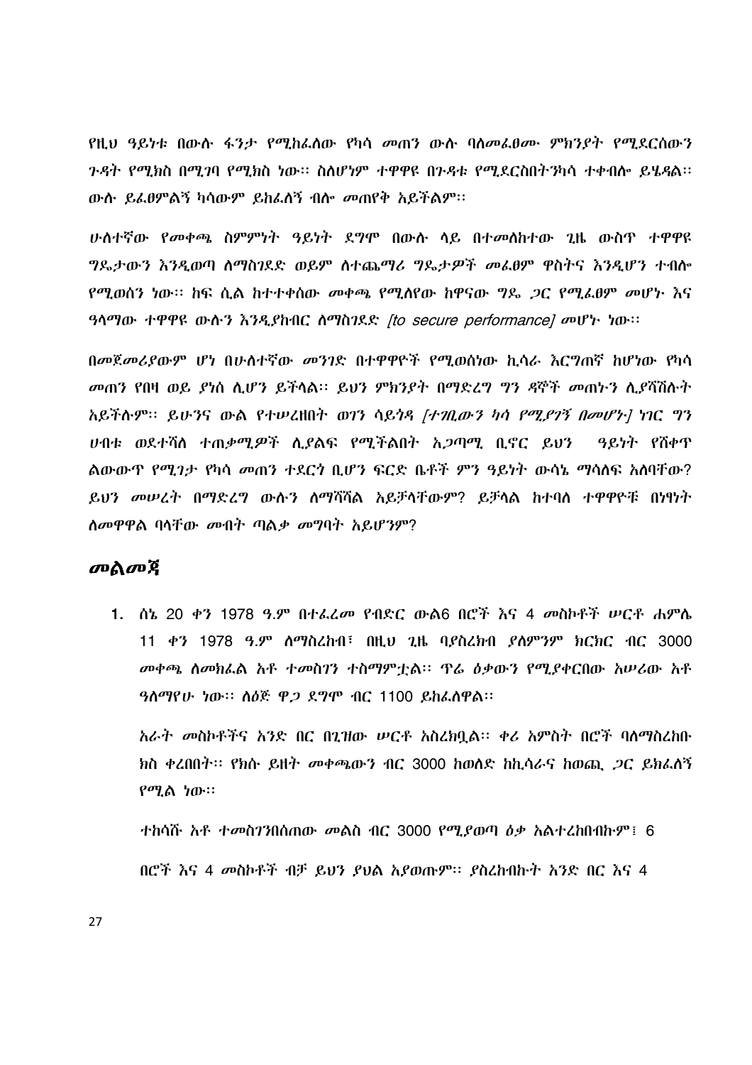የዚህ ዓይነቱ በውሉ ፋንታ የሚከፈለው የካሳ መጠን ውሉ ባለመፈፀሙ ምክንያት የሚደርሰውን ጉዳት የሚክስ በሚገባ የሚክስ ነው፡፡ ስለሆነም ተዋዋዩ በጉዳቱ የሚደርስበትን ካሳ ተቀብሎ ይሄዳል፡፡ ውሉ ይፈፀምልኝ ካሳውም ይከፈለኝ ብሎ መጠየቅ አይችልም፡፡

ሁለተኛው የመቀጫ ስምምነት ዓይነት ደግሞ በውሉ ላይ በተመለከተው ጊዜ ውስጥ ተዋዋዩ ግዴታውን እንዲወጣ ለማስገደድ ወይም ለተጨማሪ ግዴታዎች መፈፀም ዋስትና እንዲሆን ተብሎ የሚወሰን ነው፡፡ ከፍ ሲል ከተተቀሰው መቀጫ የሚለየው ከዋናው ግዴ ጋር የሚፈፀም መሆኑ እና ዓላማው ተዋዋዩ ውሉን እንዲያከብር ለማስገደድ *[to secure performance]* መሆኑ ነው፡፡

በመጀመሪያውም ሆነ በሁለተኛው መንገድ በተዋዋዮች የሚወሰነው ኪሳራ እርግጠኛ ከሆነው የካሳ መጠን የበዛ ወይ ያነሰ ሊሆን ይችላል፡፡ ይህን ምክንያት በማድረግ ግን ዳኞች መጠኑን ሊያሻሽሉት አይችሉም፡፡ ይሁንና ውል የተሠረዘበት ወገን ሳይጎዳ *[ተገቢውን ካሳ የሚያገኝ በመሆኑ]* ነገር ግን ሀብቱ ወደተሻለ ተጠቃሚዎች ሊያልፍ የሚችልበት አጋጣሚ ቢኖር ይህን  ዓይነት የሽቀጥ ልውውጥ የሚገታ የካሳ መጠን ተደርጎ ቢሆን ፍርድ ቤቶች ምን ዓይነት ውሳኔ ማሳለፍ አለባቸው? ይህን መሠረት በማድረግ ውሉን ለማሻሻል አይቻላቸውም? ይቻላል ከተባለ ተዋዋዮቹ በነፃነት ለመዋዋል ባላቸው መብት ጣልቃ መግባት አይሆንም?

## መልመጃ

1. ሰኔ 20 ቀን 1978 ዓ.ም በተፈረመ የብድር ውል6 በሮች እና 4 መስኮቶች ሠርቶ ሐምሌ 11 ቀን 1978 ዓ.ም ለማስረከብ፣ በዚህ ጊዜ ባያስረክብ ያለምንም ክርክር ብር 3000 መቀጫ ለመክፈል አቶ ተመስገን ተስማምቷል፡፡ ጥሬ ዕቃውን የሚያቀርበው አሠሪው አቶ ዓለማየሁ ነው፡፡ ለዕጅ ዋጋ ደግሞ ብር 1100 ይከፈለዋል፡፡

   አራት መስኮቶችና አንድ በር በጊዝው ሠርቶ አስረክቧል፡፡ ቀሪ አምስት በሮች ባለማስረከቡ ክስ ቀረበበት፡፡ የክሱ ይዘት መቀጫውን ብር 3000 ከወለድ ከኪሳራና ከወጪ ጋር ይክፈለኝ የሚል ነው፡፡

   ተከሳሹ አቶ ተመስገንበሰጠው መልስ ብር 3000 የሚያወጣ ዕቃ አልተረከበብኩም፣ 6 በሮች እና 4 መስኮቶች ብቻ ይህን ያህል አያወጡም፡፡ ያስረከብኩት አንድ በር እና 4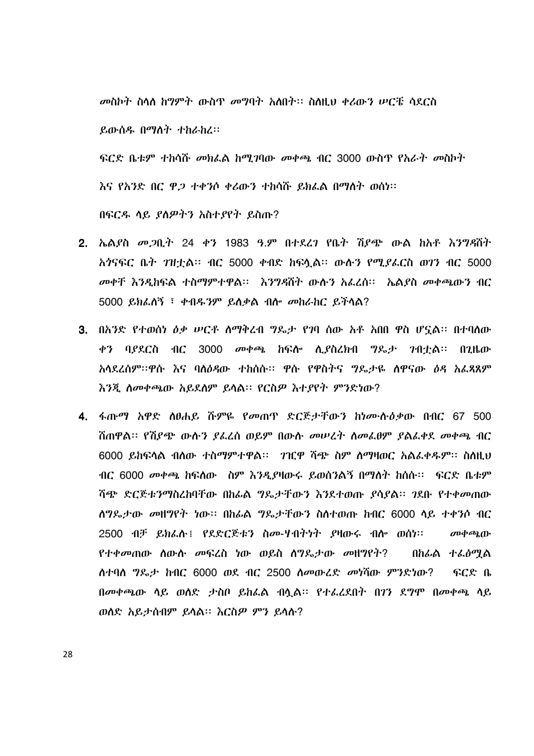መስኮት ስላለ ከግምት ውስጥ መግባት አለበት፡፡ ስለዚህ ቀሪውን ሥርቼ ሳደርስ ይውሰዱ በማለት ተከራከረ፡፡

ፍርድ ቤቱም ተከሳሹ መክፈል ከሚገባው መቀጫ ብር 3000 ውስጥ የአራት መስኮት እና የአንድ በር ዋጋ ተቀንሶ ቀሪውን ተከሳሹ ይክፈል በማለት ወሰነ፡፡

በፍርዱ ላይ ያለዎትን አስተያየት ይስጡ?

2. ኤልያስ መጋቢት 24 ቀን 1983 ዓ.ም በተደረገ የቤት ሽያጭ ውል ከአቶ እንግዳሸት አጎናፍር ቤት ገዝቷል፡፡ ብር 5000 ቀብድ ከፍሏል፡፡ ውሉን የሚያፈርስ ወገን ብር 5000 መቀቸ እንዲከፍል ተስማምተዋል፡፡ እንግዳሸት ውሉን አፈረሰ፡፡ ኤልያስ መቀጫውን ብር 5000 ይክፈለኝ ፣ ቀብዱንም ይለቃል ብሎ መከራከር ይችላል?

3. በአንድ የተወሰነ ዕቃ ሠርቶ ለማቅረብ ግዴታ የገባ ሰው አቶ አበበ ዋስ ሆኗል፡፡ በተባለው ቀን ባያደርስ ብር 3000 መቀጫ ከፍሎ ሊያስረክብ ግዴታ ገብቷል፡፡ በጊዜው አላደረሰም፡፡ዋሱ እና ባለዕዳው ተከሰሱ፡፡ ዋሱ የዋስትና ግዴታዬ ለዋናው ዕዳ አፈጻጸም እንጂ ለመቀጫው አይደለም ይላል፡፡ የርስዎ እተያየት ምንድነው?

4. ፋጡማ አዋድ ለፀሐይ ሹምዬ የመጠጥ ድርጅታቸውን ከነሙሉዕቃው በብር 67 500 ሸጠዋል፡፡ የሽያጭ ውሉን ያፈረሰ ወይም በውሉ መሠረት ለመፈፀም ያልፈቀደ መቀጫ ብር 6000 ይከፍላል ብለው ተስማምተዋል፡፡ ገዢዋ ሻጭ ስም ለማዛወር አልፈቀዱም፡፡ ስለዚህ ብር 6000 መቀጫ ከፍለው ስም እንዲያዛውሩ ይወሰንልኝ በማለት ከሰሱ፡፡ ፍርድ ቤቱም ሻጭ ድርጅቱንማስረከባቸው በከፊል ግዴታቸውን እንደተወጡ ያሳያል፡፡ ገደቡ የተቀመጠው ለግዴታው መዘግየት ነው፡፡ በከፊል ግዴታቸውን ስለተወጡ ከብር 6000 ላይ ተቀንሶ ብር 2500 ብቻ ይክፈሉ፣ የደድርጅቱን ስሙ-ሃብትነት ያዛውሩ ብሎ ወሰነ፡፡ መቀጫው የተቀመጠው ለውሉ መፍረስ ነው ወይስ ለግዴታው መዘግየት? በከፊል ተፈፅሟል ለተባለ ግዴታ ከብር 6000 ወደ ብር 2500 ለመውረድ መነሻው ምንድነው? ፍርድ ቤ በመቀጫው ላይ ወለድ ታስቦ ይከፈል ብሏል፡፡ የተፈረደበት በገን ደግሞ በመቀጫ ላይ ወለድ አይታሰብም ይላል፡፡ እርስዎ ምን ይላሉ?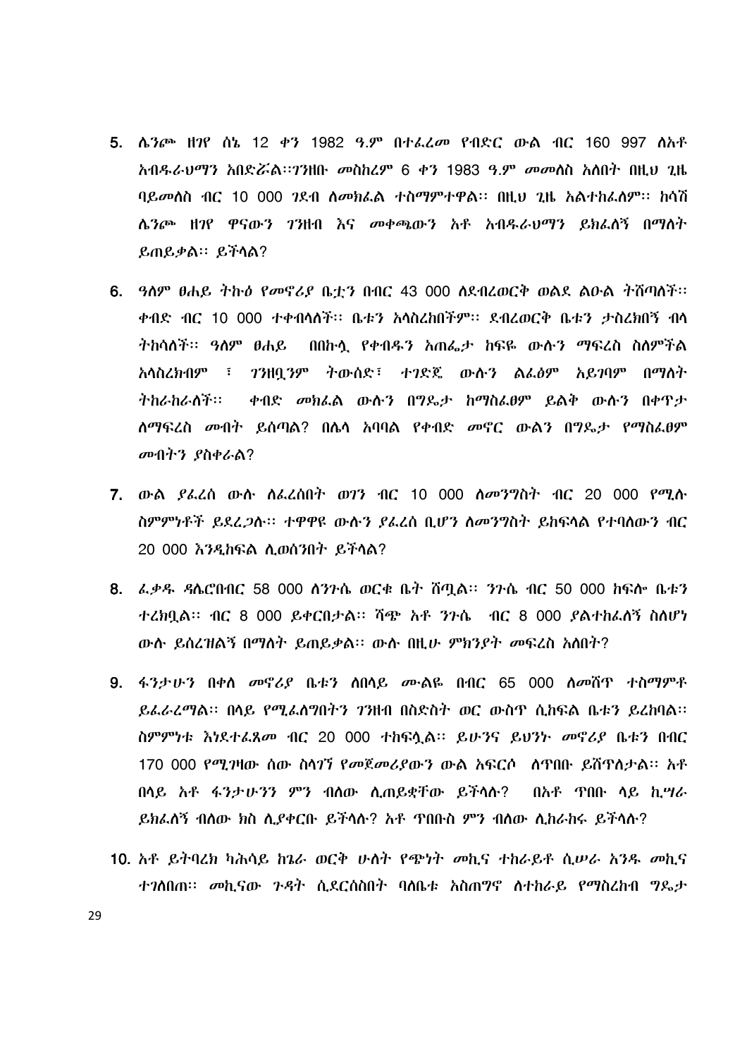5. ሌንጮ ዘገየ ሰኔ 12 ቀን 1982 ዓ.ም በተፈረመ የብድር ውል ብር 160 997 ለአቶ አብዱራህማን አበድሯል፡፡ገንዘቡ መስከረም 6 ቀን 1983 ዓ.ም መመለስ አለበት በዚህ ጊዜ ባይመለስ ብር 10 000 ገደብ ለመክፈል ተስማምተዋል፡፡ በዚህ ጊዜ አልተከፈለም፡፡ ከሳሽ ሌንጮ ዘገየ ዋናውን ገንዘብ እና መቀጫውን አቶ አብዱራህማን ይክፈለኝ በማለት ይጠይቃል፡፡ ይችላል?

6. ዓለም ፀሐይ ትኩዕ የመኖሪያ ቤቷን በብር 43 000 ለደብረወርቅ ወልደ ልዑል ትሸጣለች፡፡ ቀብድ ብር 10 000 ተቀብላለች፡፡ ቤቱን አላስረከበችም፡፡ ደብረወርቅ ቤቱን ታስረክበኝ ብላ ትከሳለች፡፡ ዓለም ፀሐይ በበኩሏ የቀብዱን አጠፌታ ከፍዬ ውሉን ማፍረስ ስለምችል አላስረክብም ፣ ገንዘቧንም ትውሰድ፣ ተገድጄ ውሉን ልፈፅም አይገባም በማለት ትከራከራለች፡፡ ቀብድ መክፈል ውሉን በግዴታ ከማስፈፀም ይልቅ ውሉን በቀጥታ ለማፍረስ መብት ይሰጣል? በሌላ አባባል የቀብድ መኖር ውልን በግዴታ የማስፈፀም መብትን ያስቀራል?

7. ውል ያፈረሰ ውሉ ለፈረሰበት ወገን ብር 10 000 ለመንግስት ብር 20 000 የሚሉ ስምምነቶች ይደረጋሉ፡፡ ተዋዋዩ ውሉን ያፈረሰ ቢሆን ለመንግስት ይከፍላል የተባለውን ብር 20 000 እንዲከፍል ሊወሰንበት ይችላል?

8. ፈቃዱ ዳሌሮበብር 58 000 ለንጉሴ ወርቁ ቤት ሸጧል፡፡ ንጉሴ ብር 50 000 ከፍሎ ቤቱን ተረክቧል፡፡ ብር 8 000 ይቀርበታል፡፡ ሻጭ አቶ ንጉሴ ብር 8 000 ያልተከፈለኝ ስለሆነ ውሉ ይሰረዝልኝ በማለት ይጠይቃል፡፡ ውሉ በዚሁ ምክንያት መፍረስ አለበት?

9. ፋንታሁን በቀለ መኖሪያ ቤቱን ለበላይ ሙልዬ በብር 65 000 ለመሸጥ ተስማምቶ ይፈራረማል፡፡ በላይ የሚፈለግበትን ገንዘብ በስድስት ወር ውስጥ ሲከፍል ቤቱን ይረከባል፡፡ ስምምነቱ እነደተፈጸመ ብር 20 000 ተከፍሏል፡፡ ይሁንና ይህንኑ መኖሪያ ቤቱን በብር 170 000 የሚገዛው ሰው ስላገኘ የመጀመሪያውን ውል አፍርሶ ለጥበቡ ይሸጥለታል፡፡ አቶ በላይ አቶ ፋንታሁንን ምን ብለው ሊጠይቋቸው ይችላሉ? በአቶ ጥበቡ ላይ ኪሣራ ይክፈለኝ ብለው ክስ ሊያቀርቡ ይችላሉ? አቶ ጥበቡስ ምን ብለው ሊከራከሩ ይችላሉ?

10. አቶ ይትባረክ ካሕሳይ ከጌራ ወርቅ ሁለት የጭነት መኪና ተከራይቶ ሲሠራ አንዱ መኪና ተገለበጠ፡፡ መኪናው ጉዳት ሲደርስበት ባለቤቱ አስጠግኖ ለተከራይ የማስረከብ ግዴታ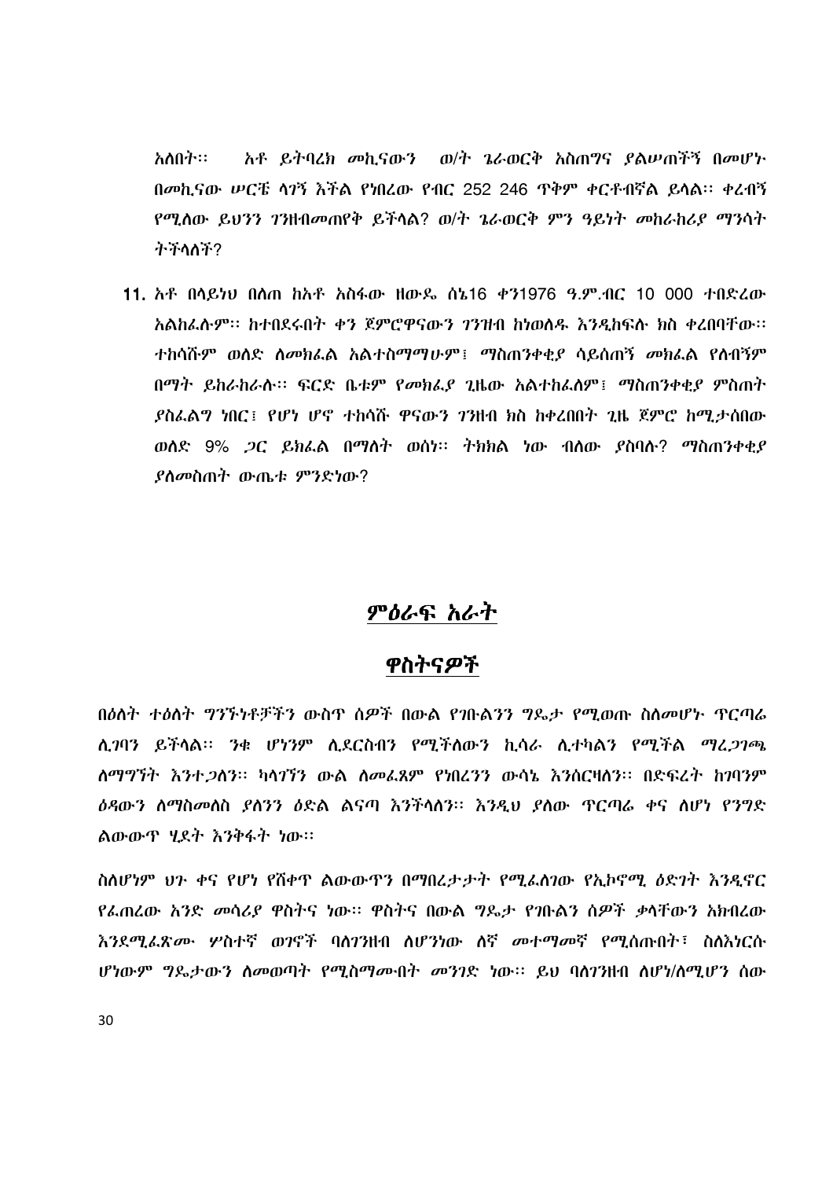አለበት፡፡ አቶ ይትባረክ መኪናውን ወ/ት ጌራወርቅ አስጠግና ያልሠጠችኝ በመሆኑ በመኪናው ሥርቼ ሳገኝ እችል የነበረው የብር 252 246 ጥቅም ቀርቶብኛል ይላል፡፡ ቀረብኝ የሚለው ይህንን ገንዘብመጠየቅ ይችላል? ወ/ት ጌራወርቅ ምን ዓይነት መከራከሪያ ማንሳት ትችላለች?

11. አቶ በላይነህ በለጠ ከአቶ አስፋው ዘውዴ ሰኔ16 ቀን1976 ዓ.ም.ብር 10 000 ተበድረው አልከፈሉም፡፡ ከተበደሩበት ቀን ጀምሮዋናውን ገንዘብ ከነወለዱ እንዲከፍሉ ክስ ቀረበባቸው፡፡ ተከሳሹም ወለድ ለመክፈል አልተስማማሁም፤ ማስጠንቀቂያ ሳይሰጠኝ መክፈል የለብኝም በማት ይከራከራሉ፡፡ ፍርድ ቤቱም የመክፈያ ጊዜው አልተከፈለም፤ ማስጠንቀቂያ ምስጠት ያስፈልግ ነበር፤ የሆነ ሆኖ ተከሳሹ ዋናውን ገንዘብ ክስ ከቀረበበት ጊዜ ጀምሮ ከሚታሰበው ወለድ 9% ጋር ይክፈል በማለት ወሰነ፡፡ ትክክል ነው ብለው ያስባሉ? ማስጠንቀቂያ ያለመስጠት ውጤቱ ምንድነው?

## ምዕራፍ አራት

## ዋስትናዎች

በዕለት ተዕለት ግንኙነቶቻችን ውስጥ ሰዎች በውል የገቡልንን ግዴታ የሚወጡ ስለመሆኑ ጥርጣሬ ሊገባን ይችላል፡፡ ንቁ ሆነንም ሊደርስብን የሚችለውን ኪሳራ ሊተካልን የሚችል ማረጋገጫ ለማግኘት እንተጋለን፡፡ ካላገኘን ውል ለመፈጸም የነበረንን ውሳኔ እንሰርዛለን፡፡ በድፍረት ከገባንም ዕዳውን ለማስመለስ ያለንን ዕድል ልናጣ እንችላለን፡፡ እንዲህ ያለው ጥርጣሬ ቀና ለሆነ የንግድ ልውውጥ ሂደት እንቅፋት ነው፡፡

ስለሆነም ህጉ ቀና የሆነ የሸቀጥ ልውውጥን በማበረታታት የሚፈለገው የኢኮኖሚ ዕድገት እንዲኖር የፈጠረው አንድ መሳሪያ ዋስትና ነው፡፡ ዋስትና በውል ግዴታ የገቡልን ሰዎች ቃላቸውን አክብረው እንደሚፈጽሙ ሦስተኛ ወገኖች ባለገንዘብ ለሆንነው ለኛ መተማመኛ የሚሰጡበት፣ ስለእነርሱ ሆነውም ግዴታውን ለመወጣት የሚስማሙበት መንገድ ነው፡፡ ይህ ባለገንዘብ ለሆነ/ለሚሆን ሰው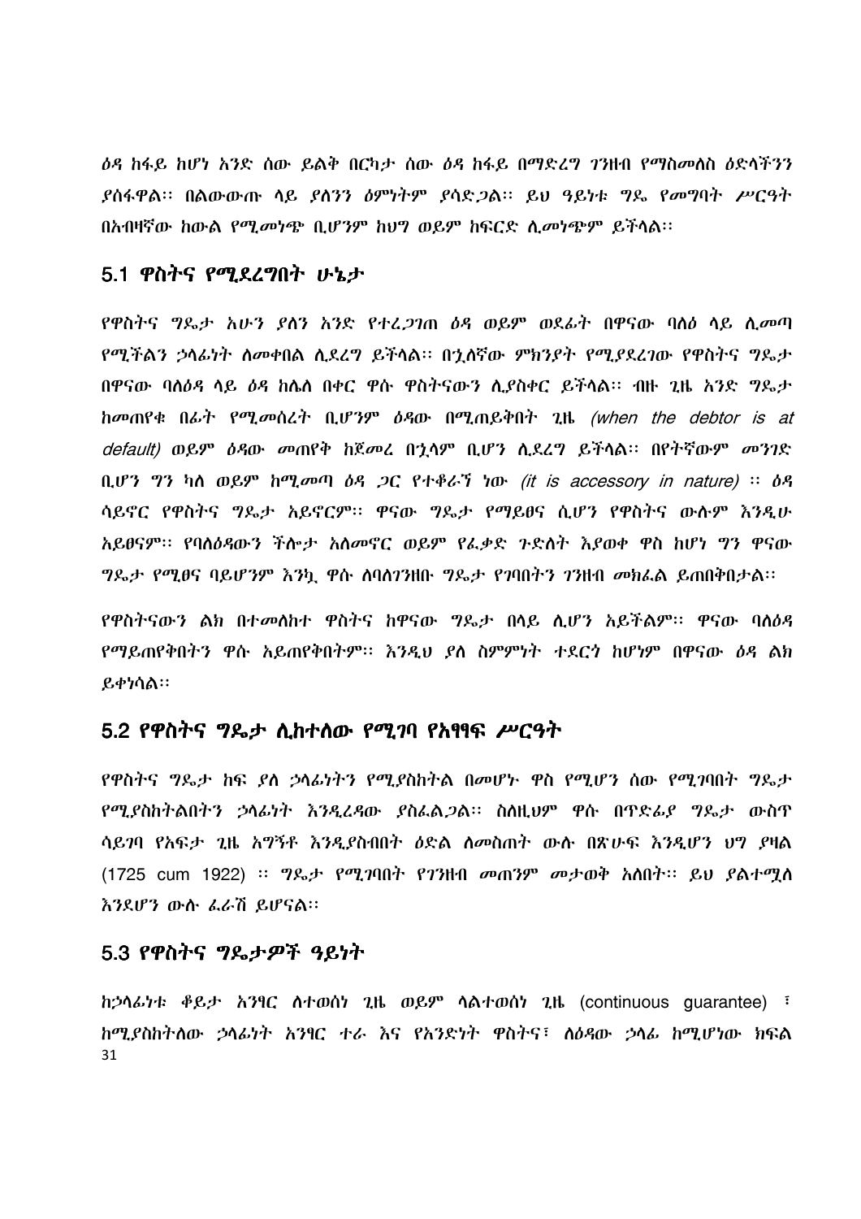ዕዳ ከፋይ ከሆነ አንድ ሰው ይልቅ በርካታ ሰው ዕዳ ከፋይ በማድረግ ገንዘብ የማስመለስ ዕድላችንን ያሰፋዋል፡፡ በልውውጡ ላይ ያለንን ዕምነትም ያሳድጋል፡፡ ይህ ዓይነቱ ግዴ የመግባት ሥርዓት በአብዛኛው ከውል የሚመነጭ ቢሆንም ከህግ ወይም ከፍርድ ሊመነጭም ይችላል፡፡

## 5.1 ዋስትና የሚደረግበት ሁኔታ

የዋስትና ግዴታ አሁን ያለን አንድ የተረጋገጠ ዕዳ ወይም ወደፊት በዋናው ባለዕ ላይ ሊመጣ የሚችልን ኃላፊነት ለመቀበል ሊደረግ ይችላል፡፡ በኋለኛው ምክንያት የሚያደረገው የዋስትና ግዴታ በዋናው ባለዕዳ ላይ ዕዳ ከሌለ በቀር ዋሱ ዋስትናውን ሊያስቀር ይችላል፡፡ ብዙ ጊዜ አንድ ግዴታ ከመጠየቁ በፊት የሚመሰረት ቢሆንም ዕዳው በሚጠይቅበት ጊዜ *(when the debtor is at default)* ወይም ዕዳው መጠየቅ ከጀመረ በኋላም ቢሆን ሊደረግ ይችላል፡፡ በየትኛውም መንገድ ቢሆን ግን ካለ ወይም ከሚመጣ ዕዳ ጋር የተቆራኘ ነው *(it is accessory in nature)* ፡፡ ዕዳ ሳይኖር የዋስትና ግዴታ አይኖርም፡፡ ዋናው ግዴታ የማይፀና ሲሆን የዋስትና ውሉም እንዲሁ አይፀናም፡፡ የባለዕዳውን ችሎታ አለመኖር ወይም የፈቃድ ጉድለት እያወቀ ዋስ ከሆነ ግን ዋናው ግዴታ የሚፀና ባይሆንም እንኳ ዋሱ ለባለገንዘቡ ግዴታ የገባበትን ገንዘብ መክፈል ይጠበቅበታል፡፡

የዋስትናውን ልክ በተመለከተ ዋስትና ከዋናው ግዴታ በላይ ሊሆን አይችልም፡፡ ዋናው ባለዕዳ የማይጠየቅበትን ዋሱ አይጠየቅበትም፡፡ እንዲህ ያለ ስምምነት ተደርጎ ከሆነም በዋናው ዕዳ ልክ ይቀነሳል፡፡

## 5.2 የዋስትና ግዴታ ሊከተለው የሚገባ የአፃፃፍ ሥርዓት

የዋስትና ግዴታ ከፍ ያለ ኃላፊነትን የሚያስከትል በመሆኑ ዋስ የሚሆን ሰው የሚገባበት ግዴታ የሚያስከትልበትን ኃላፊነት እንዲረዳው ያስፈልጋል፡፡ ስለዚህም ዋሱ በጥድፊያ ግዴታ ውስጥ ሳይገባ የአፍታ ጊዜ አግኝቶ እንዲያስብበት ዕድል ለመስጠት ውሉ በጽሁፍ እንዲሆን ህግ ያዛል (1725 cum 1922) ፡፡ ግዴታ የሚገባበት የገንዘብ መጠንም መታወቅ አለበት፡፡ ይህ ያልተሟላ እንደሆን ውሉ ፈራሽ ይሆናል፡፡

## 5.3 የዋስትና ግዴታዎች ዓይነት

ከኃላፊነቱ ቆይታ አንፃር ለተወሰነ ጊዜ ወይም ላልተወሰነ ጊዜ (continuous guarantee) ፣ ከሚያስከትለው ኃላፊነት አንፃር ተራ እና የአንድነት ዋስትና፣ ለዕዳው ኃላፊ ከሚሆነው ክፍል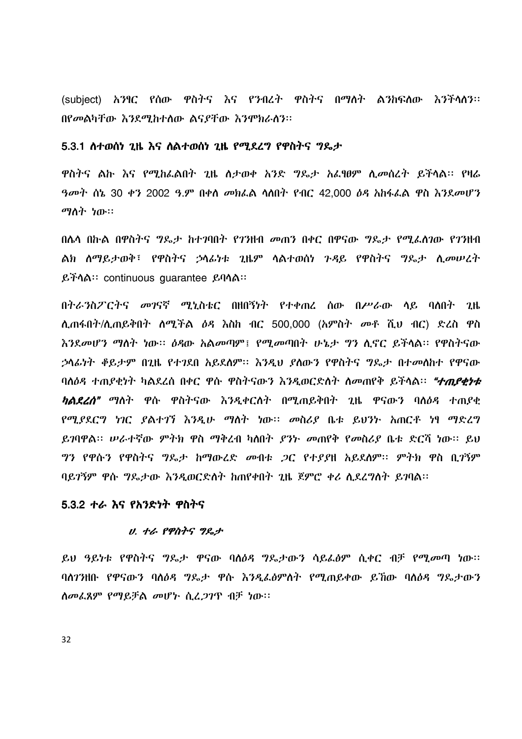(subject) አንፃር የሰው ዋስትና እና የንብረት ዋስትና በማለት ልንከፍለው እንችላለን፡፡ በየመልካቸው እንደሚከተለው ልናያቸው እንሞክራለን፡፡

### 5.3.1 ለተወሰነ ጊዜ እና ለልተወሰነ ጊዜ የሚደረግ የዋስትና ግዴታ

ዋስትና ልኩ እና የሚከፈልበት ጊዜ ለታወቀ አንድ ግዴታ አፈፃፀም ሊመሰረት ይችላል፡፡ የዛሬ ዓመት ሰኔ 30 ቀን 2002 ዓ.ም በቀለ መክፈል ላለበት የብር 42,000 ዕዳ አከፋፈል ዋስ እንደመሆን ማለት ነው፡፡

በሌላ በኩል በዋስትና ግዴታ ከተገባበት የገንዘብ መጠን በቀር በዋናው ግዴታ የሚፈለገው የገንዘብ ልክ ለማይታወቅ፣ የዋስትና ኃላፊነቱ ጊዜም ላልተወሰነ ጉዳይ የዋስትና ግዴታ ሊመሠረት ይችላል፡፡ continuous guarantee ይባላል፡፡

በትራንስፖርትና መገናኛ ሚኒስቴር በዘበኝነት የተቀጠረ ሰው በሥራው ላይ ባለበት ጊዜ ሊጠፋበት/ሊጠይቅበት ለሚችል ዕዳ እስከ ብር 500,000 (አምስት መቶ ሺህ ብር) ድረስ ዋስ እንደመሆን ማለት ነው፡፡ ዕዳው አልመጣም፣ የሚመጣበት ሁኔታ ግን ሊኖር ይችላል፡፡ የዋስትናው ኃላፊነት ቆይታም በጊዜ የተገደበ አይደለም፡፡ እንዲህ ያለውን የዋስትና ግዴታ በተመለከተ የዋናው ባለዕዳ ተጠያቂነት ካልደረሰ በቀር ዋሱ ዋስትናውን እንዲወርድለት ለመጠየቅ ይችላል፡፡ ***"ተጠያቂነቱ ካልደረሰ"*** ማለት ዋሱ ዋስትናው እንዲቀርለት በሚጠይቅበት ጊዜ ዋናውን ባለዕዳ ተጠያቂ የሚያደርግ ነገር ያልተገኘ እንዲሁ ማለት ነው፡፡ መስሪያ ቤቱ ይህንኑ አጠርቶ ነፃ ማድረግ ይገባዋል፡፡ ሠራተኛው ምትክ ዋስ ማቅረብ ካለበት ያንኑ መጠየቅ የመስሪያ ቤቱ ድርሻ ነው፡፡ ይህ ግን የዋሱን የዋስትና ግዴታ ከማውረድ መብቱ ጋር የተያያዘ አይደለም፡፡ ምትክ ዋስ ቢገኝም ባይገኝም ዋሱ ግዴታው እንዲወርድለት ከጠየቀበት ጊዜ ጀምሮ ቀሪ ሊደረግለት ይገባል፡፡

### 5.3.2 ተራ እና የአንድነት ዋስትና

#### *ሀ. ተራ የዋስትና ግዴታ*

ይህ ዓይነቱ የዋስትና ግዴታ ዋናው ባለዕዳ ግዴታውን ሳይፈፅም ሲቀር ብቻ የሚመጣ ነው፡፡ ባለገንዘቡ የዋናውን ባለዕዳ ግዴታ ዋሱ እንዲፈፅምለት የሚጠይቀው ይኸው ባለዕዳ ግዴታውን ለመፈጸም የማይቻል መሆኑ ሲረጋገጥ ብቻ ነው፡፡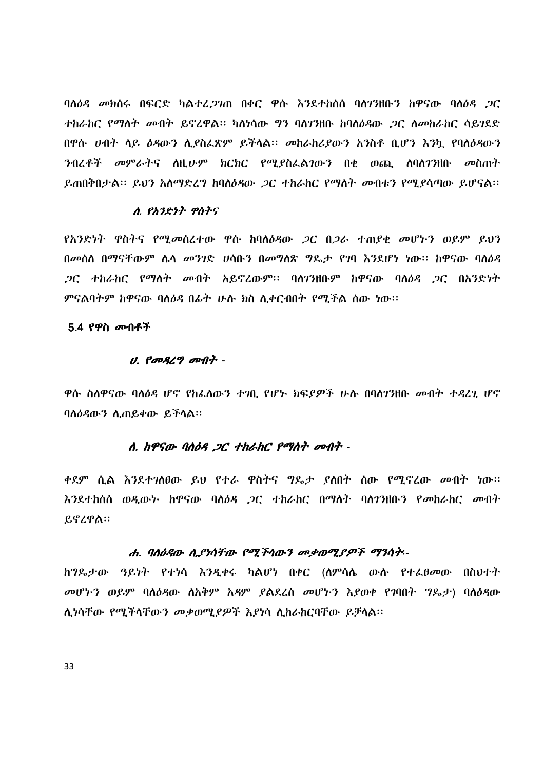ባለዕዳ መክሰሩ በፍርድ ካልተረጋገጠ በቀር ዋሱ እንደተከሰሰ ባለገንዘቡን ከዋናው ባለዕዳ ጋር ተከራከር የማለት መብት ይኖረዋል፡፡ ካለነሳው ግን ባለገንዘቡ ከባለዕዳው ጋር ስመከራከር ሳይገደድ በዋሱ ሀብት ላይ ዕዳውን ሊያስፈጽም ይችላል፡፡ መከራከሪያውን አንስቶ ቢሆን እንኳ የባለዕዳውን ንብረቶች መምራትና ለዚሁም ክርክር የሚያስፈልገውን በቂ ወጪ ለባለገንዘቡ መስጠት ይጠበቅበታል፡፡ ይህን አለማድረግ ከባለዕዳው ጋር ተከራከር የማለት መብቱን የሚያሳጣው ይሆናል፡፡

### *ለ. የአንድነት ዋስትና*

የአንድነት ዋስትና የሚመሰረተው ዋሱ ከባለዕዳው ጋር በጋራ ተጠያቂ መሆኑን ወይም ይህን በመሰለ በማናቸውም ሌላ መንገድ ሀሳቡን በመግለጽ ግዴታ የገባ እንደሆነ ነው፡፡ ከዋናው ባለዕዳ ጋር ተከራከር የማለት መብት አይኖረውም፡፡ ባለገንዘቡም ከዋናው ባለዕዳ ጋር በአንድነት ምናልባትም ከዋናው ባለዕዳ በፊት ሁሉ ክስ ሊቀርብበት የሚችል ሰው ነው፡፡

## 5.4 የዋስ መብቶች

### *ሀ. የመዳረግ መብት -*

ዋሱ ስለዋናው ባለዕዳ ሆኖ የከፈለውን ተገቢ የሆኑ ክፍያዎች ሁሉ በባለገንዘቡ መብት ተዳረጊ ሆኖ ባለዕዳውን ሊጠይቀው ይችላል፡፡

### *ለ. ከዋናው ባለዕዳ ጋር ተከራከር የማለት መብት -*

ቀደም ሲል እንደተገለፀው ይህ የተራ ዋስትና ግዴታ ያለበት ሰው የሚኖረው መብት ነው፡፡ እንደተከሰሰ ወዲውኑ ከዋናው ባለዕዳ ጋር ተከራከር በማለት ባለገንዘቡን የመከራከር መብት ይኖረዋል፡፡

### *ሐ. ባለዕዳው ሊያነሳቸው የሚችላውን መቃወሚያዎች ማንሳት-*

ከግዴታው ዓይነት የተነሳ እንዲቀሩ ካልሆነ በቀር (ለምሳሌ ውሉ የተፈፀመው በስህተት መሆኑን ወይም ባለዕዳው ለአቅም አዳም ያልደረሰ መሆኑን እያወቀ የገባበት ግዴታ) ባለዕዳው ሊነሳቸው የሚችላቸውን መቃወሚያዎች እያነሳ ሊከራከርባቸው ይቻላል፡፡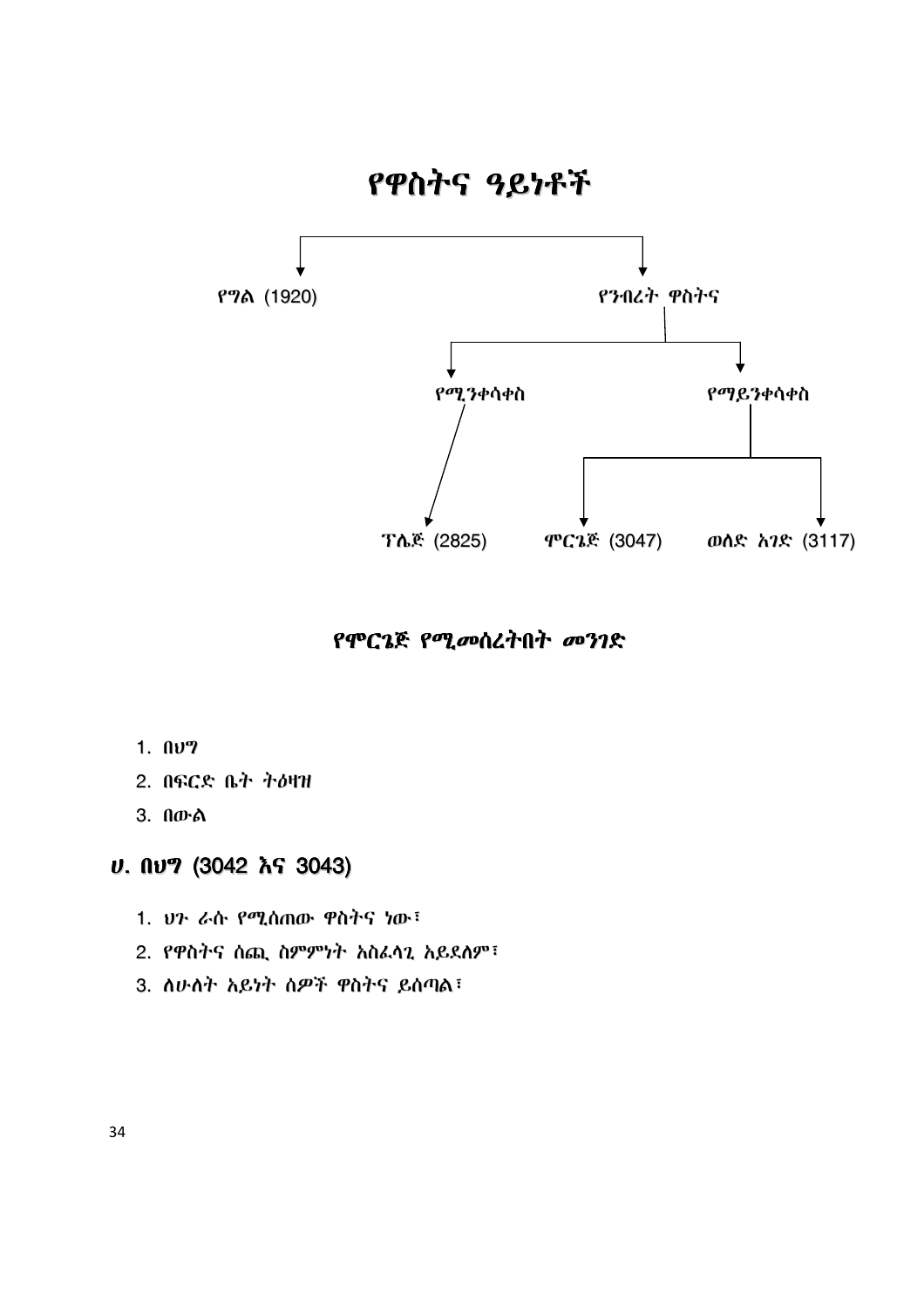# የዋስትና ዓይነቶች

- የግል (1920)
- የንብረት ዋስትና
  - የሚንቀሳቀስ
    - ፕሌጅ (2825)
  - የማይንቀሳቀስ
    - ሞርጌጅ (3047)
    - ወለድ አገድ (3117)

## የሞርጌጅ የሚመሰረትበት መንገድ

1. በህግ
2. በፍርድ ቤት ትዕዛዝ
3. በውል

### ሀ. በህግ (3042 እና 3043)

1. ህጉ ራሱ የሚሰጠው ዋስትና ነው፣
2. የዋስትና ሰጪ ስምምነት አስፈላጊ አይደለም፣
3. ለሁለት አይነት ሰዎች ዋስትና ይሰጣል፣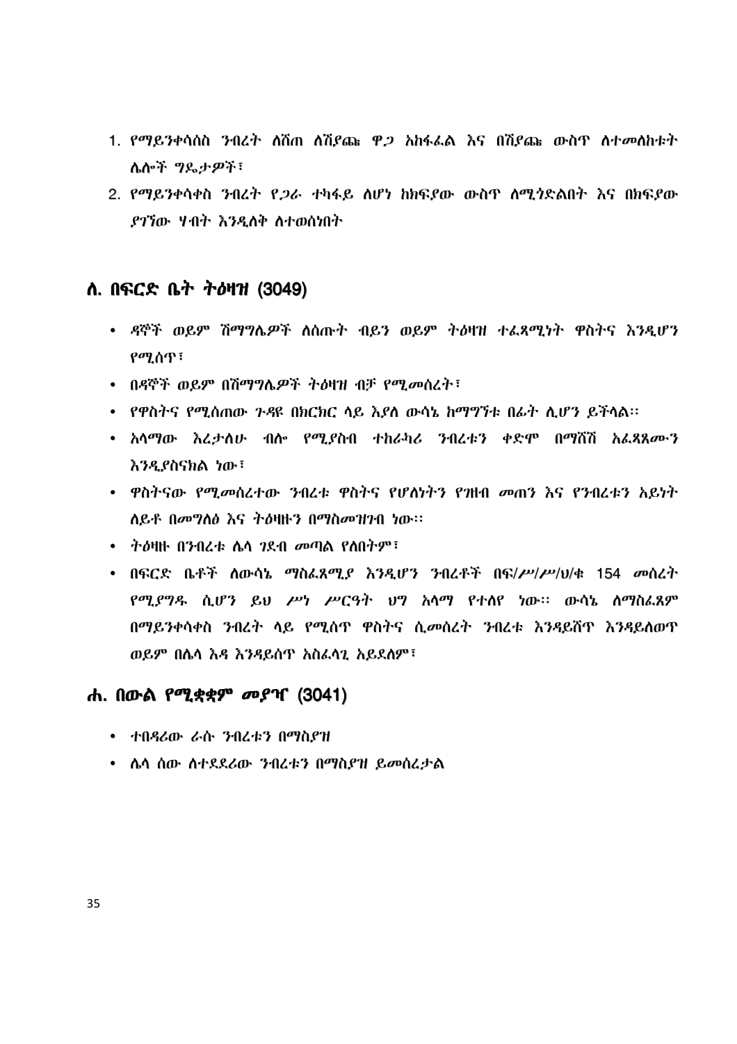1. የማይንቀሳሰስ ንብረት ለሸጠ ለሸያጩ ዋጋ አከፋፈል እና በሽያጩ ውስጥ ለተመለከቱት ሌሎች ግዴታዎች፣
2. የማይንቀሳቀስ ንብረት የጋራ ተካፋይ ለሆነ ከክፍያው ውስጥ ለሚጎድልበት እና በክፍያው ያገኘው ሃብት እንዲለቅ ለተወሰነበት

## ለ. በፍርድ ቤት ትዕዛዝ (3049)

- ዳኞች ወይም ሽማግሌዎች ለሰጡት ብይን ወይም ትዕዛዝ ተፈጻሚነት ዋስትና እንዲሆን የሚሰጥ፣
- በዳኞች ወይም በሽማግሌዎች ትዕዛዝ ብቻ የሚመሰረት፣
- የዋስትና የሚሰጠው ጉዳዩ በክርክር ላይ እያለ ውሳኔ ከማግኘቱ በፊት ሊሆን ይችላል፡፡
- አላማው እረታለሁ ብሎ የሚያስብ ተከራካሪ ንብረቱን ቀድሞ በማሸሽ አፈጻጸሙን እንዲያስናክል ነው፣
- ዋስትናው የሚመሰረተው ንብረቱ ዋስትና የሆለነትን የገዘብ መጠን እና የንብረቱን አይነት ለይቶ በመግለፅ እና ትዕዛዙን በማስመዝገብ ነው፡፡
- ትዕዛዙ በንብረቱ ሌላ ገደብ መጣል የለበትም፣
- በፍርድ ቤቶች ለውሳኔ ማስፈጸሚያ እንዲሆን ንብረቶች በፍ/ሥ/ሥ/ህ/ቁ 154 መሰረት የሚያግዱ ሲሆን ይህ ሥነ ሥርዓት ህግ አላማ የተለየ ነው፡፡ ውሳኔ ለማስፈጸም በማይንቀሳቀስ ንብረት ላይ የሚሰጥ ዋስትና ሲመሰረት ንብረቱ እንዳይሸጥ እንዳይለወጥ ወይም በሌላ እዳ እንዳይሰጥ አስፈላጊ አይደለም፣

## ሐ. በውል የሚቋቋም መያዣ (3041)

- ተበዳሪው ራሱ ንብረቱን በማስያዝ
- ሌላ ሰው ለተደደሪው ንብረቱን በማስያዝ ይመሰረታል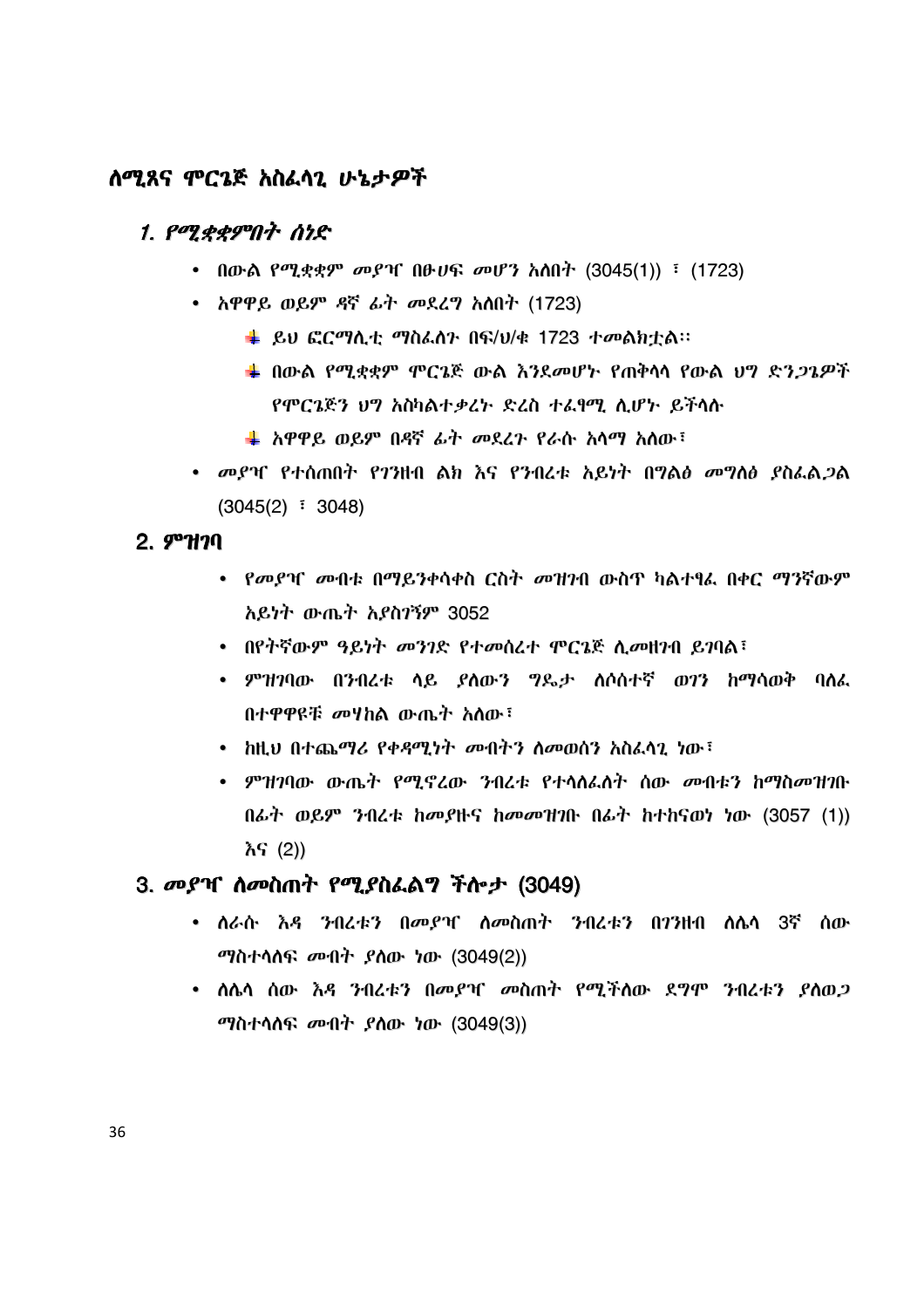## ለሚጸና ሞርጌጅ አስፈላጊ ሁኔታዎች

### *1. የሚቋቋምበት ሰነድ*

- በውል የሚቋቋም መያዣ በፁሁፍ መሆን አለበት (3045(1)) ፣ (1723)
- አዋዋይ ወይም ዳኛ ፊት መደረግ አለበት (1723)
    - ይህ ፎርማሊቲ ማስፈለጉ በፍ/ህ/ቁ 1723 ተመልክቷል።
    - በውል የሚቋቋም ሞርጌጅ ውል እንደመሆኑ የጠቅላላ የውል ህግ ድንጋጌዎች የሞርጌጅን ህግ አስካልተቃረኑ ድረስ ተፈፃሚ ሊሆኑ ይችላሉ
    - አዋዋይ ወይም በዳኛ ፊት መደረጉ የራሱ አላማ አለው፣
- *መያዣ የተሰጠበት የገንዘብ ልክ እና የንብረቱ አይነት በግልፅ መግለፅ ያስፈልጋል* (3045(2) ፣ 3048)

### 2. *ምዝገባ*

- *የመያዣ መብቱ በማይንቀሳቀስ ርስት መዝገብ ውስጥ ካልተፃፈ በቀር ማንኛውም አይነት ውጤት አያስገኝም* 3052
- በየትኛውም ዓይነት መንገድ የተመሰረተ ሞርጌጅ ሊመዘገብ ይገባል፣
- *ምዝገባው በንብረቱ ላይ ያለውን ግዴታ ለሶስተኛ ወገን ከማሳወቅ ባለፈ በተዋዋዩቹ መሃከል ውጤት አለው፣*
- ከዚህ በተጨማሪ የቀዳሚነት መብትን ለመወሰን አስፈላጊ ነው፣
- *ምዝገባው ውጤት የሚኖረው ንብረቱ የተላለፈለት ሰው መብቱን ከማስመዝገቡ በፊት ወይም ንብረቱ ከመያዙና ከመመዝገቡ በፊት ከተከናወነ ነው* (3057 (1)) እና (2))

### 3. *መያዣ ለመስጠት የሚያስፈልግ ችሎታ* (3049)

- *ለራሱ እዳ ንብረቱን በመያዣ ለመስጠት ንብረቱን በገንዘብ ለሌላ 3ኛ ሰው ማስተላለፍ መብት ያለው ነው* (3049(2))
- *ለሌላ ሰው እዳ ንብረቱን በመያዣ መስጠት የሚችለው ደግሞ ንብረቱን ያለወጋ ማስተላለፍ መብት ያለው ነው* (3049(3))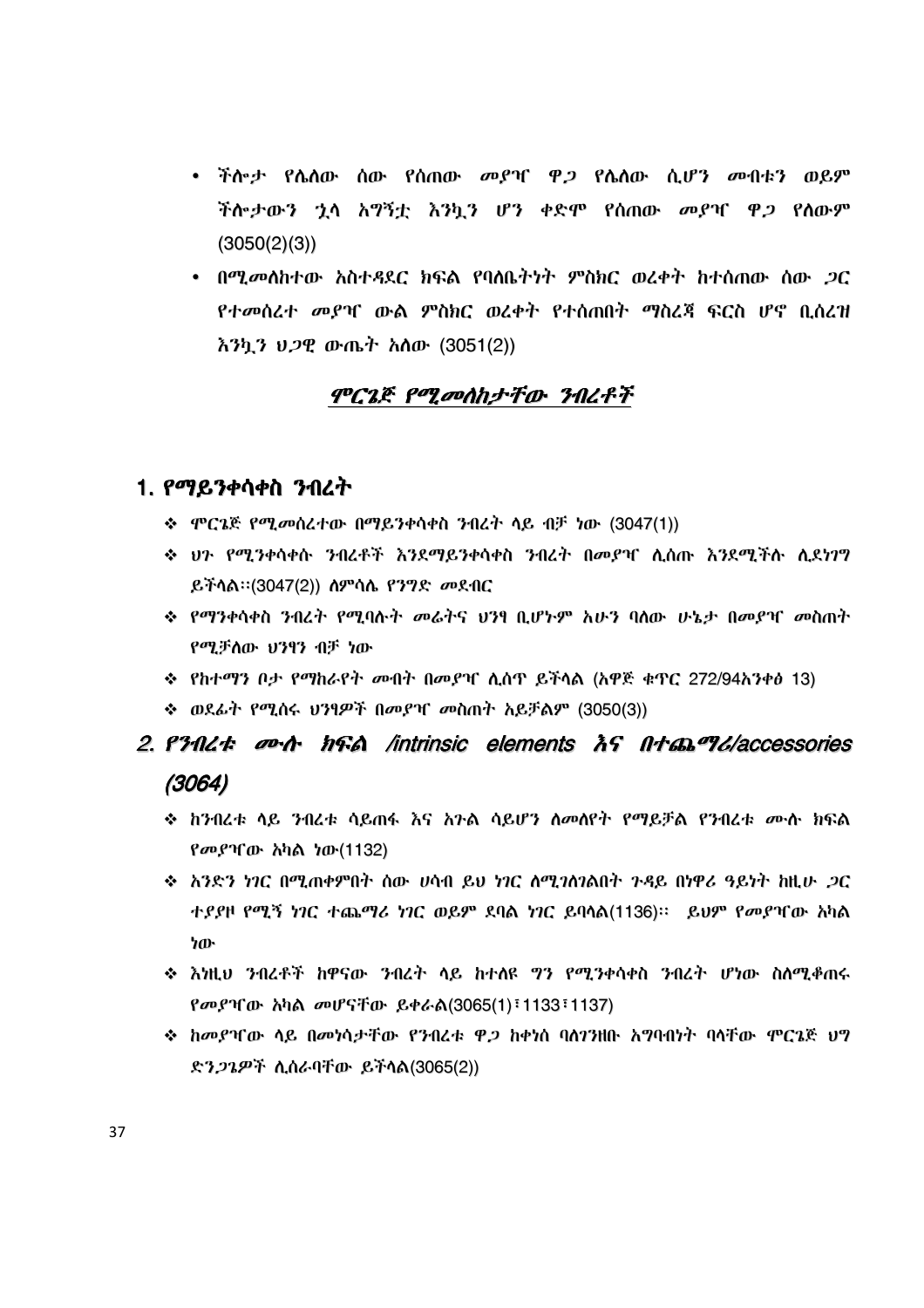- ችሎታ የሌለው ሰው የሰጠው መያዣ ዋጋ የሌለው ሲሆን መብቱን ወይም ችሎታውን ኋላ አግኝቷ እንኳን ሆን ቀድሞ የሰጠው መያዣ ዋጋ የለውም (3050(2)(3))
- በሚመለከተው አስተዳደር ክፍል የባለቤትነት ምስክር ወረቀት ከተሰጠው ሰው ጋር የተመሰረተ መያዣ ውል ምስክር ወረቀት የተሰጠበት ማስረጃ ፍርስ ሆኖ ቢሰረዝ እንኳን ህጋዊ ውጤት አለው (3051(2))

## *ሞርጌጅ የሚመለከታቸው ንብረቶች*

### 1. የማይንቀሳቀስ ንብረት

- ሞርጌጅ የሚመሰረተው በማይንቀሳቀስ ንብረት ላይ ብቻ ነው (3047(1))
- ህጉ የሚንቀሳቀሱ ንብረቶች እንደማይንቀሳቀስ ንብረት በመያዣ ሊሰጡ እንደሚችሉ ሊደነገግ ይችላል፡፡(3047(2)) ለምሳሌ የንግድ መደብር
- የማንቀሳቀስ ንብረት የሚባሉት መሬትና ህንፃ ቢሆኑም አሁን ባለው ሁኔታ በመያዣ መስጠት የሚቻለው ህንፃን ብቻ ነው
- የከተማን ቦታ የማከራየት መብት በመያዣ ሊሰጥ ይችላል (አዋጅ ቁጥር 272/94አንቀፅ 13)
- ወደፊት የሚሰሩ ህንፃዎች በመያዣ መስጠት አይቻልም (3050(3))

### *2. የንብረቱ ሙሉ ክፍል /intrinsic elements እና በተጨማሪ/accessories (3064)*

- ከንብረቱ ላይ ንብረቱ ሳይጠፋ እና አጉል ሳይሆን ለመለየት የማይቻል የንብረቱ ሙሉ ክፍል የመያዣው አካል ነው(1132)
- አንድን ነገር በሚጠቀምበት ሰው ሀሳብ ይህ ነገር ለሚገለገልበት ጉዳይ በነዋሪ ዓይነት ከዚሁ ጋር ተያያዞ የሚኝ ነገር ተጨማሪ ነገር ወይም ደባል ነገር ይባላል(1136)፡፡ ይህም የመያዣው አካል ነው
- እነዚህ ንብረቶች ከዋናው ንብረት ላይ ከተለዩ ግን የሚንቀሳቀስ ንብረት ሆነው ስለሚቆጠሩ የመያዣው አካል መሆናቸው ይቀራል(3065(1)፣1133፣1137)
- ከመያዣው ላይ በመነሳታቸው የንብረቱ ዋጋ ከቀነሰ ባለገንዘቡ አግባብነት ባላቸው ሞርጌጅ ህግ ድንጋጌዎች ሊሰራባቸው ይችላል(3065(2))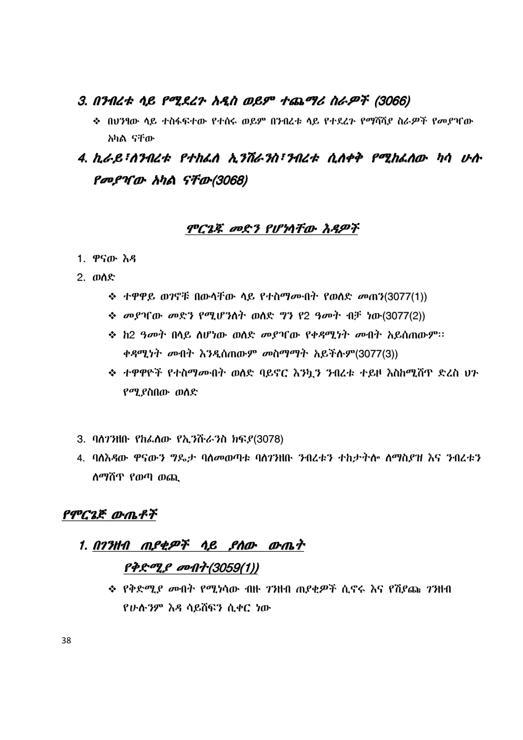### 3. በንብረቱ ላይ የሚደረጉ አዲስ ወይም ተጨማሪ ስራዎች (3066)

- ❖ በህንፃው ላይ ተስፋፍተው የተሰሩ ወይም በንብረቱ ላይ የተደረጉ የማሻሻያ ስራዎች የመያዣው አካል ናቸው

## 4. ኪራይ፣ለንብረቱ የተከፈለ ኢንሹራንስ፣ንብረቱ ሲለቀቅ የሚከፈለው ካሳ ሁሉ የመያዣው አካል ናቸው(3068)

### ሞርጌጁ መድን የሆነላቸው እዳዎች

1. ዋናው እዳ
2. ወለድ
   - ❖ ተዋዋይ ወገኖቹ በውላቸው ላይ የተስማሙበት የወለድ መጠን(3077(1))
   - ❖ መያዣው መድን የሚሆንለት ወለድ ግን የ2 ዓመት ብቻ ነው(3077(2))
   - ❖ ከ2 ዓመት በላይ ለሆነው ወለድ መያዣው የቀዳሚነት መብት አይሰጠውም፡፡ ቀዳሚነት መብት እንዲሰጠውም መስማማት አይችሉም(3077(3))
   - ❖ ተዋዋዮች የተስማሙበት ወለድ ባይኖር እንኳን ንብረቱ ተይዞ እስከሚሸጥ ድረስ ህጉ የሚያስበው ወለድ

3. ባለገንዘቡ የከፈለው የኢንሹራንስ ክፍያ(3078)
4. ባለእዳው ዋናውን ግዴታ ባለመወጣቱ ባለገንዘቡ ንብረቱን ተከታትሎ ለማስያዝ እና ንብረቱን ለማሸጥ የወጣ ወጪ

## የሞርጌጅ ውጤቶች

### 1. በገንዘብ ጠያቂዎች ላይ ያለው ውጤት

#### የቅድሚያ መብት(3059(1))

- ❖ የቅድሚያ መብት የሚነሳው ብዙ ገንዘብ ጠያቂዎች ሲኖሩ እና የሽያጩ ገንዘብ የሁሉንም እዳ ሳይሸፍን ሲቀር ነው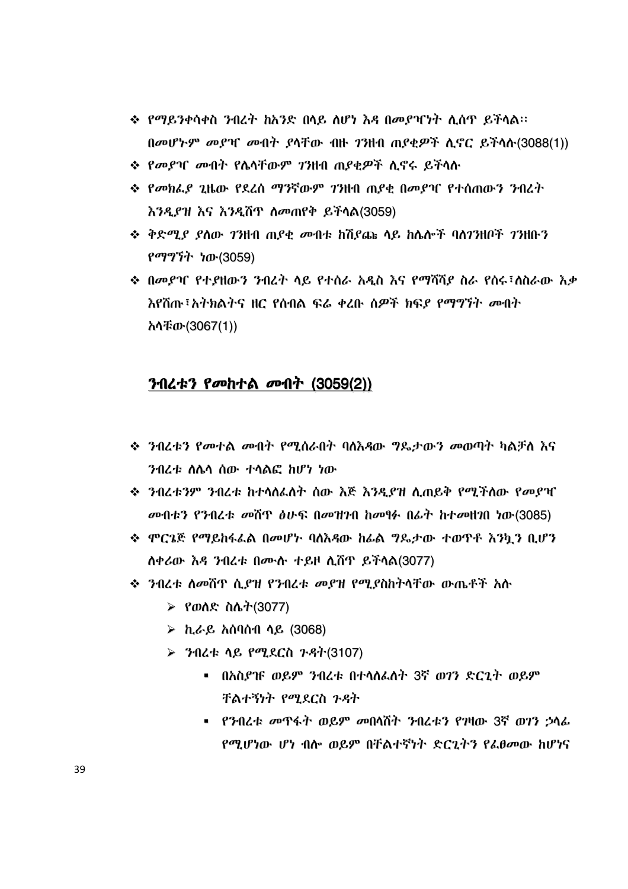- የማይንቀሳቀስ ንብረት ከአንድ በላይ ለሆነ እዳ በመያዣነት ሊሰጥ ይችላል፡፡ በመሆኑም መያዣ መብት ያላቸው ብዙ ገንዘብ ጠያቂዎች ሊኖር ይችላሉ(3088(1))
- የመያዣ መብት የሌላቸውም ገንዘብ ጠያቂዎች ሊኖሩ ይችላሉ
- የመክፈያ ጊዜው የደረሰ ማንኛውም ገንዘብ ጠያቂ በመያዣ የተሰጠውን ንብረት እንዲያዝ እና እንዲሸጥ ለመጠየቅ ይችላል(3059)
- ቅድሚያ ያለው ገንዘብ ጠያቂ መብቱ ከሽያጩ ላይ ከሌሎች ባለገንዘቦች ገንዘቡን የማግኘት ነው(3059)
- በመያዣ የተያዘውን ንብረት ላይ የተሰራ አዲስ እና የማሻሻያ ስራ የሰሩ፣ለስራው እቃ እየሸጡ፣አትክልትና ዘር የሰብል ፍሬ ቀረቡ ሰዎች ክፍያ የማግኘት መብት አላቸው(3067(1))

## ንብረቱን የመከተል መብት (3059(2))

- ንብረቱን የመተል መብት የሚሰራበት ባለእዳው ግዴታውን መወጣት ካልቻለ እና ንብረቱ ለሌላ ሰው ተላልፎ ከሆነ ነው
- ንብረቱንም ንብረቱ ከተላለፈለት ሰው እጅ እንዲያዝ ሊጠይቅ የሚችለው የመያዣ መብቱን የንብረቱ መሸጥ ፅሁፍ በመዝገብ ከመፃፉ በፊት ከተመዘገበ ነው(3085)
- ሞርጌጅ የማይከፋፈል በመሆኑ ባለእዳው ከፊል ግዴታው ተወጥቶ እንኳን ቢሆን ለቀሪው እዳ ንብረቱ በሙሉ ተይዞ ሊሸጥ ይችላል(3077)
- ንብረቱ ለመሸጥ ሲያዝ የንብረቱ መያዝ የሚያስከትላቸው ውጤቶች አሉ
  - የወለድ ስሌት(3077)
  - ኪራይ አሰባሰብ ላይ (3068)
  - ንብረቱ ላይ የሚደርስ ጉዳት(3107)
    - በአስያዡ ወይም ንብረቱ በተላለፈለት 3ኛ ወገን ድርጊት ወይም ቸልተኝነት የሚደርስ ጉዳት
    - የንብረቱ መጥፋት ወይም መበላሸት ንብረቱን የገዛው 3ኛ ወገን ኃላፊ የሚሆነው ሆነ ብሎ ወይም በቸልተኛነት ድርጊትን የፈፀመው ከሆነና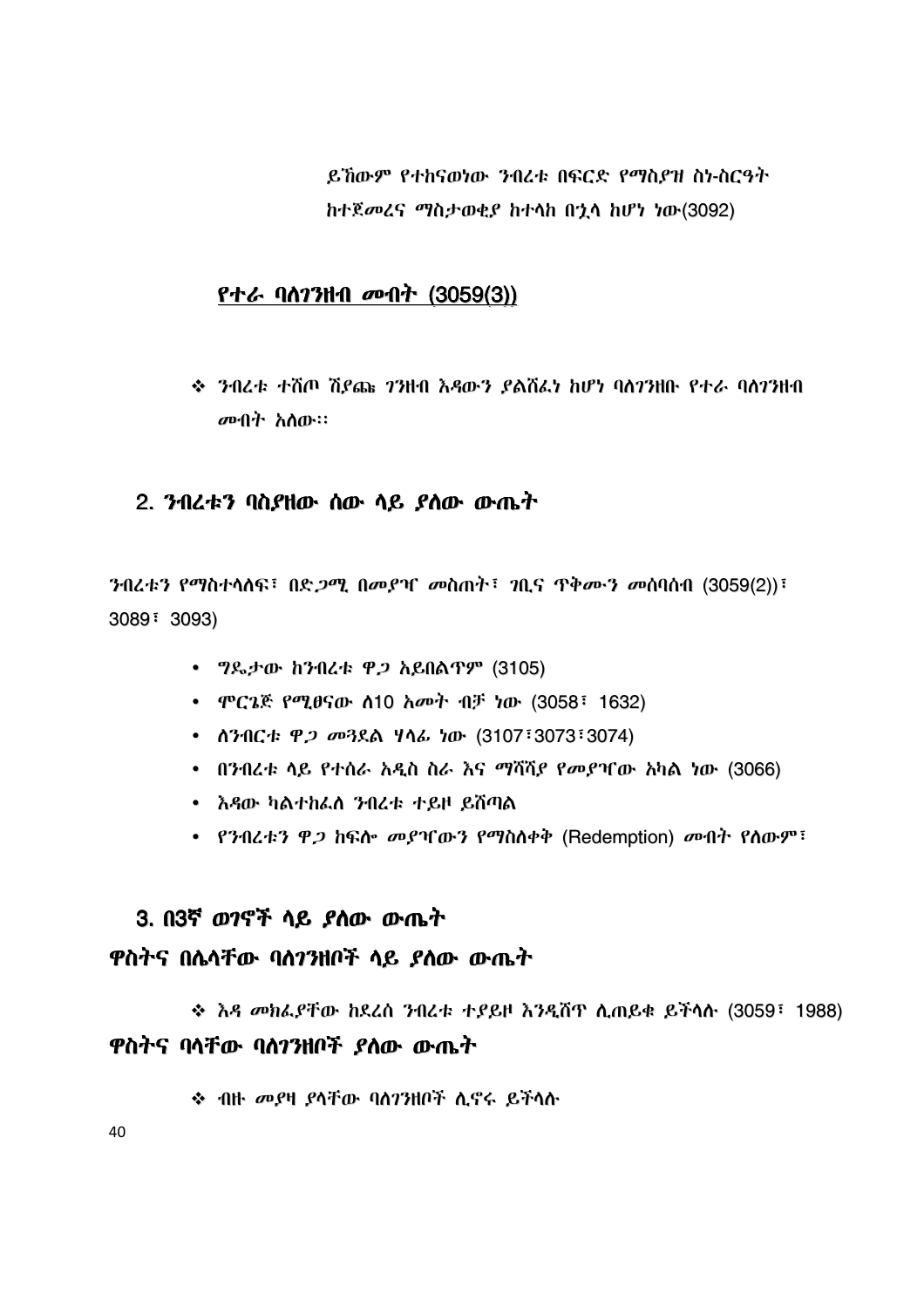ይኸውም የተከናወነው ንብረቱ በፍርድ የማስያዝ ስነ-ስርዓት ከተጀመረና ማስታወቂያ ከተላከ በኋላ ከሆነ ነው(3092)

### <u>የተራ ባለገንዘብ መብት (3059(3))</u>

- ❖ ንብረቱ ተሸጦ ሽያጩ ገንዘብ እዳውን ያልሸፈነ ከሆነ ባለገንዘቡ የተራ ባለገንዘብ መብት አለው።

## 2. ንብረቱን ባስያዘው ሰው ላይ ያለው ውጤት

ንብረቱን የማስተላለፍ፣ በድጋሚ በመያዣ መስጠት፣ ገቢና ጥቅሙን መሰባሰብ (3059(2))፣ 3089፣ 3093)

- ግዴታው ከንብረቱ ዋጋ አይበልጥም (3105)
- ሞርጌጅ የሚፀናው ለ10 አመት ብቻ ነው (3058፣ 1632)
- ለንብርቱ ዋጋ መጓደል ሃላፊ ነው (3107፣3073፣3074)
- በንብረቱ ላይ የተሰራ አዲስ ስራ እና ማሻሻያ የመያዣው አካል ነው (3066)
- እዳው ካልተከፈለ ንብረቱ ተይዞ ይሸጣል
- የንብረቱን ዋጋ ከፍሎ መያዣውን የማስለቀቅ (Redemption) መብት የለውም፣

## 3. በ3ኛ ወገኖች ላይ ያለው ውጤት

### ዋስትና በሌላቸው ባለገንዘቦች ላይ ያለው ውጤት

- ❖ እዳ መክፈያቸው ከደረሰ ንብረቱ ተያይዞ እንዲሸጥ ሊጠይቁ ይችላሉ (3059፣ 1988)

### ዋስትና ባላቸው ባለገንዘቦች ያለው ውጤት

- ❖ ብዙ መያዛ ያላቸው ባለገንዘቦች ሊኖሩ ይችላሉ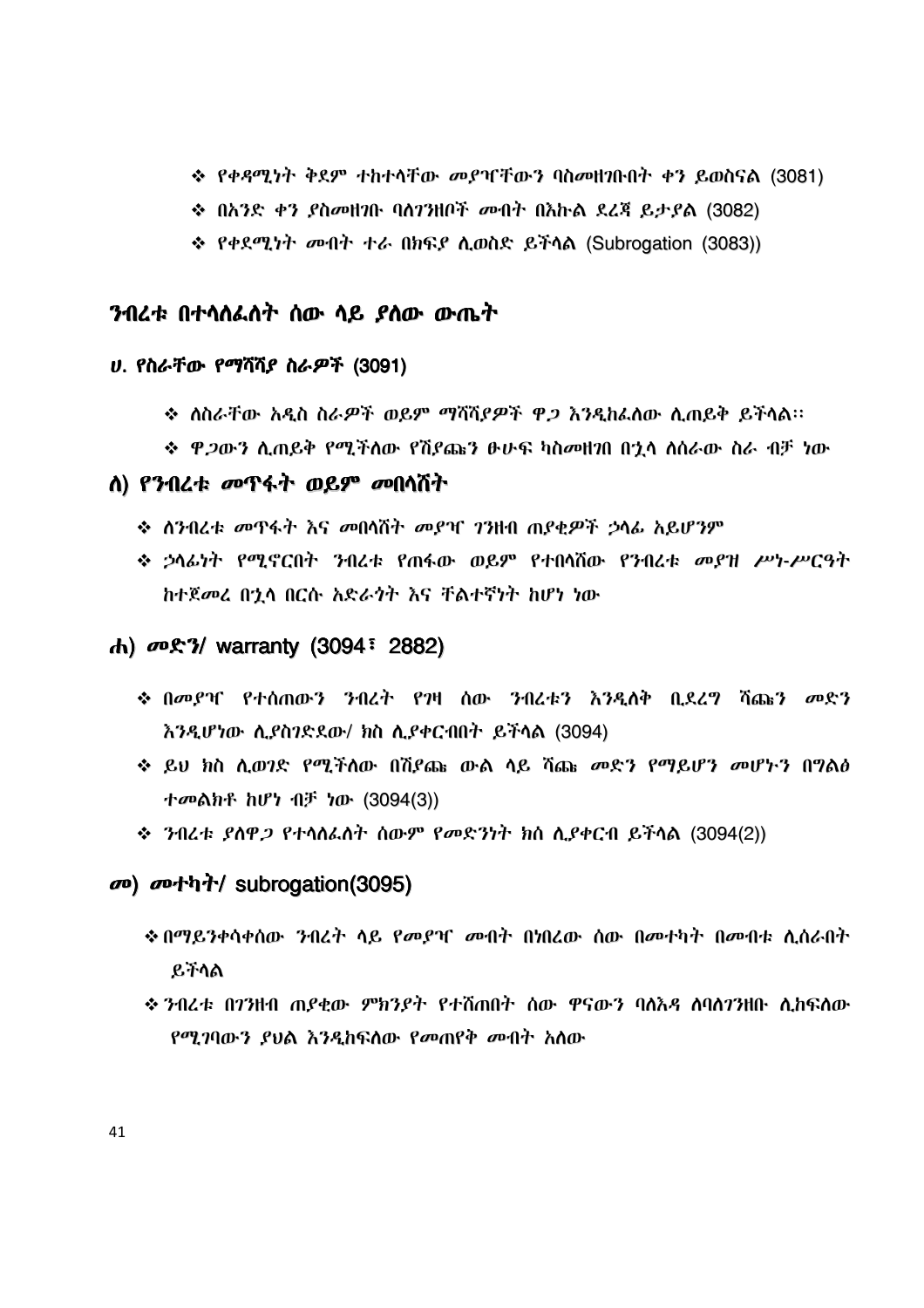- የቀዳሚነት ቅደም ተከተላቸው መያዣቸውን ባስመዘገቡበት ቀን ይወስናል (3081)
- በአንድ ቀን ያስመዘገቡ ባለገንዘቦች መብት በእኩል ደረጃ ይታያል (3082)
- የቀደሚነት መብት ተራ በክፍያ ሊወስድ ይችላል (Subrogation (3083))

## ንብረቱ በተላለፈለት ሰው ላይ ያለው ውጤት

### ሀ. የስራቸው የማሻሻያ ስራዎች (3091)

- ለስራቸው አዲስ ስራዎች ወይም ማሻሻያዎች ዋጋ እንዲከፈለው ሊጠይቅ ይችላል።
- ዋጋውን ሊጠይቅ የሚችለው የሽያጩን ፁሁፍ ካስመዘገበ በኋላ ለሰራው ስራ ብቻ ነው

### ለ) የንብረቱ መጥፋት ወይም መበላሸት

- ለንብረቱ መጥፋት እና መበላሸት መያዣ ገንዘብ ጠያቂዎች ኃላፊ አይሆንም
- ኃላፊነት የሚኖርበት ንብረቱ የጠፋው ወይም የተበላሸው የንብረቱ መያዝ ሥነ-ሥርዓት ከተጀመረ በኋላ በርሱ አድራጎት እና ቸልተኛነት ከሆነ ነው

### ሐ) መድን/ warranty (3094፣ 2882)

- በመያዣ የተሰጠውን ንብረት የገዛ ሰው ንብረቱን እንዲለቅ ቢደረግ ሻጩን መድን እንዲሆነው ሊያስገድደው/ ክስ ሊያቀርብበት ይችላል (3094)
- ይህ ክስ ሊወገድ የሚችለው በሽያጩ ውል ላይ ሻጩ መድን የማይሆን መሆኑን በግልፅ ተመልክቶ ከሆነ ብቻ ነው (3094(3))
- ንብረቱ ያለዋጋ የተላለፈለት ሰውም የመድንነት ክስ ሊያቀርብ ይችላል (3094(2))

### መ) መተካት/ subrogation(3095)

- በማይንቀሳቀሰው ንብረት ላይ የመያዣ መብት በነበረው ሰው በመተካት በመብቱ ሊሰራበት ይችላል
- ንብረቱ በገንዘብ ጠያቂው ምክንያት የተሸጠበት ሰው ዋናውን ባለእዳ ለባለገንዘቡ ሊከፍለው የሚገባውን ያህል እንዲከፍለው የመጠየቅ መብት አለው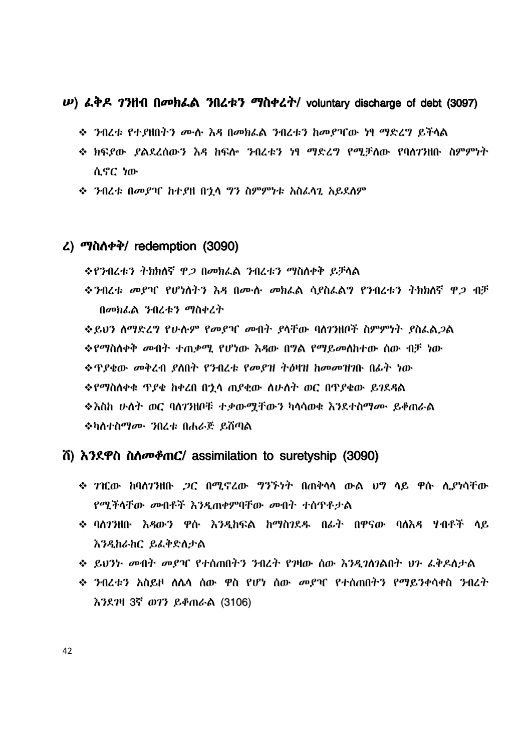### ሠ) ፈቅዶ ገንዘብ በመክፈል ንበረቱን ማስቀረት/ voluntary discharge of debt (3097)

- ንብረቱ የተያዘበትን ሙሉ እዳ በመክፈል ንብረቱን ከመያዣው ነፃ ማድረግ ይችላል
- ክፍያው ያልደረሰውን እዳ ከፍሎ ንብረቱን ነፃ ማድረግ የሚቻለው የባለገንዘቡ ስምምነት ሲኖር ነው
- ንብረቱ በመያዣ ከተያዘ በኋላ ግን ስምምነቱ አስፈላጊ አይደለም

### ረ) ማስለቀቅ/ redemption (3090)

- የንብረቱን ትክክለኛ ዋጋ በመክፈል ንብረቱን ማስለቀቅ ይቻላል
- ንብረቱ መያዣ የሆነለትን እዳ በሙሉ መክፈል ሳያስፈልግ የንብረቱን ትክክለኛ ዋጋ ብቻ በመክፈል ንብረቱን ማስቀረት
- ይህን ለማድረግ የሁሉም የመያዣ መብት ያላቸው ባለገንዘቦች ስምምነት ያስፈልጋል
- የማስለቀቅ መብት ተጠቃሚ የሆነው እዳው በግል የማይመለከተው ሰው ብቻ ነው
- ጥያቄው መቅረብ ያለበት የንብረቱ የመያዝ ትዕዛዝ ከመመዝገቡ በፊት ነው
- የማስለቀቁ ጥያቄ ከቀረበ በኋላ ጠያቂው ለሁለት ወር በጥያቄው ይገደዳል
- እስከ ሁለት ወር ባለገንዘቦቹ ተቃውሟቸውን ካላሳወቁ እንደተስማሙ ይቆጠራል
- ካለተስማሙ ንብረቱ በሐራጅ ይሸጣል

### ሸ) እንደዋስ ስለመቆጠር/ assimilation to suretyship (3090)

- ገዢው ከባለገንዘቡ ጋር በሚኖረው ግንኙነት በጠቅላላ ውል ህግ ላይ ዋሱ ሊያነሳቸው የሚችላቸው መብቶች እንዲጠቀምባቸው መብት ተሰጥቶታል
- ባለገንዘቡ እዳውን ዋሱ እንዲከፍል ከማስገደዱ በፊት በዋናው ባለእዳ ሃብቶች ላይ እንዲከራከር ይፈቅድለታል
- ይህንኑ መብት መያዣ የተሰጠበትን ንብረት የገዛው ሰው እንዲገለገልበት ህጉ ፈቅዶለታል
- ንብረቱን አስይዞ ለሌላ ሰው ዋስ የሆነ ሰው መያዣ የተሰጠበትን የማይንቀሳቀስ ንብረት እንደገዛ 3ኛ ወገን ይቆጠራል (3106)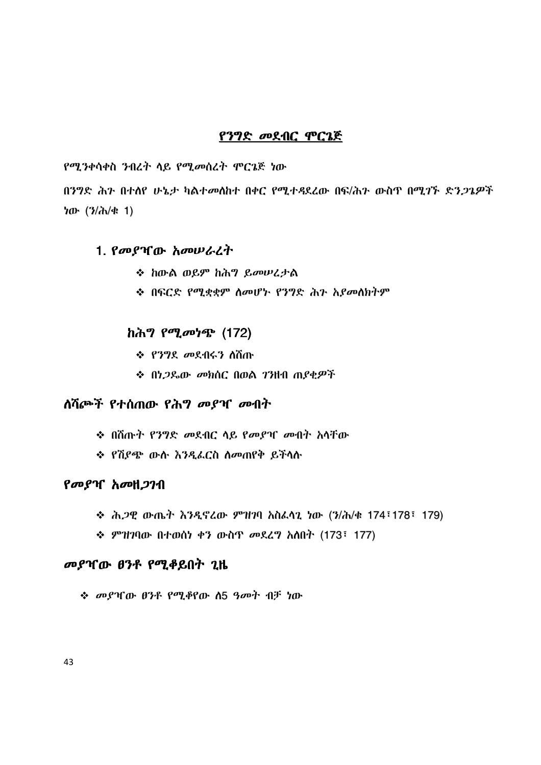## የንግድ መደብር ሞርጌጅ

የሚንቀሳቀስ ንብረት ላይ የሚመሰረት ሞርጌጅ ነው

በንግድ ሕጉ በተለየ ሁኔታ ካልተመለከተ በቀር የሚተዳደረው በፍ/ሕጉ ውስጥ በሚገኙ ድንጋጌዎች ነው (ን/ሕ/ቁ 1)

### 1. የመያዣው አመሠራረት

- ❖ ከውል ወይም ከሕግ ይመሠረታል
- ❖ በፍርድ የሚቋቋም ስለመሆኑ የንግድ ሕጉ አያመለክትም

### ከሕግ የሚመነጭ (172)

- ❖ የንግደ መደብሩን ለሸጡ
- ❖ በነጋዴው መክሰር በወል ገንዘብ ጠያቂዎች

### ለሻጮች የተሰጠው የሕግ መያዣ መብት

- ❖ በሸጡት የንግድ መደብር ላይ የመያዣ መብት አላቸው
- ❖ የሽያጭ ውሉ እንዲፈርስ ለመጠየቅ ይችላሉ

### የመያዣ አመዘጋገብ

- ❖ ሕጋዊ ውጤት እንዲኖረው ምዝገባ አስፈላጊ ነው (ን/ሕ/ቁ 174፣178፣ 179)
- ❖ ምዝገባው በተወሰነ ቀን ውስጥ መደረግ አለበት (173፣ 177)

### መያዣው ፀንቶ የሚቆይበት ጊዜ

- ❖ መያዣው ፀንቶ የሚቆየው ለ5 ዓመት ብቻ ነው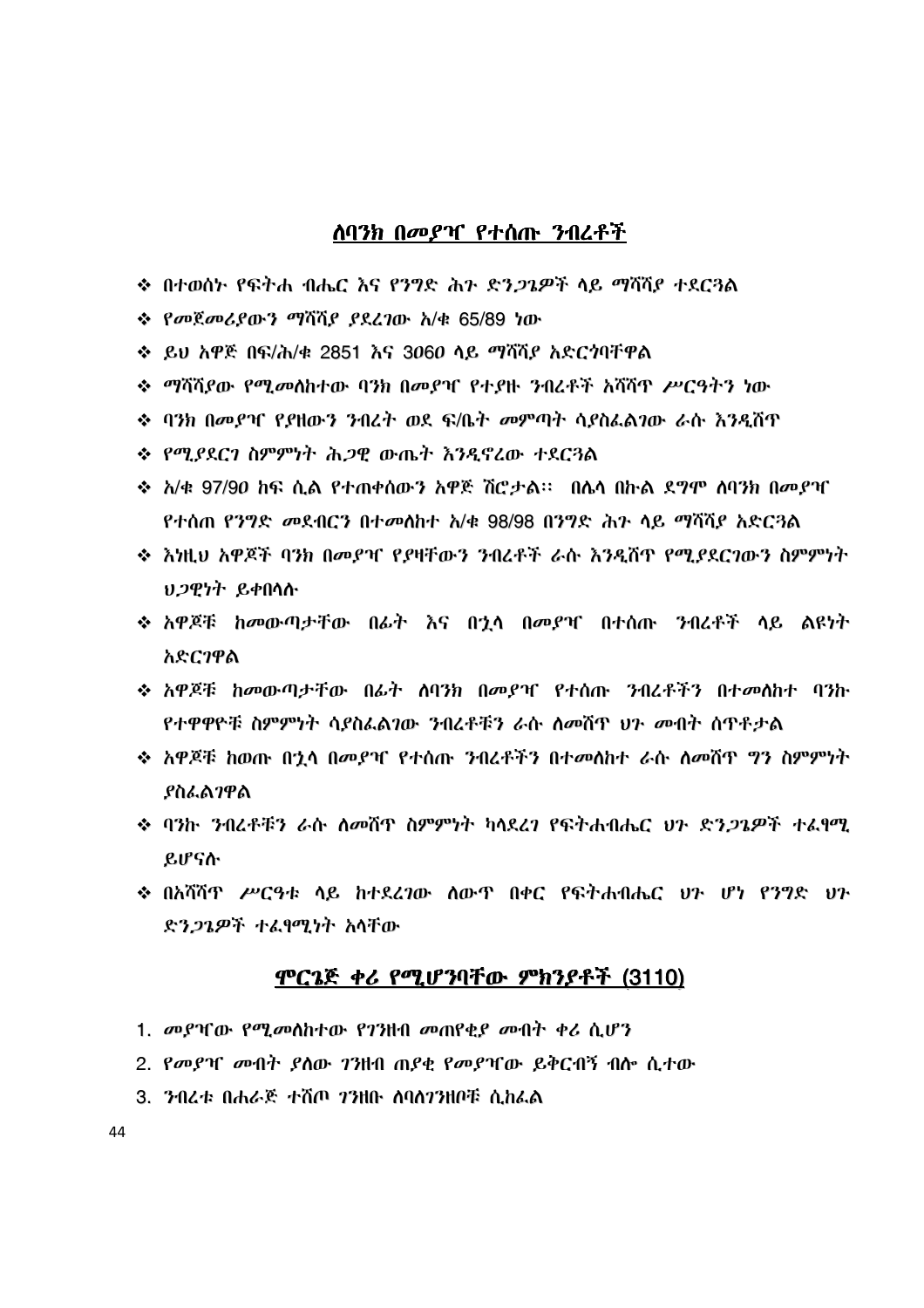## ለባንክ በመያዣ የተሰጡ ንብረቶች

- በተወሰኑ የፍትሐ ብሔር እና የንግድ ሕጉ ድንጋጌዎች ላይ ማሻሻያ ተደርጓል
- የመጀመሪያውን ማሻሻያ ያደረገው አ/ቁ 65/89 ነው
- ይህ አዋጅ በፍ/ሕ/ቁ 2851 እና 3060 ላይ ማሻሻያ አድርጎባቸዋል
- ማሻሻያው የሚመለከተው ባንክ በመያዣ የተያዙ ንብረቶች አሻሻጥ ሥርዓትን ነው
- ባንክ በመያዣ የያዘውን ንብረት ወደ ፍ/ቤት መምጣት ሳያስፈልገው ራሱ እንዲሸጥ
- የሚያደርገ ስምምነት ሕጋዊ ውጤት እንዲኖረው ተደርጓል
- አ/ቁ 97/90 ከፍ ሲል የተጠቀሰውን አዋጅ ሽሮታል፡፡ በሌላ በኩል ደግሞ ለባንክ በመያዣ የተሰጠ የንግድ መደብርን በተመለከተ አ/ቁ 98/98 በንግድ ሕጉ ላይ ማሻሻያ አድርጓል
- እነዚህ አዋጆች ባንክ በመያዣ የያዛቸውን ንብረቶች ራሱ እንዲሸጥ የሚያደርገውን ስምምነት ህጋዊነት ይቀበላሉ
- አዋጆቹ ከመውጣታቸው በፊት እና በኋላ በመያዣ በተሰጡ ንብረቶች ላይ ልዩነት አድርገዋል
- አዋጆቹ ከመውጣታቸው በፊት ለባንክ በመያዣ የተሰጡ ንብረቶችን በተመለከተ ባንኩ የተዋዋዮቹ ስምምነት ሳያስፈልገው ንብረቶቹን ራሱ ለመሸጥ ህጉ መብት ሰጥቶታል
- አዋጆቹ ከወጡ በኋላ በመያዣ የተሰጡ ንብረቶችን በተመለከተ ራሱ ለመሸጥ ግን ስምምነት ያስፈልገዋል
- ባንኩ ንብረቶቹን ራሱ ለመሸጥ ስምምነት ካላደረገ የፍትሐብሔር ህጉ ድንጋጌዎች ተፈፃሚ ይሆናሉ
- በአሻሻጥ ሥርዓቱ ላይ ከተደረገው ለውጥ በቀር የፍትሐብሔር ህጉ ሆነ የንግድ ህጉ ድንጋጌዎች ተፈፃሚነት አላቸው

## ሞርጌጅ ቀሪ የሚሆንባቸው ምክንያቶች (3110)

1. መያዣው የሚመለከተው የገንዘብ መጠየቂያ መብት ቀሪ ሲሆን
2. የመያዣ መብት ያለው ገንዘብ ጠያቂ የመያዣው ይቅርብኝ ብሎ ሲተው
3. ንብረቱ በሐራጅ ተሸጦ ገንዘቡ ለባለገንዘቦቹ ሲከፈል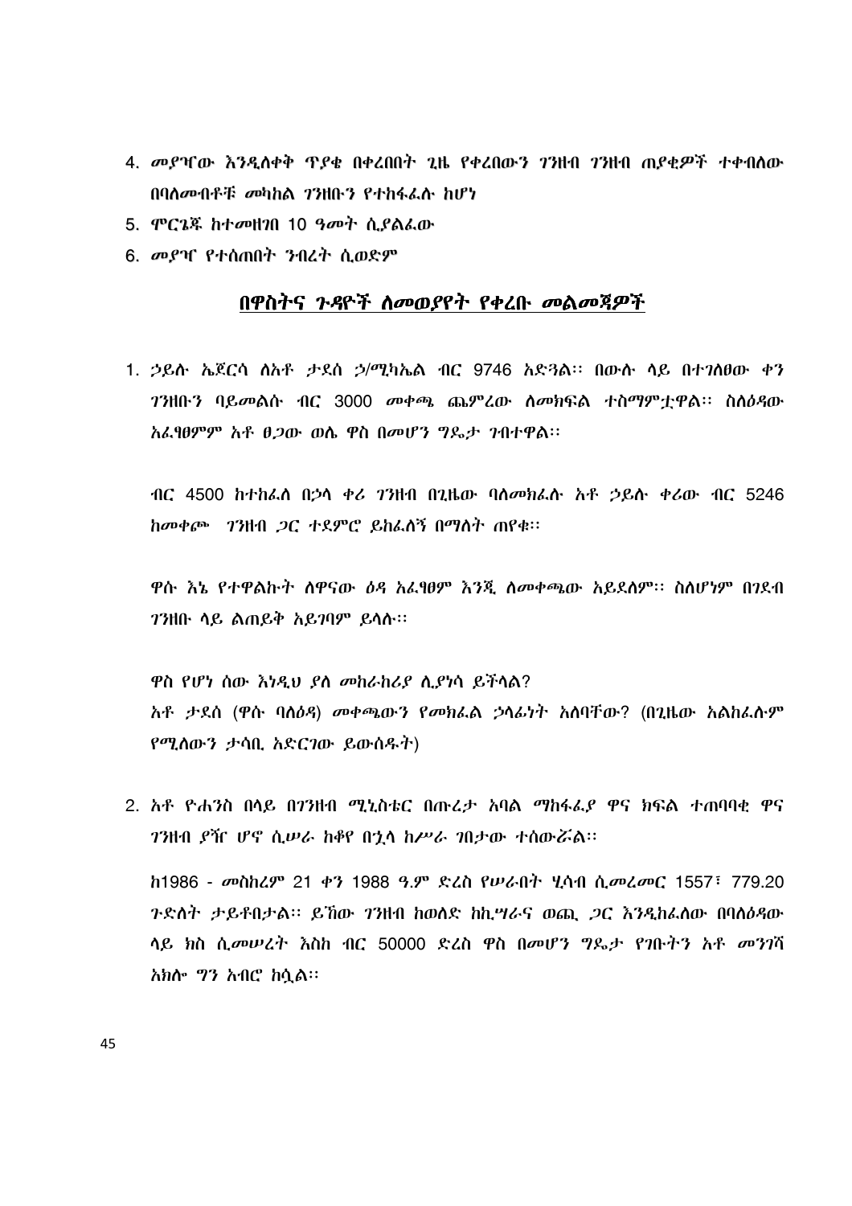4. መያዣው እንዲለቀቅ ጥያቄ በቀረበበት ጊዜ የቀረበውን ገንዘብ ገንዘብ ጠያቂዎች ተቀብለው በባለመብቶቹ መካከል ገንዘቡን የተከፋፈሉ ከሆነ
5. ሞርጌጁ ከተመዘገበ 10 ዓመት ሲያልፈው
6. መያዣ የተሰጠበት ንብረት ሲወድም

## በዋስትና ጉዳዮች ለመወያየት የቀረቡ መልመጃዎች

1. ኃይሉ ኤጀርሳ ለአቶ ታደሰ ኃ/ሚካኤል ብር 9746 አድጓል፡፡ በውሉ ላይ በተገለፀው ቀን ገንዘቡን ባይመልሱ ብር 3000 መቀጫ ጨምረው ለመክፍል ተስማምቷዋል፡፡ ስለዕዳው አፈፃፀምም አቶ ፀጋው ወሌ ዋስ በመሆን ግዴታ ገብተዋል፡፡

   ብር 4500 ከተከፈለ በኃላ ቀሪ ገንዘብ በጊዜው ባለመክፈሉ አቶ ኃይሉ ቀሪው ብር 5246 ከመቀጮ ገንዘብ ጋር ተደምሮ ይከፈለኝ በማለት ጠየቁ፡፡

   ዋሱ እኔ የተዋልኩት ለዋናው ዕዳ አፈፃፀም እንጂ ለመቀጫው አይደለም፡፡ ስለሆነም በገደብ ገንዘቡ ላይ ልጠይቅ አይገባም ይላሉ፡፡

   ዋስ የሆነ ሰው እነዲህ ያለ መከራከሪያ ሊያነሳ ይችላል?
   አቶ ታደሰ (ዋሱ ባለዕዳ) መቀጫውን የመክፈል ኃላፊነት አለባቸው? (በጊዜው አልከፈሉም የሚለውን ታሳቢ አድርገው ይውሰዱት)

2. አቶ ዮሐንስ በላይ በገንዘብ ሚኒስቴር በጡረታ አባል ማከፋፈያ ዋና ክፍል ተጠባባቂ ዋና ገንዘብ ያዥ ሆኖ ሲሠራ ከቆየ በኋላ ከሥራ ገበታው ተሰውሯል፡፡

   ከ1986 - መስከረም 21 ቀን 1988 ዓ.ም ድረስ የሠራበት ሂሳብ ሲመረመር 1557፣ 779.20 ጉድለት ታይቶበታል፡፡ ይኸው ገንዘብ ከወለድ ከኪሣራና ወጪ ጋር እንዲከፈለው በባለዕዳው ላይ ክስ ሲመሠረት እስከ ብር 50000 ድረስ ዋስ በመሆን ግዴታ የገቡትን አቶ መንገሻ አክሎ ግን አብሮ ከሷል፡፡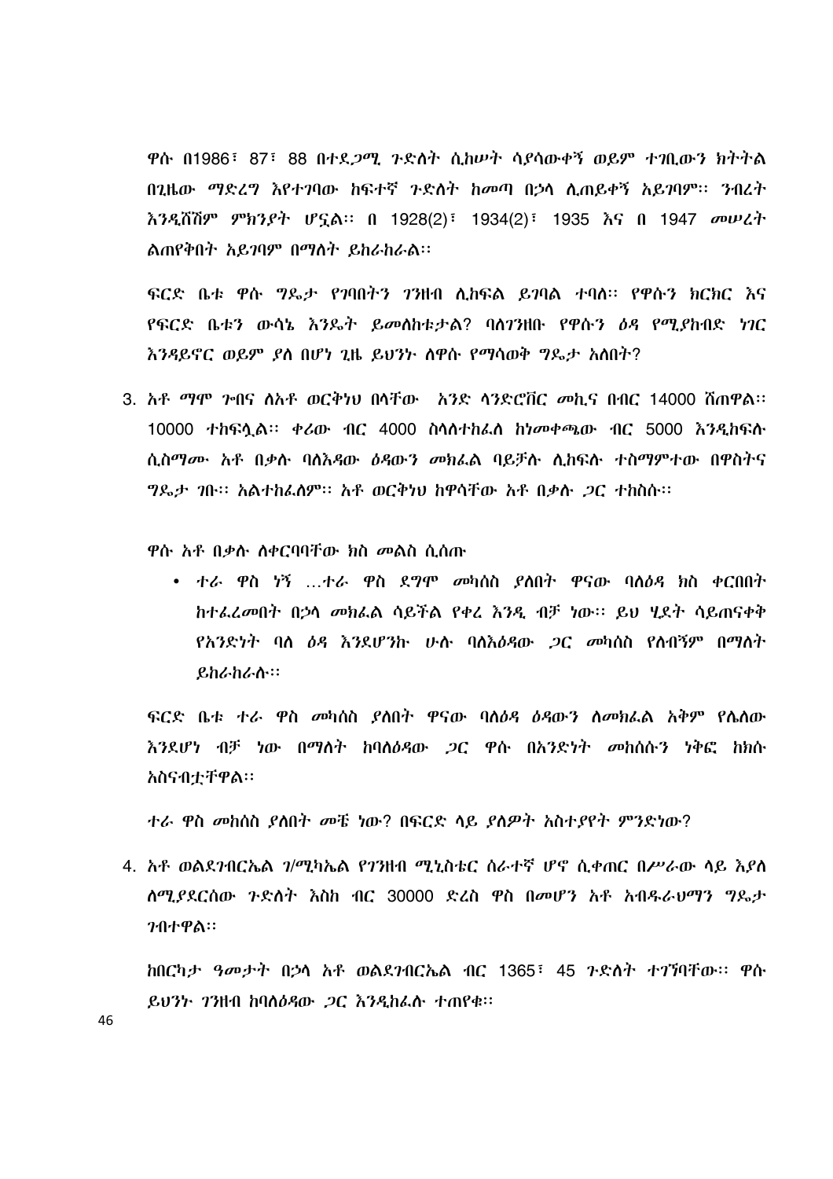ዋሱ በ1986፣ 87፣ 88 በተደጋሚ ጉድለት ሲከሠት ሳያሳውቀኝ ወይም ተገቢውን ክትትል በጊዜው ማድረግ እየተገባው ከፍተኛ ጉድለት ከመጣ በኃላ ሊጠይቀኝ አይገባም። ንብረት እንዲሸሽም ምክንያት ሆኗል። በ 1928(2)፣ 1934(2)፣ 1935 እና በ 1947 መሠረት ልጠየቅበት አይገባም በማለት ይከራከራል።

ፍርድ ቤቱ ዋሱ ግዴታ የገባበትን ገንዘብ ሊከፍል ይገባል ተባለ። የዋሱን ክርክር እና የፍርድ ቤቱን ውሳኔ እንዴት ይመለከቱታል? ባለገንዘቡ የዋሱን ዕዳ የሚያከብድ ነገር እንዳይኖር ወይም ያለ በሆነ ጊዜ ይህንኑ ለዋሱ የማሳወቅ ግዴታ አለበት?

3. አቶ ማሞ ጉበና ለአቶ ወርቅነህ በላቸው  አንድ ላንድሮቨር መኪና በብር 14000 ሸጠዋል። 10000 ተከፍሏል። ቀሪው ብር 4000 ስላልተከፈለ ከነመቀጫው ብር 5000 እንዲከፍሉ ሲስማሙ አቶ በቃሉ ባለእዳው ዕዳውን መክፈል ባይቻሉ ሊከፍሉ ተስማምተው በዋስትና ግዴታ ገቡ። አልተከፈለም። አቶ ወርቅነህ ከዋሳቸው አቶ በቃሉ ጋር ተከስሱ።

ዋሱ አቶ በቃሉ ለቀርባባቸው ክስ መልስ ሲሰጡ

- ተራ ዋስ ነኝ ...ተራ ዋስ ደግሞ መካሰስ ያለበት ዋናው ባለዕዳ ክስ ቀርበበት ከተፈረመበት በኃላ መክፈል ሳይችል የቀረ እንዲ ብቻ ነው። ይህ ሂደት ሳይጠናቀቅ የአንድነት ባለ ዕዳ እንደሆንኩ ሁሉ ባለእዳው ጋር መካሰስ የለብኝም በማለት ይከራከራሉ።

ፍርድ ቤቱ ተራ ዋስ መካሰስ ያለበት ዋናው ባለዕዳ ዕዳውን ለመክፈል አቅም የሌለው እንደሆነ ብቻ ነው በማለት ከባለዕዳው ጋር ዋሱ በአንድነት መከሰሱን ነቅፎ ከክሱ አሰናብቷቸዋል።

ተራ ዋስ መከሰስ ያለበት መቼ ነው? በፍርድ ላይ ያለዎት አስተያየት ምንድነው?

4. አቶ ወልደገብርኤል ገ/ሚካኤል የገንዘብ ሚኒስቴር ሰራተኛ ሆኖ ሲቀጠር በሥራው ላይ እያለ ለሚያደርሰው ጉድለት እስከ ብር 30000 ድረስ ዋስ በመሆን አቶ አብዱራህማን ግዴታ ገብተዋል።

ከበርካታ ዓመታት በኃላ አቶ ወልደገብርኤል ብር 1365፣ 45 ጉድለት ተገኘባቸው። ዋሱ ይህንኑ ገንዘብ ከባለዕዳው ጋር እንዲከፈሉ ተጠየቁ።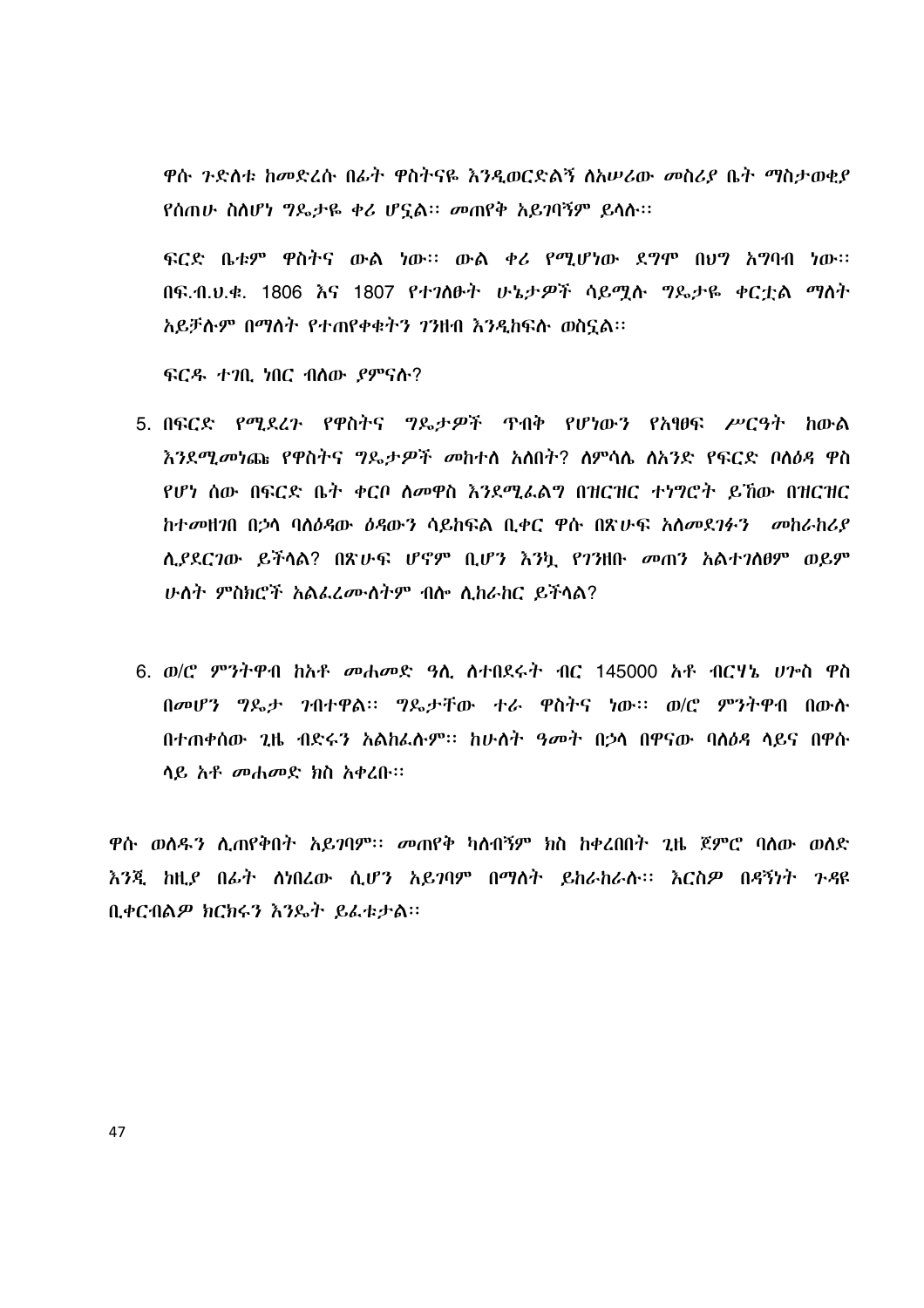ዋሱ ጉድለቱ ከመድረሱ በፊት ዋስትናዬ እንዲወርድልኝ ለአሠሪው መስሪያ ቤት ማስታወቂያ የሰጠሁ ስለሆነ ግዴታዬ ቀሪ ሆኗል፡፡ መጠየቅ አይገባኝም ይላሉ፡፡

ፍርድ ቤቱም ዋስትና ውል ነው፡፡ ውል ቀሪ የሚሆነው ደግሞ በህግ አግባብ ነው፡፡ በፍ.ብ.ህ.ቁ. 1806 እና 1807 የተገለፁት ሁኔታዎች ሳይሟሉ ግዴታዬ ቀርቷል ማለት አይቻሉም በማለት የተጠየቀቀትን ገንዘብ እንዲከፍሉ ወስኗል፡፡

ፍርዱ ተገቢ ነበር ብለው ያምናሉ?

5. በፍርድ የሚደረጉ የዋስትና ግዴታዎች ጥብቅ የሆነውን የአፃፀፍ ሥርዓት ከውል እንደሚመነጩ የዋስትና ግዴታዎች መከተል አለበት? ለምሳሌ ለአንድ የፍርድ ቦለዕዳ ዋስ የሆነ ሰው በፍርድ ቤት ቀርቦ ለመዋስ እንደሚፈልግ በዝርዝር ተነግሮት ይኸው በዝርዝር ከተመዘገበ በኃላ ባለዕዳው ዕዳውን ሳይከፍል ቢቀር ዋሱ በጽሁፍ አለመደገፉን መከራከሪያ ሊያደርገው ይችላል? በጽሁፍ ሆኖም ቢሆን እንኳ የገንዘቡ መጠን አልተገለፀም ወይም ሁለት ምስክሮች አልፈረሙለትም ብሎ ሊከራከር ይችላል?

6. ወ/ሮ ምንትዋብ ከአቶ መሐመድ ዓሊ ለተበደሩት ብር 145000 አቶ ብርሃኔ ሀጐስ ዋስ በመሆን ግዴታ ገብተዋል፡፡ ግዴታቸው ተራ ዋስትና ነው፡፡ ወ/ሮ ምንትዋብ በውሉ በተጠቀሰው ጊዜ ብድሩን አልከፈሉም፡፡ ከሁለት ዓመት በኃላ በዋናው ባለዕዳ ላይና በዋሱ ላይ አቶ መሐመድ ክስ አቀረቡ፡፡

ዋሱ ወለዱን ሊጠየቅበት አይገባም፡፡ መጠየቅ ካለብኝም ክስ ከቀረበበት ጊዜ ጀምሮ ባለው ወለድ እንጂ ከዚያ በፊት ለነበረው ሲሆን አይገባም በማለት ይከራከራሉ፡፡ እርስዎ በዳኝነት ጉዳዩ ቢቀርብልዎ ክርክሩን እንዴት ይፈቱታል፡፡